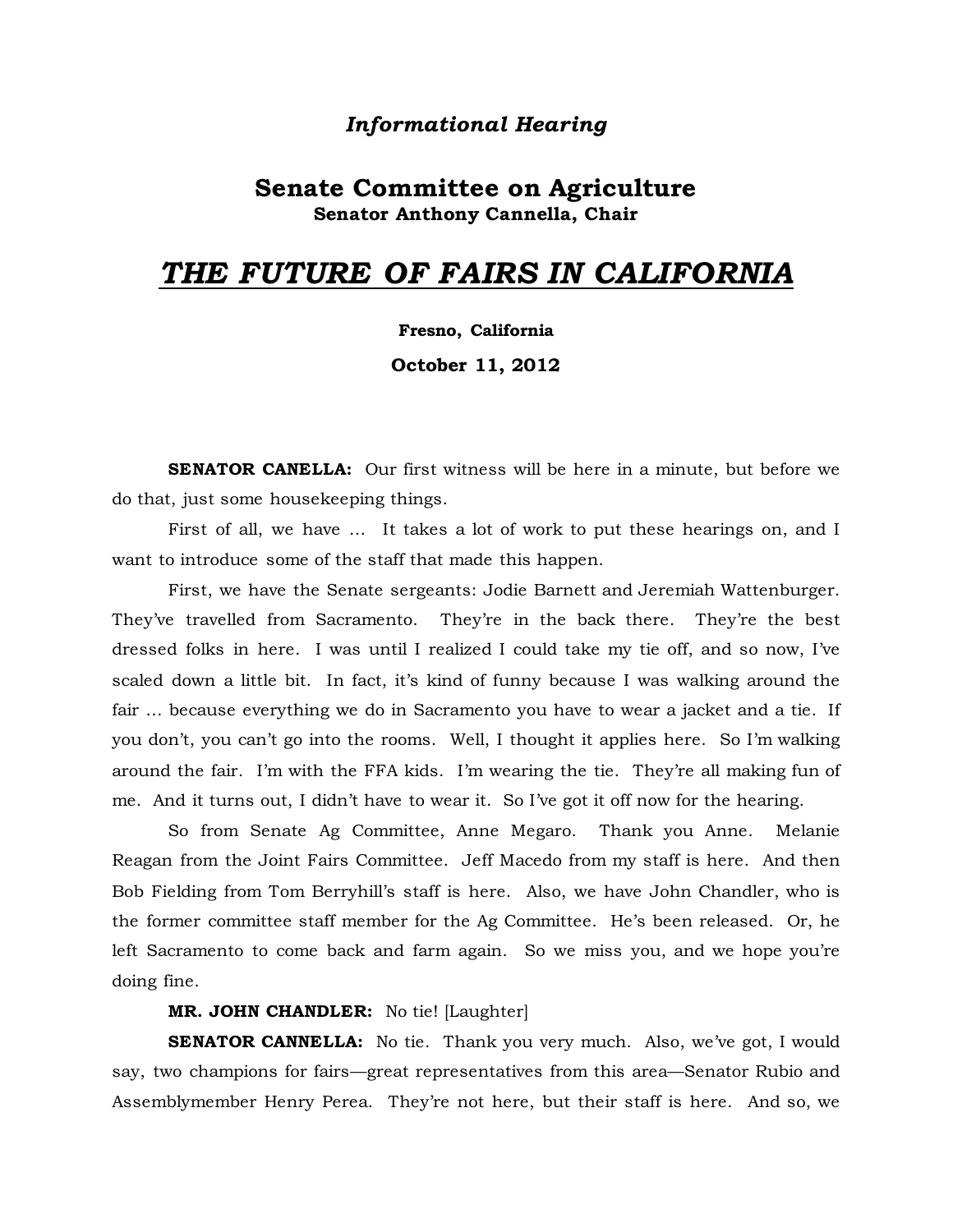*Informational Hearing*

## Senate Committee on Agriculture

**Senator Anthony Cannella, Chair**

# *THE FUTURE OF FAIRS IN CALIFORNIA*

**Fresno, California**

**October 11, 2012**

**SENATOR CANELLA:** Our first witness will be here in a minute, but before we do that, just some housekeeping things.

First of all, we have ... It takes a lot of work to put these hearings on, and I want to introduce some of the staff that made this happen.

First, we have the Senate sergeants: Jodie Barnett and Jeremiah Wattenburger. They've travelled from Sacramento. They're in the back there. They're the best dressed folks in here. I was until I realized I could take my tie off, and so now, I've scaled down a little bit. In fact, it's kind of funny because I was walking around the fair ... because everything we do in Sacramento you have to wear a jacket and a tie. If you don't, you can't go into the rooms. Well, I thought it applies here. So I'm walking around the fair. I'm with the FFA kids. I'm wearing the tie. They're all making fun of me. And it turns out, I didn't have to wear it. So I've got it off now for the hearing.

So from Senate Ag Committee, Anne Megaro. Thank you Anne. Melanie Reagan from the Joint Fairs Committee. Jeff Macedo from my staff is here. And then Bob Fielding from Tom Berryhill's staff is here. Also, we have John Chandler, who is the former committee staff member for the Ag Committee. He's been released. Or, he left Sacramento to come back and farm again. So we miss you, and we hope you're doing fine.

**MR. JOHN CHANDLER:** No tie! [Laughter]

**SENATOR CANNELLA:** No tie. Thank you very much. Also, we've got, I would say, two champions for fairs—great representatives from this area—Senator Rubio and Assemblymember Henry Perea. They're not here, but their staff is here. And so, we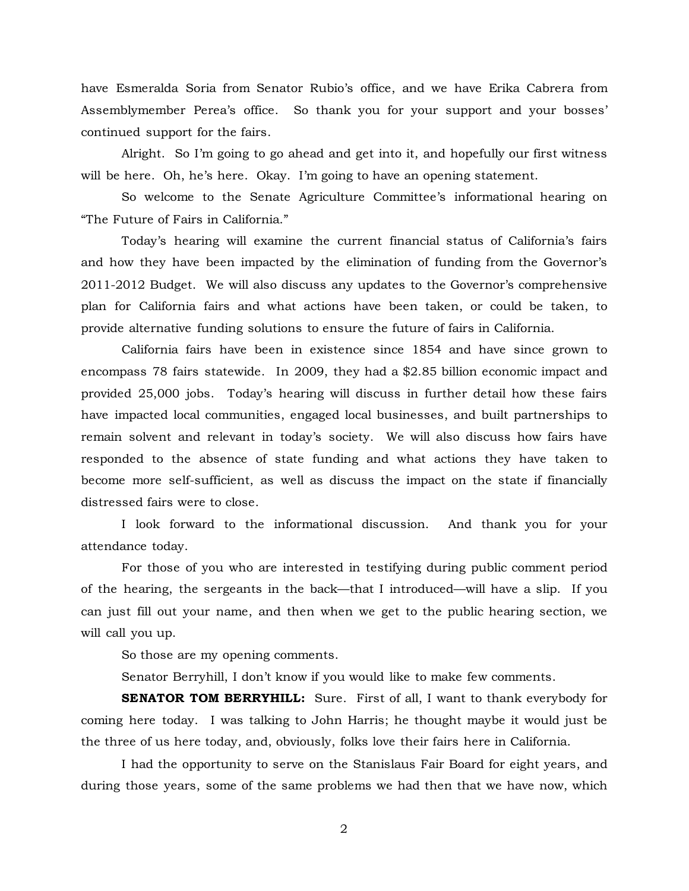have Esmeralda Soria from Senator Rubio's office, and we have Erika Cabrera from Assemblymember Perea's office. So thank you for your support and your bosses' continued support for the fairs.

Alright. So I'm going to go ahead and get into it, and hopefully our first witness will be here. Oh, he's here. Okay. I'm going to have an opening statement.

So welcome to the Senate Agriculture Committee's informational hearing on "The Future of Fairs in California."

Today's hearing will examine the current financial status of California's fairs and how they have been impacted by the elimination of funding from the Governor's 2011-2012 Budget. We will also discuss any updates to the Governor's comprehensive plan for California fairs and what actions have been taken, or could be taken, to provide alternative funding solutions to ensure the future of fairs in California.

California fairs have been in existence since 1854 and have since grown to encompass 78 fairs statewide. In 2009, they had a $2.85 billion economic impact and provided 25,000 jobs. Today's hearing will discuss in further detail how these fairs have impacted local communities, engaged local businesses, and built partnerships to remain solvent and relevant in today's society. We will also discuss how fairs have responded to the absence of state funding and what actions they have taken to become more self-sufficient, as well as discuss the impact on the state if financially distressed fairs were to close.

I look forward to the informational discussion. And thank you for your attendance today.

For those of you who are interested in testifying during public comment period of the hearing, the sergeants in the back—that I introduced—will have a slip. If you can just fill out your name, and then when we get to the public hearing section, we will call you up.

So those are my opening comments.

Senator Berryhill, I don't know if you would like to make few comments.

**SENATOR TOM BERRYHILL:** Sure. First of all, I want to thank everybody for coming here today. I was talking to John Harris; he thought maybe it would just be the three of us here today, and, obviously, folks love their fairs here in California.

I had the opportunity to serve on the Stanislaus Fair Board for eight years, and during those years, some of the same problems we had then that we have now, which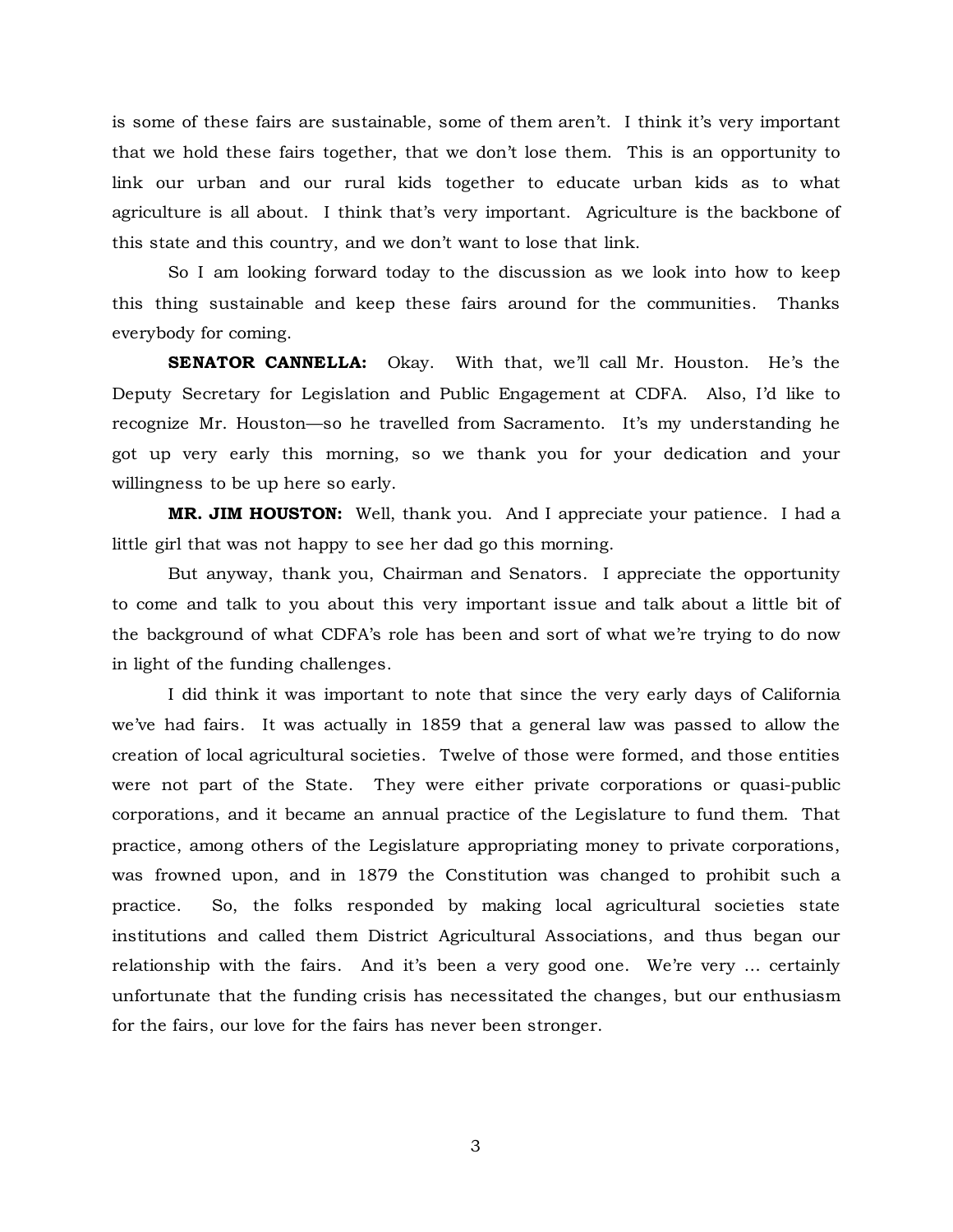is some of these fairs are sustainable, some of them aren't. I think it's very important that we hold these fairs together, that we don't lose them. This is an opportunity to link our urban and our rural kids together to educate urban kids as to what agriculture is all about. I think that's very important. Agriculture is the backbone of this state and this country, and we don't want to lose that link.

So I am looking forward today to the discussion as we look into how to keep this thing sustainable and keep these fairs around for the communities. Thanks everybody for coming.

**SENATOR CANNELLA:** Okay. With that, we'll call Mr. Houston. He's the Deputy Secretary for Legislation and Public Engagement at CDFA. Also, I'd like to recognize Mr. Houston—so he travelled from Sacramento. It's my understanding he got up very early this morning, so we thank you for your dedication and your willingness to be up here so early.

**MR. JIM HOUSTON:** Well, thank you. And I appreciate your patience. I had a little girl that was not happy to see her dad go this morning.

But anyway, thank you, Chairman and Senators. I appreciate the opportunity to come and talk to you about this very important issue and talk about a little bit of the background of what CDFA's role has been and sort of what we're trying to do now in light of the funding challenges.

I did think it was important to note that since the very early days of California we've had fairs. It was actually in 1859 that a general law was passed to allow the creation of local agricultural societies. Twelve of those were formed, and those entities were not part of the State. They were either private corporations or quasi-public corporations, and it became an annual practice of the Legislature to fund them. That practice, among others of the Legislature appropriating money to private corporations, was frowned upon, and in 1879 the Constitution was changed to prohibit such a practice. So, the folks responded by making local agricultural societies state institutions and called them District Agricultural Associations, and thus began our relationship with the fairs. And it's been a very good one. We're very … certainly unfortunate that the funding crisis has necessitated the changes, but our enthusiasm for the fairs, our love for the fairs has never been stronger.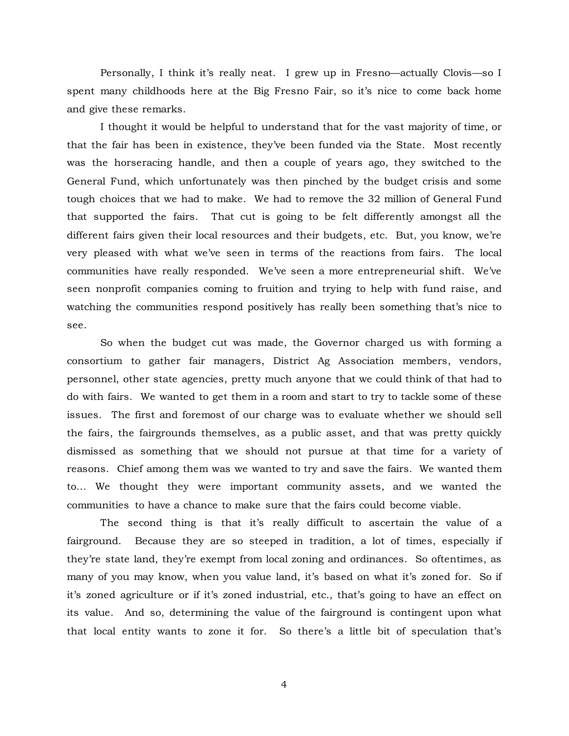Personally, I think it's really neat. I grew up in Fresno—actually Clovis—so I spent many childhoods here at the Big Fresno Fair, so it's nice to come back home and give these remarks.

I thought it would be helpful to understand that for the vast majority of time, or that the fair has been in existence, they've been funded via the State. Most recently was the horseracing handle, and then a couple of years ago, they switched to the General Fund, which unfortunately was then pinched by the budget crisis and some tough choices that we had to make. We had to remove the 32 million of General Fund that supported the fairs. That cut is going to be felt differently amongst all the different fairs given their local resources and their budgets, etc. But, you know, we're very pleased with what we've seen in terms of the reactions from fairs. The local communities have really responded. We've seen a more entrepreneurial shift. We've seen nonprofit companies coming to fruition and trying to help with fund raise, and watching the communities respond positively has really been something that's nice to see.

So when the budget cut was made, the Governor charged us with forming a consortium to gather fair managers, District Ag Association members, vendors, personnel, other state agencies, pretty much anyone that we could think of that had to do with fairs. We wanted to get them in a room and start to try to tackle some of these issues. The first and foremost of our charge was to evaluate whether we should sell the fairs, the fairgrounds themselves, as a public asset, and that was pretty quickly dismissed as something that we should not pursue at that time for a variety of reasons. Chief among them was we wanted to try and save the fairs. We wanted them to… We thought they were important community assets, and we wanted the communities to have a chance to make sure that the fairs could become viable.

The second thing is that it's really difficult to ascertain the value of a fairground. Because they are so steeped in tradition, a lot of times, especially if they're state land, they're exempt from local zoning and ordinances. So oftentimes, as many of you may know, when you value land, it's based on what it's zoned for. So if it's zoned agriculture or if it's zoned industrial, etc., that's going to have an effect on its value. And so, determining the value of the fairground is contingent upon what that local entity wants to zone it for. So there's a little bit of speculation that's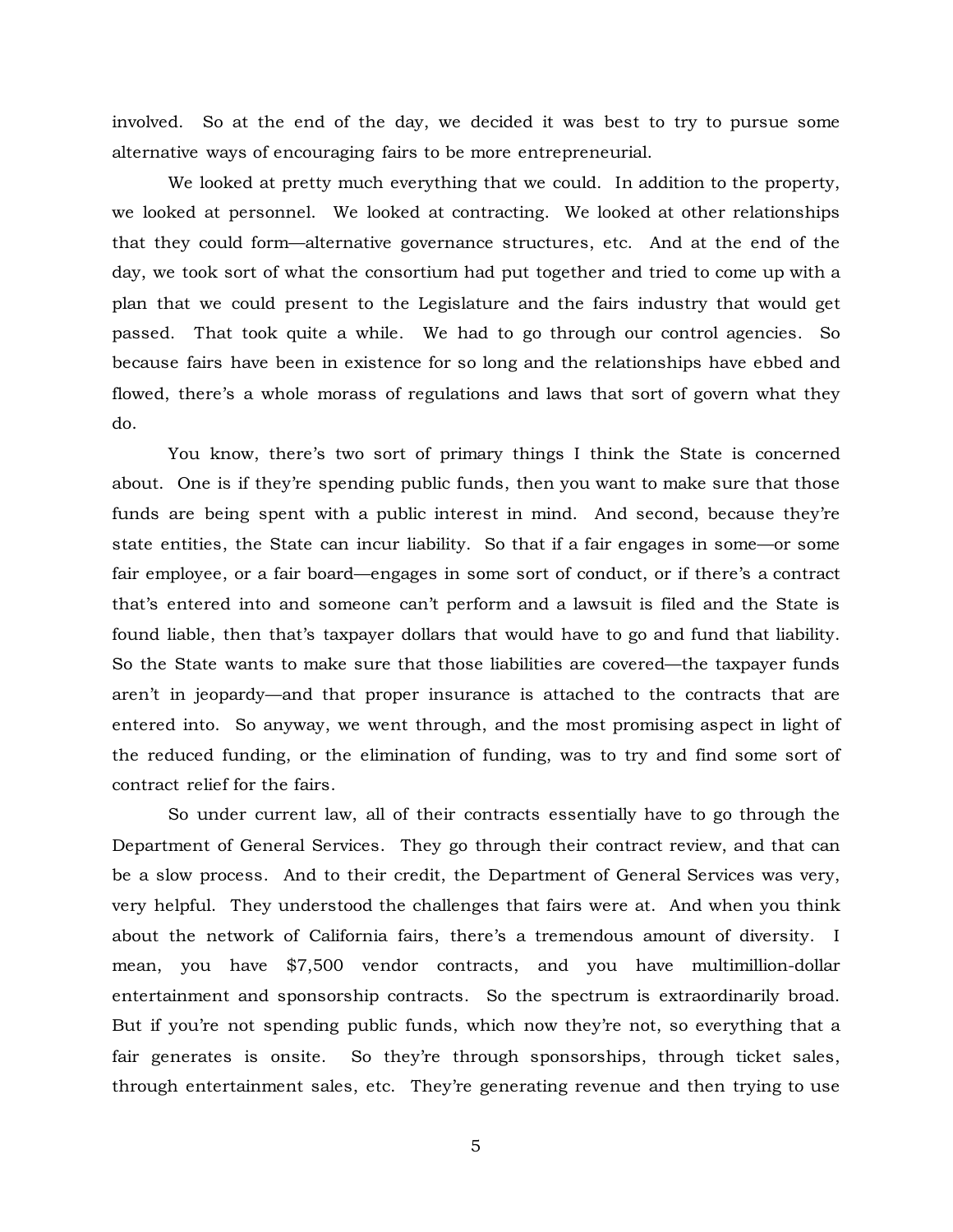involved. So at the end of the day, we decided it was best to try to pursue some alternative ways of encouraging fairs to be more entrepreneurial.

We looked at pretty much everything that we could. In addition to the property, we looked at personnel. We looked at contracting. We looked at other relationships that they could form—alternative governance structures, etc. And at the end of the day, we took sort of what the consortium had put together and tried to come up with a plan that we could present to the Legislature and the fairs industry that would get passed. That took quite a while. We had to go through our control agencies. So because fairs have been in existence for so long and the relationships have ebbed and flowed, there's a whole morass of regulations and laws that sort of govern what they do.

You know, there's two sort of primary things I think the State is concerned about. One is if they're spending public funds, then you want to make sure that those funds are being spent with a public interest in mind. And second, because they're state entities, the State can incur liability. So that if a fair engages in some—or some fair employee, or a fair board—engages in some sort of conduct, or if there's a contract that's entered into and someone can't perform and a lawsuit is filed and the State is found liable, then that's taxpayer dollars that would have to go and fund that liability. So the State wants to make sure that those liabilities are covered—the taxpayer funds aren't in jeopardy—and that proper insurance is attached to the contracts that are entered into. So anyway, we went through, and the most promising aspect in light of the reduced funding, or the elimination of funding, was to try and find some sort of contract relief for the fairs.

So under current law, all of their contracts essentially have to go through the Department of General Services. They go through their contract review, and that can be a slow process. And to their credit, the Department of General Services was very, very helpful. They understood the challenges that fairs were at. And when you think about the network of California fairs, there's a tremendous amount of diversity. I mean, you have $7,500 vendor contracts, and you have multimillion-dollar entertainment and sponsorship contracts. So the spectrum is extraordinarily broad. But if you're not spending public funds, which now they're not, so everything that a fair generates is onsite. So they're through sponsorships, through ticket sales, through entertainment sales, etc. They're generating revenue and then trying to use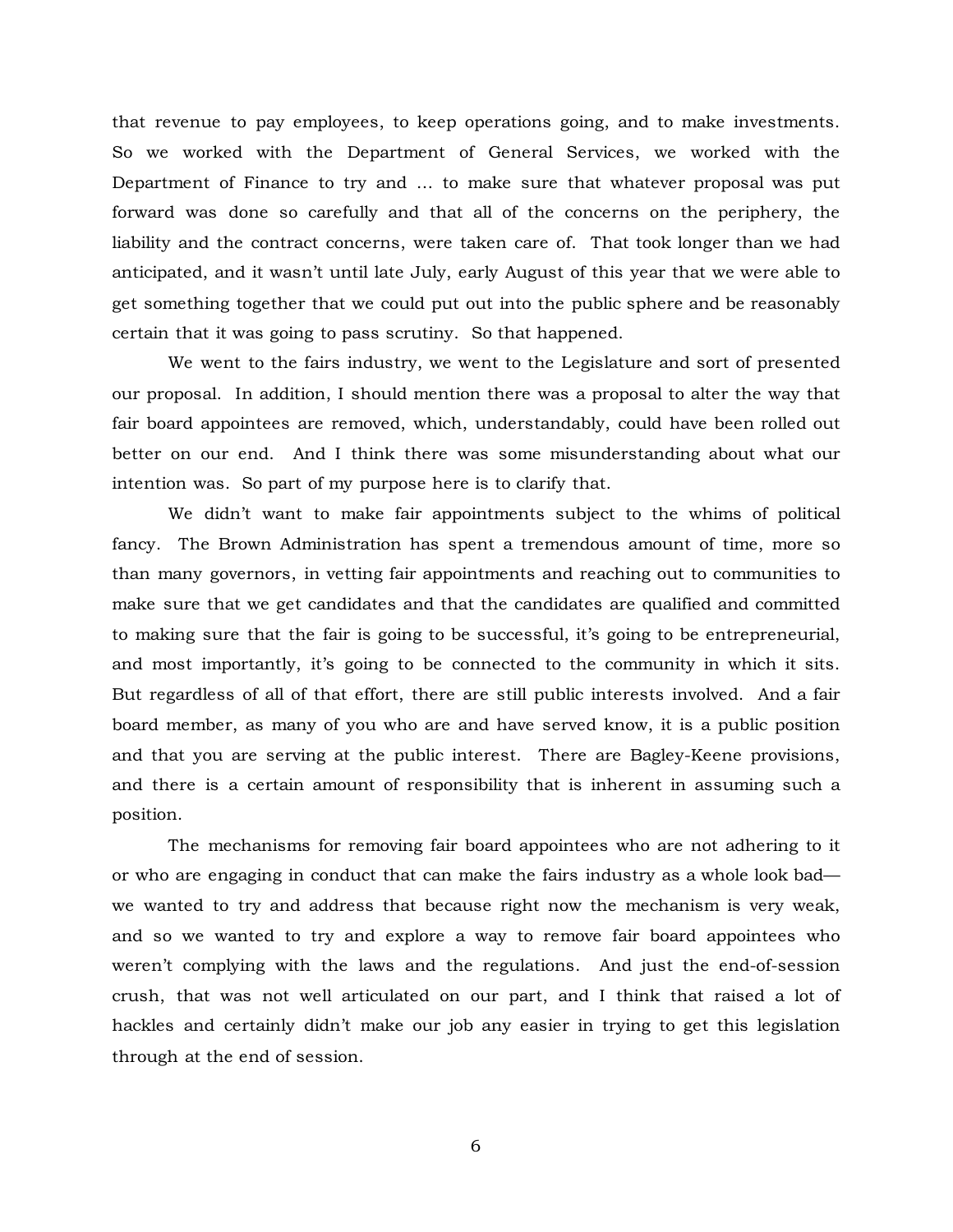that revenue to pay employees, to keep operations going, and to make investments. So we worked with the Department of General Services, we worked with the Department of Finance to try and … to make sure that whatever proposal was put forward was done so carefully and that all of the concerns on the periphery, the liability and the contract concerns, were taken care of. That took longer than we had anticipated, and it wasn't until late July, early August of this year that we were able to get something together that we could put out into the public sphere and be reasonably certain that it was going to pass scrutiny. So that happened.

We went to the fairs industry, we went to the Legislature and sort of presented our proposal. In addition, I should mention there was a proposal to alter the way that fair board appointees are removed, which, understandably, could have been rolled out better on our end. And I think there was some misunderstanding about what our intention was. So part of my purpose here is to clarify that.

We didn't want to make fair appointments subject to the whims of political fancy. The Brown Administration has spent a tremendous amount of time, more so than many governors, in vetting fair appointments and reaching out to communities to make sure that we get candidates and that the candidates are qualified and committed to making sure that the fair is going to be successful, it's going to be entrepreneurial, and most importantly, it's going to be connected to the community in which it sits. But regardless of all of that effort, there are still public interests involved. And a fair board member, as many of you who are and have served know, it is a public position and that you are serving at the public interest. There are Bagley-Keene provisions, and there is a certain amount of responsibility that is inherent in assuming such a position.

The mechanisms for removing fair board appointees who are not adhering to it or who are engaging in conduct that can make the fairs industry as a whole look bad—we wanted to try and address that because right now the mechanism is very weak, and so we wanted to try and explore a way to remove fair board appointees who weren't complying with the laws and the regulations. And just the end-of-session crush, that was not well articulated on our part, and I think that raised a lot of hackles and certainly didn't make our job any easier in trying to get this legislation through at the end of session.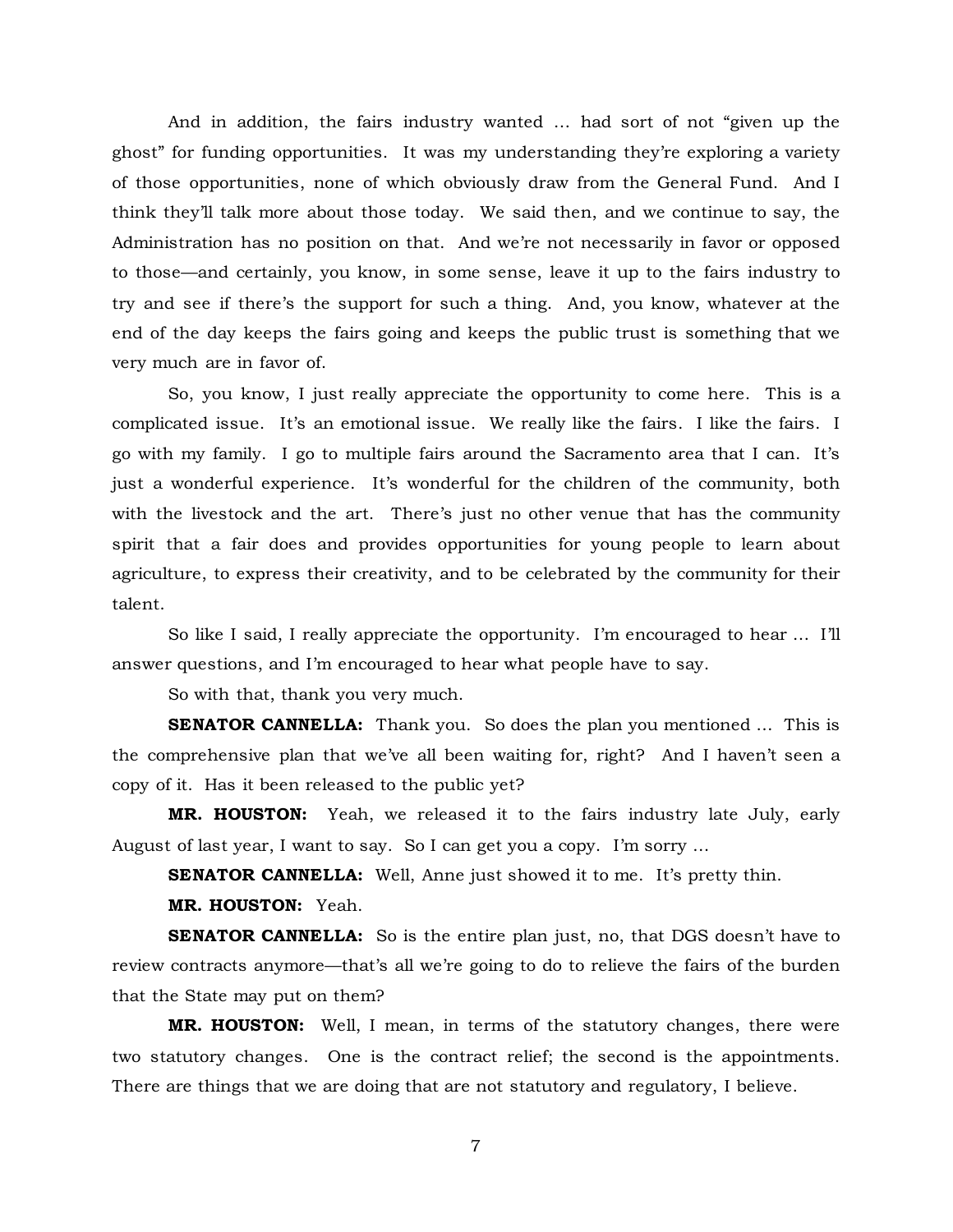And in addition, the fairs industry wanted … had sort of not "given up the ghost" for funding opportunities. It was my understanding they're exploring a variety of those opportunities, none of which obviously draw from the General Fund. And I think they'll talk more about those today. We said then, and we continue to say, the Administration has no position on that. And we're not necessarily in favor or opposed to those—and certainly, you know, in some sense, leave it up to the fairs industry to try and see if there's the support for such a thing. And, you know, whatever at the end of the day keeps the fairs going and keeps the public trust is something that we very much are in favor of.

So, you know, I just really appreciate the opportunity to come here. This is a complicated issue. It's an emotional issue. We really like the fairs. I like the fairs. I go with my family. I go to multiple fairs around the Sacramento area that I can. It's just a wonderful experience. It's wonderful for the children of the community, both with the livestock and the art. There's just no other venue that has the community spirit that a fair does and provides opportunities for young people to learn about agriculture, to express their creativity, and to be celebrated by the community for their talent.

So like I said, I really appreciate the opportunity. I'm encouraged to hear … I'll answer questions, and I'm encouraged to hear what people have to say.

So with that, thank you very much.

**SENATOR CANNELLA:** Thank you. So does the plan you mentioned … This is the comprehensive plan that we've all been waiting for, right? And I haven't seen a copy of it. Has it been released to the public yet?

**MR. HOUSTON:** Yeah, we released it to the fairs industry late July, early August of last year, I want to say. So I can get you a copy. I'm sorry …

**SENATOR CANNELLA:** Well, Anne just showed it to me. It's pretty thin.

**MR. HOUSTON:** Yeah.

**SENATOR CANNELLA:** So is the entire plan just, no, that DGS doesn't have to review contracts anymore—that's all we're going to do to relieve the fairs of the burden that the State may put on them?

**MR. HOUSTON:** Well, I mean, in terms of the statutory changes, there were two statutory changes. One is the contract relief; the second is the appointments. There are things that we are doing that are not statutory and regulatory, I believe.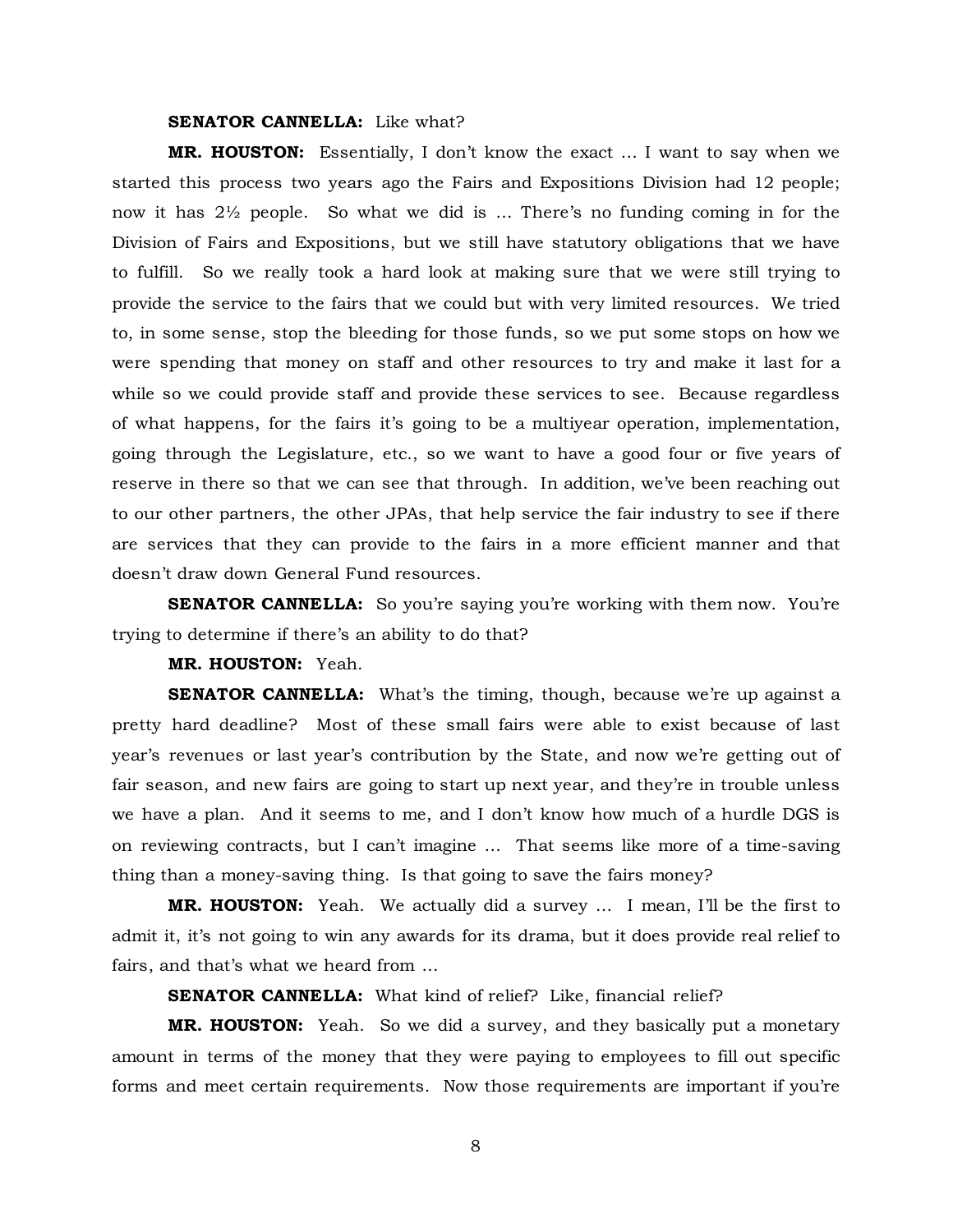**SENATOR CANNELLA:** Like what?

**MR. HOUSTON:** Essentially, I don't know the exact … I want to say when we started this process two years ago the Fairs and Expositions Division had 12 people; now it has 2½ people. So what we did is … There's no funding coming in for the Division of Fairs and Expositions, but we still have statutory obligations that we have to fulfill. So we really took a hard look at making sure that we were still trying to provide the service to the fairs that we could but with very limited resources. We tried to, in some sense, stop the bleeding for those funds, so we put some stops on how we were spending that money on staff and other resources to try and make it last for a while so we could provide staff and provide these services to see. Because regardless of what happens, for the fairs it's going to be a multiyear operation, implementation, going through the Legislature, etc., so we want to have a good four or five years of reserve in there so that we can see that through. In addition, we've been reaching out to our other partners, the other JPAs, that help service the fair industry to see if there are services that they can provide to the fairs in a more efficient manner and that doesn't draw down General Fund resources.

**SENATOR CANNELLA:** So you're saying you're working with them now. You're trying to determine if there's an ability to do that?

**MR. HOUSTON:** Yeah.

**SENATOR CANNELLA:** What's the timing, though, because we're up against a pretty hard deadline? Most of these small fairs were able to exist because of last year's revenues or last year's contribution by the State, and now we're getting out of fair season, and new fairs are going to start up next year, and they're in trouble unless we have a plan. And it seems to me, and I don't know how much of a hurdle DGS is on reviewing contracts, but I can't imagine … That seems like more of a time-saving thing than a money-saving thing. Is that going to save the fairs money?

**MR. HOUSTON:** Yeah. We actually did a survey … I mean, I'll be the first to admit it, it's not going to win any awards for its drama, but it does provide real relief to fairs, and that's what we heard from …

**SENATOR CANNELLA:** What kind of relief? Like, financial relief?

**MR. HOUSTON:** Yeah. So we did a survey, and they basically put a monetary amount in terms of the money that they were paying to employees to fill out specific forms and meet certain requirements. Now those requirements are important if you're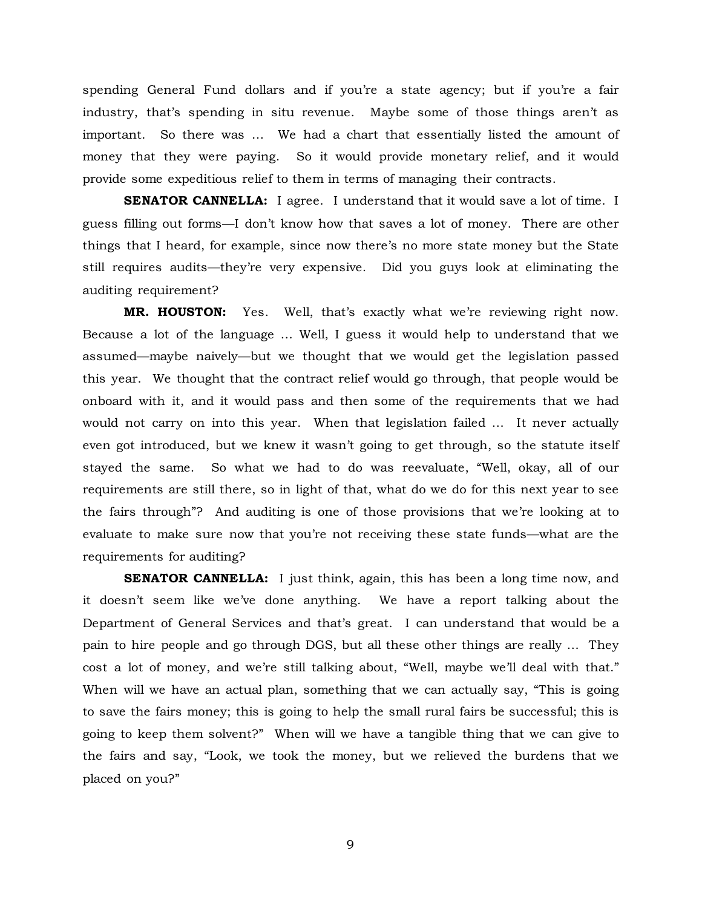spending General Fund dollars and if you're a state agency; but if you're a fair industry, that's spending in situ revenue. Maybe some of those things aren't as important. So there was ... We had a chart that essentially listed the amount of money that they were paying. So it would provide monetary relief, and it would provide some expeditious relief to them in terms of managing their contracts.

**SENATOR CANNELLA:** I agree. I understand that it would save a lot of time. I guess filling out forms—I don't know how that saves a lot of money. There are other things that I heard, for example, since now there's no more state money but the State still requires audits—they're very expensive. Did you guys look at eliminating the auditing requirement?

**MR. HOUSTON:** Yes. Well, that's exactly what we're reviewing right now. Because a lot of the language ... Well, I guess it would help to understand that we assumed—maybe naively—but we thought that we would get the legislation passed this year. We thought that the contract relief would go through, that people would be onboard with it, and it would pass and then some of the requirements that we had would not carry on into this year. When that legislation failed ... It never actually even got introduced, but we knew it wasn't going to get through, so the statute itself stayed the same. So what we had to do was reevaluate, "Well, okay, all of our requirements are still there, so in light of that, what do we do for this next year to see the fairs through"? And auditing is one of those provisions that we're looking at to evaluate to make sure now that you're not receiving these state funds—what are the requirements for auditing?

**SENATOR CANNELLA:** I just think, again, this has been a long time now, and it doesn't seem like we've done anything. We have a report talking about the Department of General Services and that's great. I can understand that would be a pain to hire people and go through DGS, but all these other things are really ... They cost a lot of money, and we're still talking about, "Well, maybe we'll deal with that." When will we have an actual plan, something that we can actually say, "This is going to save the fairs money; this is going to help the small rural fairs be successful; this is going to keep them solvent?" When will we have a tangible thing that we can give to the fairs and say, "Look, we took the money, but we relieved the burdens that we placed on you?"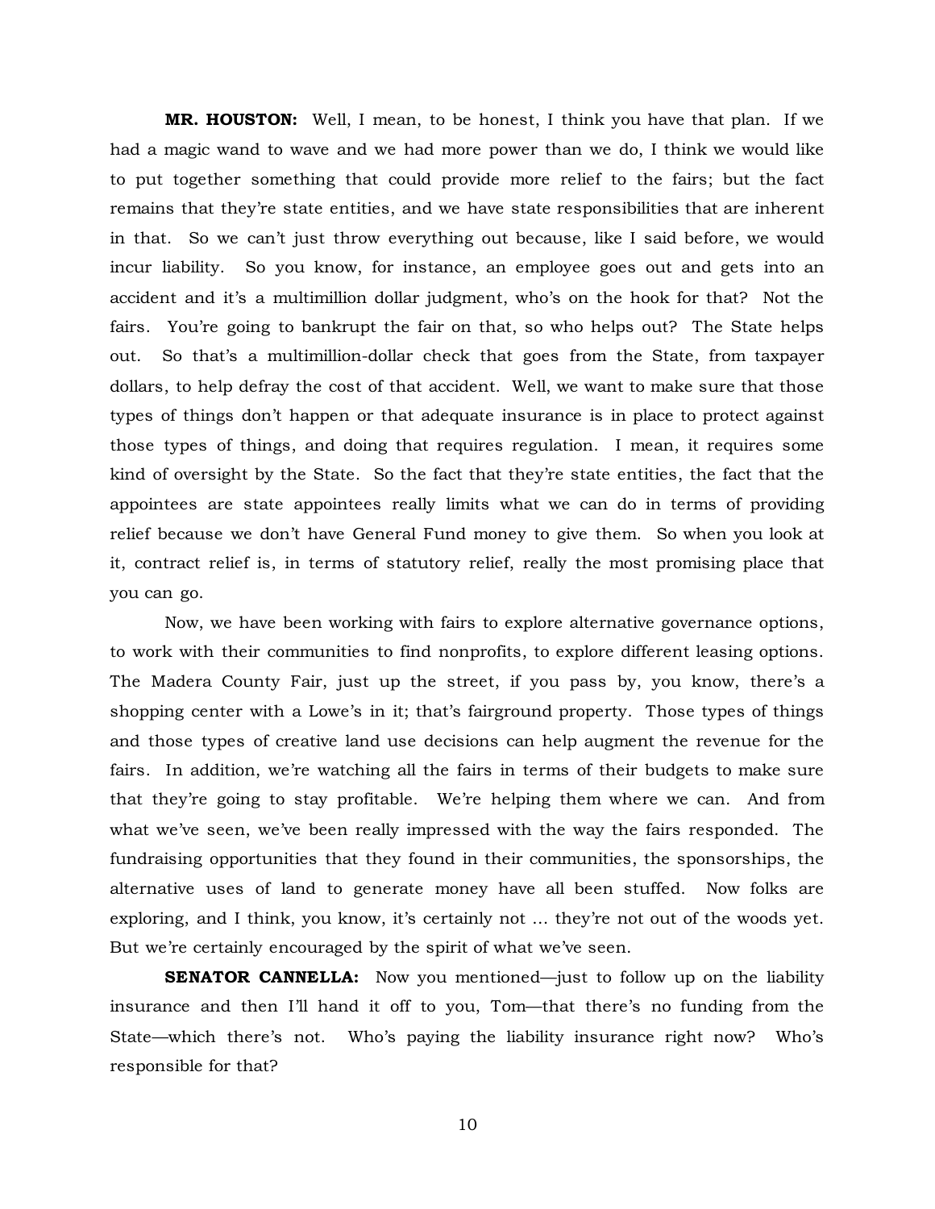**MR. HOUSTON:** Well, I mean, to be honest, I think you have that plan. If we had a magic wand to wave and we had more power than we do, I think we would like to put together something that could provide more relief to the fairs; but the fact remains that they're state entities, and we have state responsibilities that are inherent in that. So we can't just throw everything out because, like I said before, we would incur liability. So you know, for instance, an employee goes out and gets into an accident and it's a multimillion dollar judgment, who's on the hook for that? Not the fairs. You're going to bankrupt the fair on that, so who helps out? The State helps out. So that's a multimillion-dollar check that goes from the State, from taxpayer dollars, to help defray the cost of that accident. Well, we want to make sure that those types of things don't happen or that adequate insurance is in place to protect against those types of things, and doing that requires regulation. I mean, it requires some kind of oversight by the State. So the fact that they're state entities, the fact that the appointees are state appointees really limits what we can do in terms of providing relief because we don't have General Fund money to give them. So when you look at it, contract relief is, in terms of statutory relief, really the most promising place that you can go.

Now, we have been working with fairs to explore alternative governance options, to work with their communities to find nonprofits, to explore different leasing options. The Madera County Fair, just up the street, if you pass by, you know, there's a shopping center with a Lowe's in it; that's fairground property. Those types of things and those types of creative land use decisions can help augment the revenue for the fairs. In addition, we're watching all the fairs in terms of their budgets to make sure that they're going to stay profitable. We're helping them where we can. And from what we've seen, we've been really impressed with the way the fairs responded. The fundraising opportunities that they found in their communities, the sponsorships, the alternative uses of land to generate money have all been stuffed. Now folks are exploring, and I think, you know, it's certainly not … they're not out of the woods yet. But we're certainly encouraged by the spirit of what we've seen.

**SENATOR CANNELLA:** Now you mentioned—just to follow up on the liability insurance and then I'll hand it off to you, Tom—that there's no funding from the State—which there's not. Who's paying the liability insurance right now? Who's responsible for that?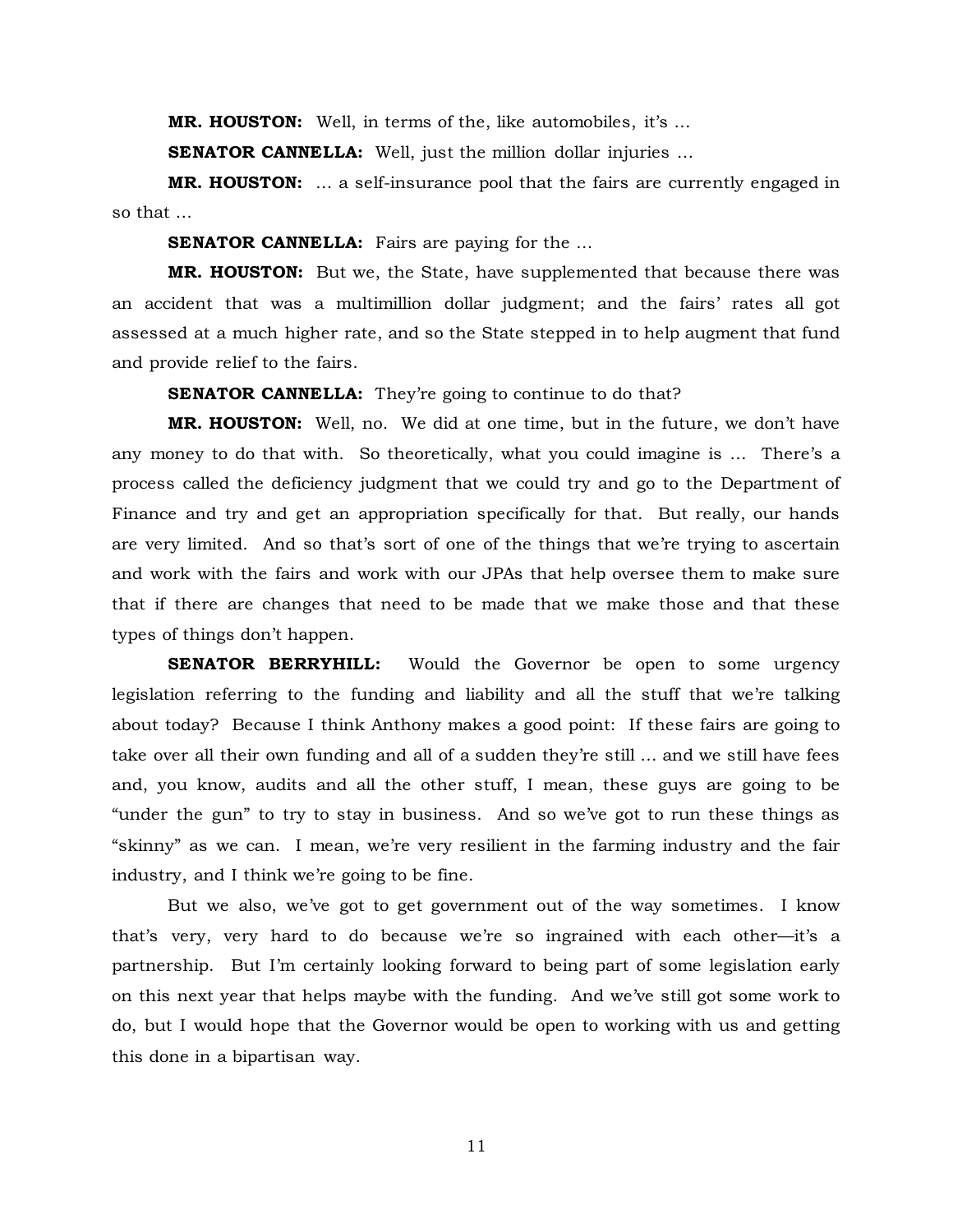**MR. HOUSTON:** Well, in terms of the, like automobiles, it's ...

**SENATOR CANNELLA:** Well, just the million dollar injuries ...

**MR. HOUSTON:** ... a self-insurance pool that the fairs are currently engaged in so that ...

**SENATOR CANNELLA:** Fairs are paying for the ...

**MR. HOUSTON:** But we, the State, have supplemented that because there was an accident that was a multimillion dollar judgment; and the fairs' rates all got assessed at a much higher rate, and so the State stepped in to help augment that fund and provide relief to the fairs.

**SENATOR CANNELLA:** They're going to continue to do that?

**MR. HOUSTON:** Well, no. We did at one time, but in the future, we don't have any money to do that with. So theoretically, what you could imagine is ... There's a process called the deficiency judgment that we could try and go to the Department of Finance and try and get an appropriation specifically for that. But really, our hands are very limited. And so that's sort of one of the things that we're trying to ascertain and work with the fairs and work with our JPAs that help oversee them to make sure that if there are changes that need to be made that we make those and that these types of things don't happen.

**SENATOR BERRYHILL:** Would the Governor be open to some urgency legislation referring to the funding and liability and all the stuff that we're talking about today? Because I think Anthony makes a good point: If these fairs are going to take over all their own funding and all of a sudden they're still ... and we still have fees and, you know, audits and all the other stuff, I mean, these guys are going to be "under the gun" to try to stay in business. And so we've got to run these things as "skinny" as we can. I mean, we're very resilient in the farming industry and the fair industry, and I think we're going to be fine.

But we also, we've got to get government out of the way sometimes. I know that's very, very hard to do because we're so ingrained with each other—it's a partnership. But I'm certainly looking forward to being part of some legislation early on this next year that helps maybe with the funding. And we've still got some work to do, but I would hope that the Governor would be open to working with us and getting this done in a bipartisan way.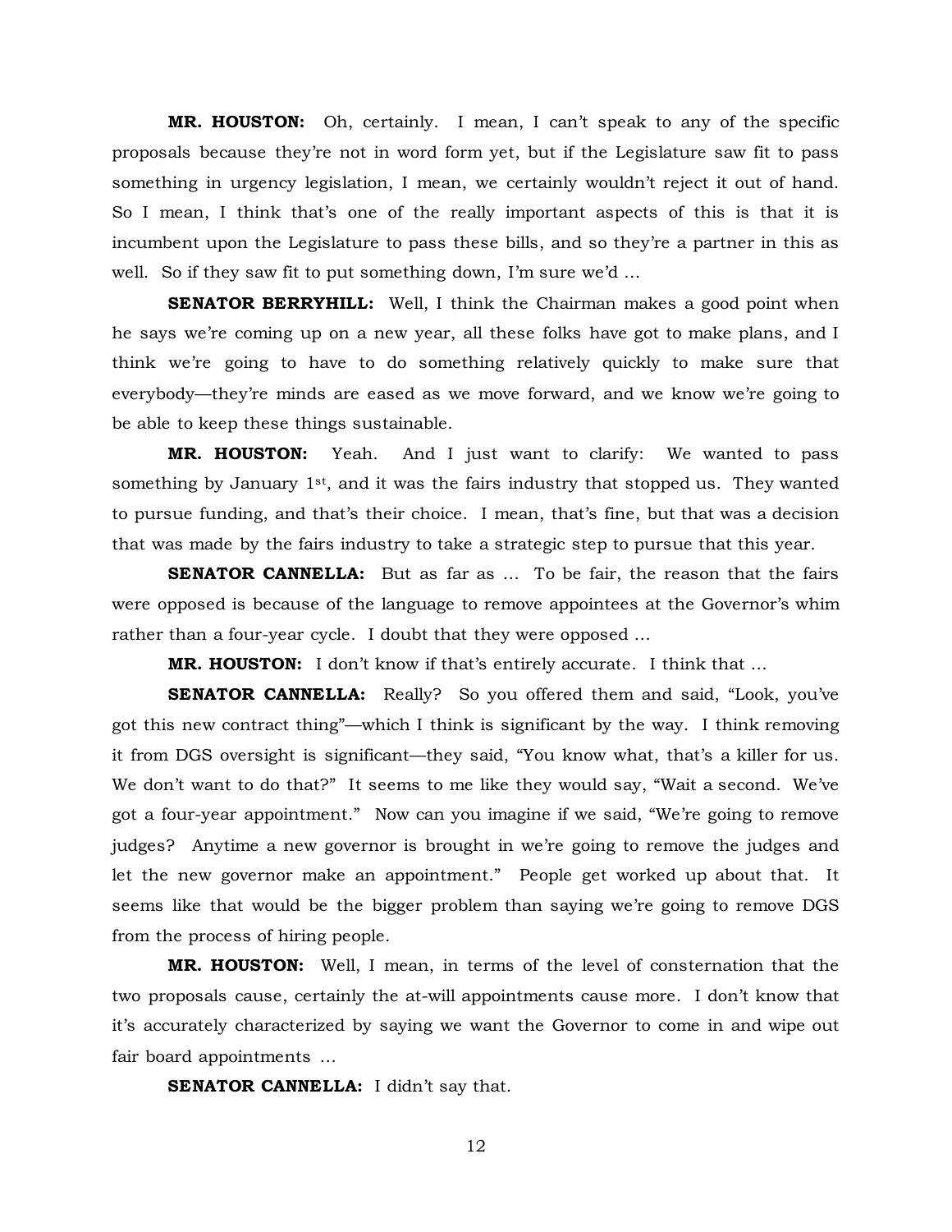**MR. HOUSTON:** Oh, certainly. I mean, I can't speak to any of the specific proposals because they're not in word form yet, but if the Legislature saw fit to pass something in urgency legislation, I mean, we certainly wouldn't reject it out of hand. So I mean, I think that's one of the really important aspects of this is that it is incumbent upon the Legislature to pass these bills, and so they're a partner in this as well. So if they saw fit to put something down, I'm sure we'd …

**SENATOR BERRYHILL:** Well, I think the Chairman makes a good point when he says we're coming up on a new year, all these folks have got to make plans, and I think we're going to have to do something relatively quickly to make sure that everybody—they're minds are eased as we move forward, and we know we're going to be able to keep these things sustainable.

**MR. HOUSTON:** Yeah. And I just want to clarify: We wanted to pass something by January 1st, and it was the fairs industry that stopped us. They wanted to pursue funding, and that's their choice. I mean, that's fine, but that was a decision that was made by the fairs industry to take a strategic step to pursue that this year.

**SENATOR CANNELLA:** But as far as … To be fair, the reason that the fairs were opposed is because of the language to remove appointees at the Governor's whim rather than a four-year cycle. I doubt that they were opposed …

**MR. HOUSTON:** I don't know if that's entirely accurate. I think that …

**SENATOR CANNELLA:** Really? So you offered them and said, "Look, you've got this new contract thing"—which I think is significant by the way. I think removing it from DGS oversight is significant—they said, "You know what, that's a killer for us. We don't want to do that?" It seems to me like they would say, "Wait a second. We've got a four-year appointment." Now can you imagine if we said, "We're going to remove judges? Anytime a new governor is brought in we're going to remove the judges and let the new governor make an appointment." People get worked up about that. It seems like that would be the bigger problem than saying we're going to remove DGS from the process of hiring people.

**MR. HOUSTON:** Well, I mean, in terms of the level of consternation that the two proposals cause, certainly the at-will appointments cause more. I don't know that it's accurately characterized by saying we want the Governor to come in and wipe out fair board appointments …

**SENATOR CANNELLA:** I didn't say that.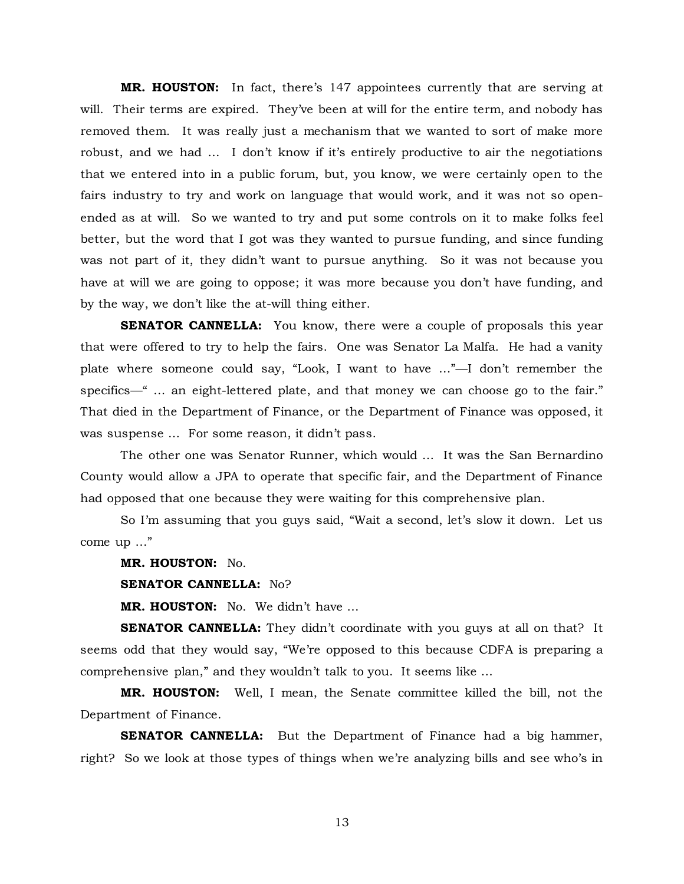**MR. HOUSTON:** In fact, there's 147 appointees currently that are serving at will. Their terms are expired. They've been at will for the entire term, and nobody has removed them. It was really just a mechanism that we wanted to sort of make more robust, and we had … I don't know if it's entirely productive to air the negotiations that we entered into in a public forum, but, you know, we were certainly open to the fairs industry to try and work on language that would work, and it was not so open-ended as at will. So we wanted to try and put some controls on it to make folks feel better, but the word that I got was they wanted to pursue funding, and since funding was not part of it, they didn't want to pursue anything. So it was not because you have at will we are going to oppose; it was more because you don't have funding, and by the way, we don't like the at-will thing either.

**SENATOR CANNELLA:** You know, there were a couple of proposals this year that were offered to try to help the fairs. One was Senator La Malfa. He had a vanity plate where someone could say, "Look, I want to have …"—I don't remember the specifics—" … an eight-lettered plate, and that money we can choose go to the fair." That died in the Department of Finance, or the Department of Finance was opposed, it was suspense … For some reason, it didn't pass.

The other one was Senator Runner, which would … It was the San Bernardino County would allow a JPA to operate that specific fair, and the Department of Finance had opposed that one because they were waiting for this comprehensive plan.

So I'm assuming that you guys said, "Wait a second, let's slow it down. Let us come up …"

**MR. HOUSTON:** No.

**SENATOR CANNELLA:** No?

**MR. HOUSTON:** No. We didn't have …

**SENATOR CANNELLA:** They didn't coordinate with you guys at all on that? It seems odd that they would say, "We're opposed to this because CDFA is preparing a comprehensive plan," and they wouldn't talk to you. It seems like …

**MR. HOUSTON:** Well, I mean, the Senate committee killed the bill, not the Department of Finance.

**SENATOR CANNELLA:** But the Department of Finance had a big hammer, right? So we look at those types of things when we're analyzing bills and see who's in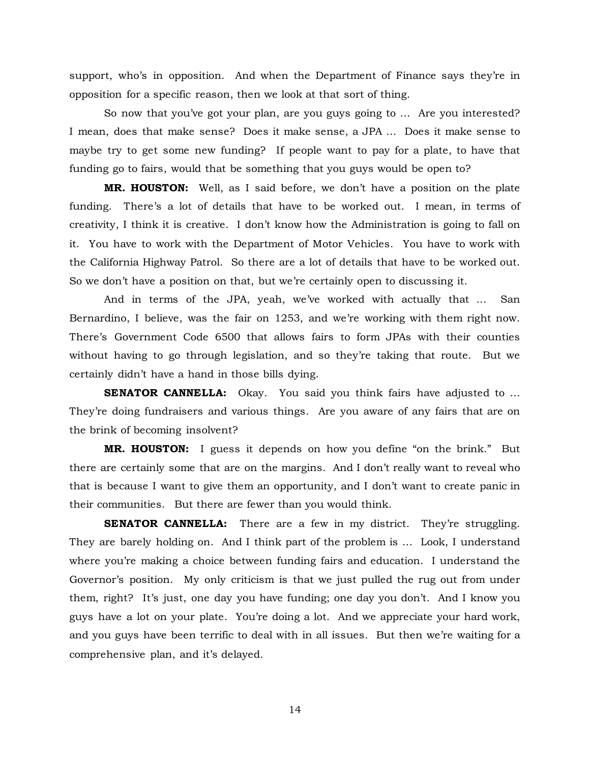support, who's in opposition. And when the Department of Finance says they're in opposition for a specific reason, then we look at that sort of thing.

So now that you've got your plan, are you guys going to … Are you interested? I mean, does that make sense? Does it make sense, a JPA … Does it make sense to maybe try to get some new funding? If people want to pay for a plate, to have that funding go to fairs, would that be something that you guys would be open to?

**MR. HOUSTON:** Well, as I said before, we don't have a position on the plate funding. There's a lot of details that have to be worked out. I mean, in terms of creativity, I think it is creative. I don't know how the Administration is going to fall on it. You have to work with the Department of Motor Vehicles. You have to work with the California Highway Patrol. So there are a lot of details that have to be worked out. So we don't have a position on that, but we're certainly open to discussing it.

And in terms of the JPA, yeah, we've worked with actually that … San Bernardino, I believe, was the fair on 1253, and we're working with them right now. There's Government Code 6500 that allows fairs to form JPAs with their counties without having to go through legislation, and so they're taking that route. But we certainly didn't have a hand in those bills dying.

**SENATOR CANNELLA:** Okay. You said you think fairs have adjusted to … They're doing fundraisers and various things. Are you aware of any fairs that are on the brink of becoming insolvent?

**MR. HOUSTON:** I guess it depends on how you define "on the brink." But there are certainly some that are on the margins. And I don't really want to reveal who that is because I want to give them an opportunity, and I don't want to create panic in their communities. But there are fewer than you would think.

**SENATOR CANNELLA:** There are a few in my district. They're struggling. They are barely holding on. And I think part of the problem is … Look, I understand where you're making a choice between funding fairs and education. I understand the Governor's position. My only criticism is that we just pulled the rug out from under them, right? It's just, one day you have funding; one day you don't. And I know you guys have a lot on your plate. You're doing a lot. And we appreciate your hard work, and you guys have been terrific to deal with in all issues. But then we're waiting for a comprehensive plan, and it's delayed.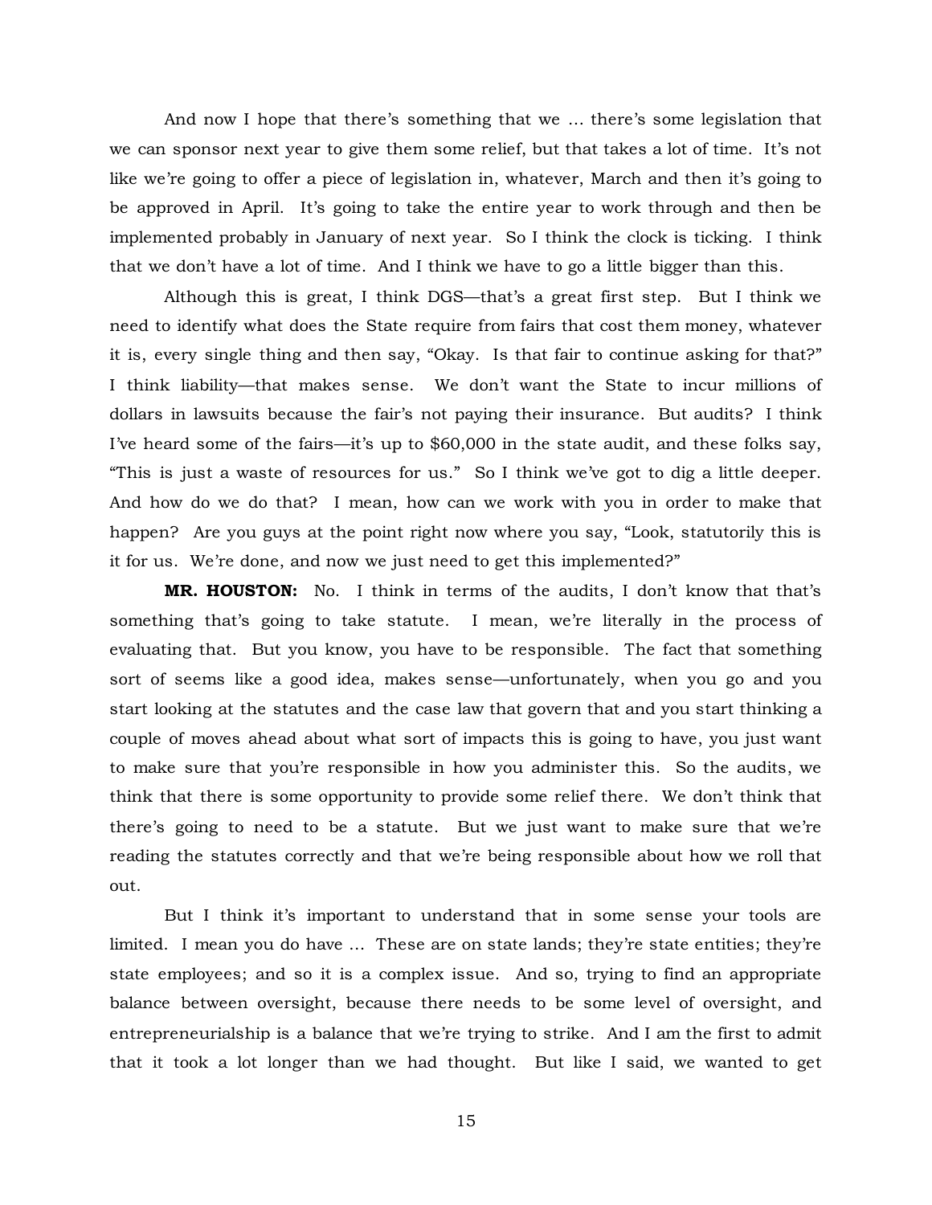And now I hope that there's something that we … there's some legislation that we can sponsor next year to give them some relief, but that takes a lot of time. It's not like we're going to offer a piece of legislation in, whatever, March and then it's going to be approved in April. It's going to take the entire year to work through and then be implemented probably in January of next year. So I think the clock is ticking. I think that we don't have a lot of time. And I think we have to go a little bigger than this.

Although this is great, I think DGS—that's a great first step. But I think we need to identify what does the State require from fairs that cost them money, whatever it is, every single thing and then say, "Okay. Is that fair to continue asking for that?" I think liability—that makes sense. We don't want the State to incur millions of dollars in lawsuits because the fair's not paying their insurance. But audits? I think I've heard some of the fairs—it's up to $60,000 in the state audit, and these folks say, "This is just a waste of resources for us." So I think we've got to dig a little deeper. And how do we do that? I mean, how can we work with you in order to make that happen? Are you guys at the point right now where you say, "Look, statutorily this is it for us. We're done, and now we just need to get this implemented?"

**MR. HOUSTON:** No. I think in terms of the audits, I don't know that that's something that's going to take statute. I mean, we're literally in the process of evaluating that. But you know, you have to be responsible. The fact that something sort of seems like a good idea, makes sense—unfortunately, when you go and you start looking at the statutes and the case law that govern that and you start thinking a couple of moves ahead about what sort of impacts this is going to have, you just want to make sure that you're responsible in how you administer this. So the audits, we think that there is some opportunity to provide some relief there. We don't think that there's going to need to be a statute. But we just want to make sure that we're reading the statutes correctly and that we're being responsible about how we roll that out.

But I think it's important to understand that in some sense your tools are limited. I mean you do have … These are on state lands; they're state entities; they're state employees; and so it is a complex issue. And so, trying to find an appropriate balance between oversight, because there needs to be some level of oversight, and entrepreneurialship is a balance that we're trying to strike. And I am the first to admit that it took a lot longer than we had thought. But like I said, we wanted to get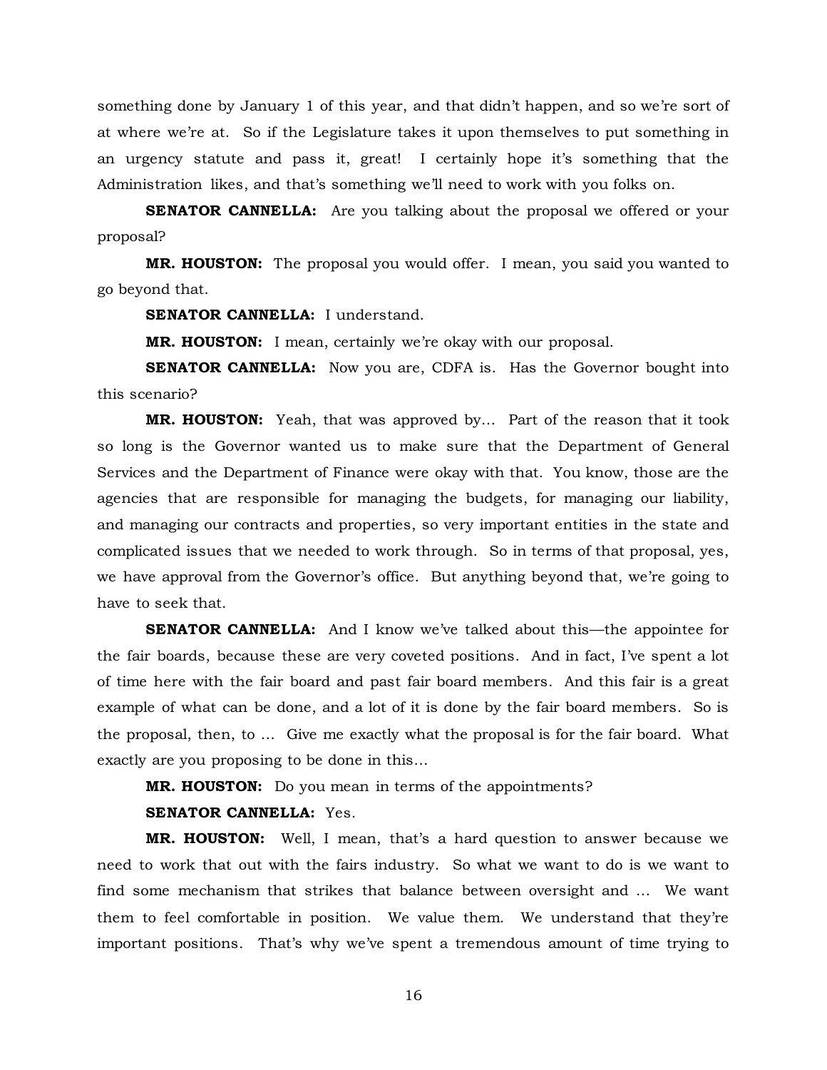something done by January 1 of this year, and that didn't happen, and so we're sort of at where we're at. So if the Legislature takes it upon themselves to put something in an urgency statute and pass it, great! I certainly hope it's something that the Administration likes, and that's something we'll need to work with you folks on.

**SENATOR CANNELLA:** Are you talking about the proposal we offered or your proposal?

**MR. HOUSTON:** The proposal you would offer. I mean, you said you wanted to go beyond that.

**SENATOR CANNELLA:** I understand.

**MR. HOUSTON:** I mean, certainly we're okay with our proposal.

**SENATOR CANNELLA:** Now you are, CDFA is. Has the Governor bought into this scenario?

**MR. HOUSTON:** Yeah, that was approved by… Part of the reason that it took so long is the Governor wanted us to make sure that the Department of General Services and the Department of Finance were okay with that. You know, those are the agencies that are responsible for managing the budgets, for managing our liability, and managing our contracts and properties, so very important entities in the state and complicated issues that we needed to work through. So in terms of that proposal, yes, we have approval from the Governor's office. But anything beyond that, we're going to have to seek that.

**SENATOR CANNELLA:** And I know we've talked about this—the appointee for the fair boards, because these are very coveted positions. And in fact, I've spent a lot of time here with the fair board and past fair board members. And this fair is a great example of what can be done, and a lot of it is done by the fair board members. So is the proposal, then, to … Give me exactly what the proposal is for the fair board. What exactly are you proposing to be done in this…

**MR. HOUSTON:** Do you mean in terms of the appointments?

**SENATOR CANNELLA:** Yes.

**MR. HOUSTON:** Well, I mean, that's a hard question to answer because we need to work that out with the fairs industry. So what we want to do is we want to find some mechanism that strikes that balance between oversight and … We want them to feel comfortable in position. We value them. We understand that they're important positions. That's why we've spent a tremendous amount of time trying to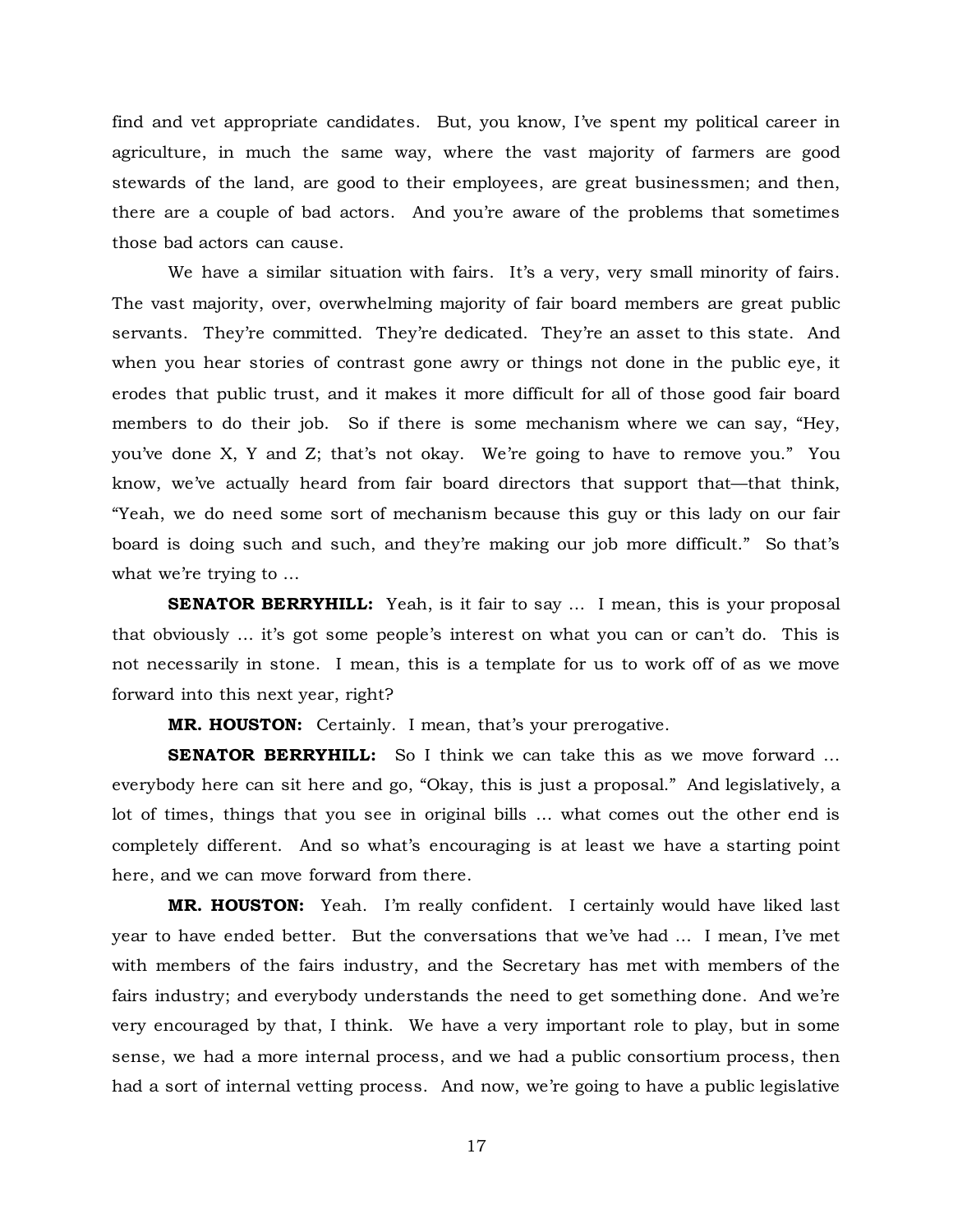find and vet appropriate candidates. But, you know, I've spent my political career in agriculture, in much the same way, where the vast majority of farmers are good stewards of the land, are good to their employees, are great businessmen; and then, there are a couple of bad actors. And you're aware of the problems that sometimes those bad actors can cause.

We have a similar situation with fairs. It's a very, very small minority of fairs. The vast majority, over, overwhelming majority of fair board members are great public servants. They're committed. They're dedicated. They're an asset to this state. And when you hear stories of contrast gone awry or things not done in the public eye, it erodes that public trust, and it makes it more difficult for all of those good fair board members to do their job. So if there is some mechanism where we can say, "Hey, you've done X, Y and Z; that's not okay. We're going to have to remove you." You know, we've actually heard from fair board directors that support that—that think, "Yeah, we do need some sort of mechanism because this guy or this lady on our fair board is doing such and such, and they're making our job more difficult." So that's what we're trying to …

**SENATOR BERRYHILL:** Yeah, is it fair to say … I mean, this is your proposal that obviously … it's got some people's interest on what you can or can't do. This is not necessarily in stone. I mean, this is a template for us to work off of as we move forward into this next year, right?

**MR. HOUSTON:** Certainly. I mean, that's your prerogative.

**SENATOR BERRYHILL:** So I think we can take this as we move forward … everybody here can sit here and go, "Okay, this is just a proposal." And legislatively, a lot of times, things that you see in original bills … what comes out the other end is completely different. And so what's encouraging is at least we have a starting point here, and we can move forward from there.

**MR. HOUSTON:** Yeah. I'm really confident. I certainly would have liked last year to have ended better. But the conversations that we've had … I mean, I've met with members of the fairs industry, and the Secretary has met with members of the fairs industry; and everybody understands the need to get something done. And we're very encouraged by that, I think. We have a very important role to play, but in some sense, we had a more internal process, and we had a public consortium process, then had a sort of internal vetting process. And now, we're going to have a public legislative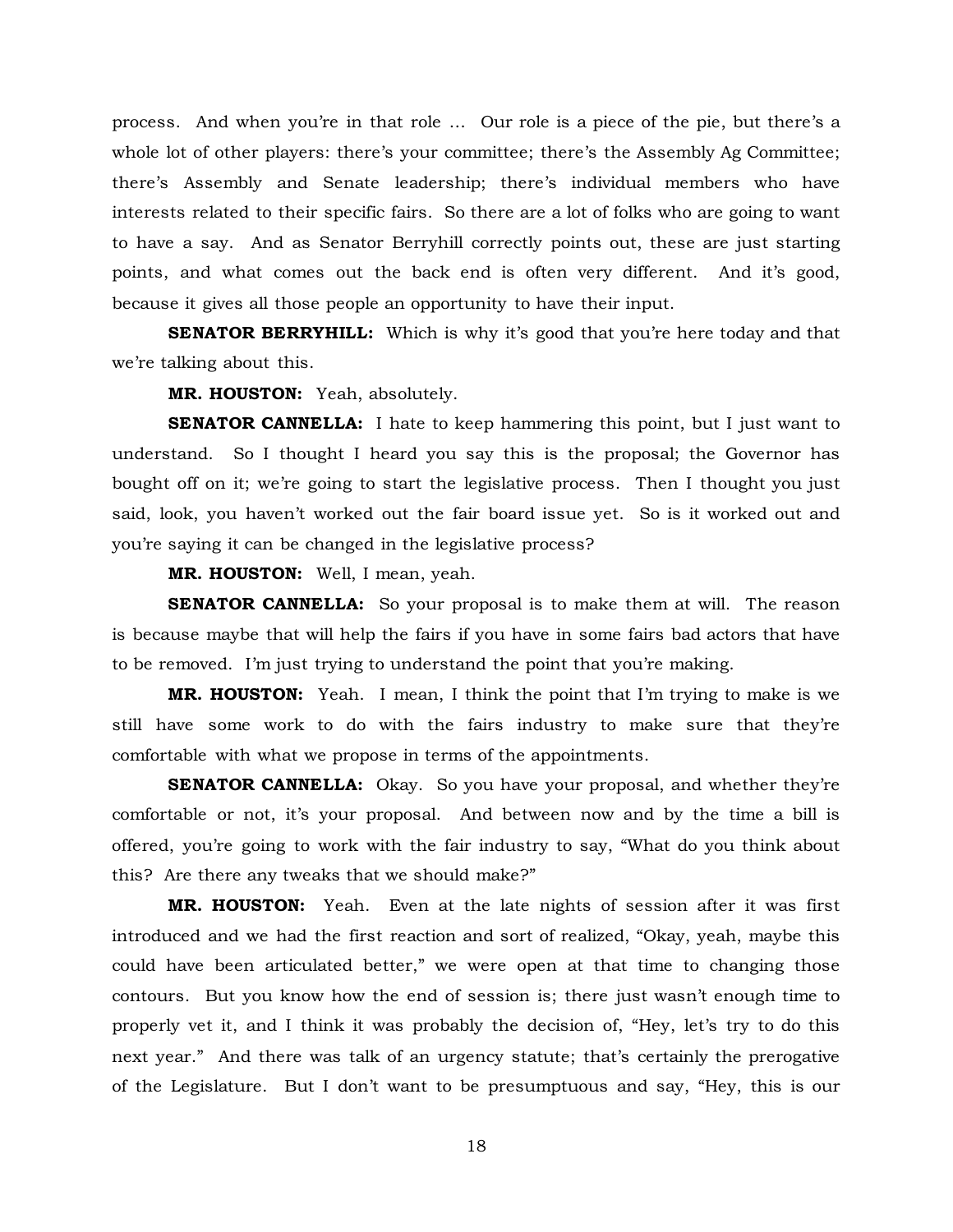process. And when you're in that role ... Our role is a piece of the pie, but there's a whole lot of other players: there's your committee; there's the Assembly Ag Committee; there's Assembly and Senate leadership; there's individual members who have interests related to their specific fairs. So there are a lot of folks who are going to want to have a say. And as Senator Berryhill correctly points out, these are just starting points, and what comes out the back end is often very different. And it's good, because it gives all those people an opportunity to have their input.

**SENATOR BERRYHILL:** Which is why it's good that you're here today and that we're talking about this.

**MR. HOUSTON:** Yeah, absolutely.

**SENATOR CANNELLA:** I hate to keep hammering this point, but I just want to understand. So I thought I heard you say this is the proposal; the Governor has bought off on it; we're going to start the legislative process. Then I thought you just said, look, you haven't worked out the fair board issue yet. So is it worked out and you're saying it can be changed in the legislative process?

**MR. HOUSTON:** Well, I mean, yeah.

**SENATOR CANNELLA:** So your proposal is to make them at will. The reason is because maybe that will help the fairs if you have in some fairs bad actors that have to be removed. I'm just trying to understand the point that you're making.

**MR. HOUSTON:** Yeah. I mean, I think the point that I'm trying to make is we still have some work to do with the fairs industry to make sure that they're comfortable with what we propose in terms of the appointments.

**SENATOR CANNELLA:** Okay. So you have your proposal, and whether they're comfortable or not, it's your proposal. And between now and by the time a bill is offered, you're going to work with the fair industry to say, "What do you think about this? Are there any tweaks that we should make?"

**MR. HOUSTON:** Yeah. Even at the late nights of session after it was first introduced and we had the first reaction and sort of realized, "Okay, yeah, maybe this could have been articulated better," we were open at that time to changing those contours. But you know how the end of session is; there just wasn't enough time to properly vet it, and I think it was probably the decision of, "Hey, let's try to do this next year." And there was talk of an urgency statute; that's certainly the prerogative of the Legislature. But I don't want to be presumptuous and say, "Hey, this is our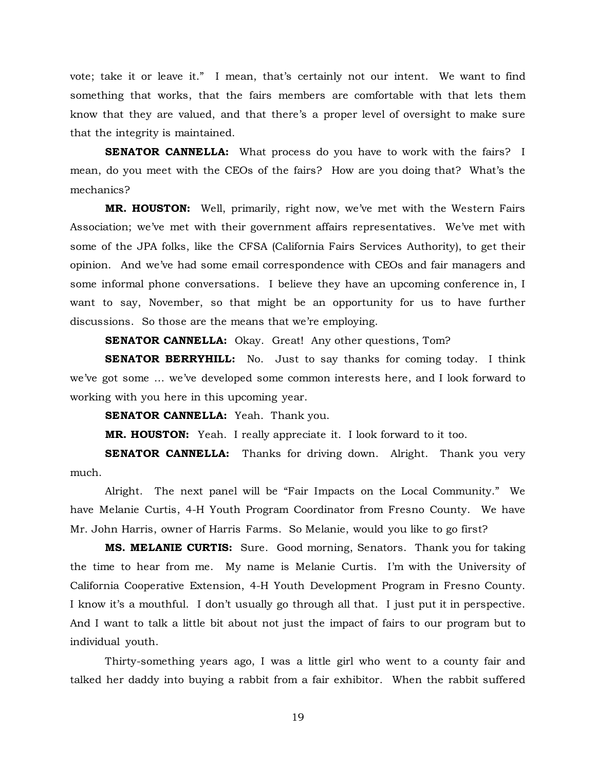vote; take it or leave it." I mean, that's certainly not our intent. We want to find something that works, that the fairs members are comfortable with that lets them know that they are valued, and that there's a proper level of oversight to make sure that the integrity is maintained.

**SENATOR CANNELLA:** What process do you have to work with the fairs? I mean, do you meet with the CEOs of the fairs? How are you doing that? What's the mechanics?

**MR. HOUSTON:** Well, primarily, right now, we've met with the Western Fairs Association; we've met with their government affairs representatives. We've met with some of the JPA folks, like the CFSA (California Fairs Services Authority), to get their opinion. And we've had some email correspondence with CEOs and fair managers and some informal phone conversations. I believe they have an upcoming conference in, I want to say, November, so that might be an opportunity for us to have further discussions. So those are the means that we're employing.

**SENATOR CANNELLA:** Okay. Great! Any other questions, Tom?

**SENATOR BERRYHILL:** No. Just to say thanks for coming today. I think we've got some … we've developed some common interests here, and I look forward to working with you here in this upcoming year.

**SENATOR CANNELLA:** Yeah. Thank you.

**MR. HOUSTON:** Yeah. I really appreciate it. I look forward to it too.

**SENATOR CANNELLA:** Thanks for driving down. Alright. Thank you very much.

Alright. The next panel will be "Fair Impacts on the Local Community." We have Melanie Curtis, 4-H Youth Program Coordinator from Fresno County. We have Mr. John Harris, owner of Harris Farms. So Melanie, would you like to go first?

**MS. MELANIE CURTIS:** Sure. Good morning, Senators. Thank you for taking the time to hear from me. My name is Melanie Curtis. I'm with the University of California Cooperative Extension, 4-H Youth Development Program in Fresno County. I know it's a mouthful. I don't usually go through all that. I just put it in perspective. And I want to talk a little bit about not just the impact of fairs to our program but to individual youth.

Thirty-something years ago, I was a little girl who went to a county fair and talked her daddy into buying a rabbit from a fair exhibitor. When the rabbit suffered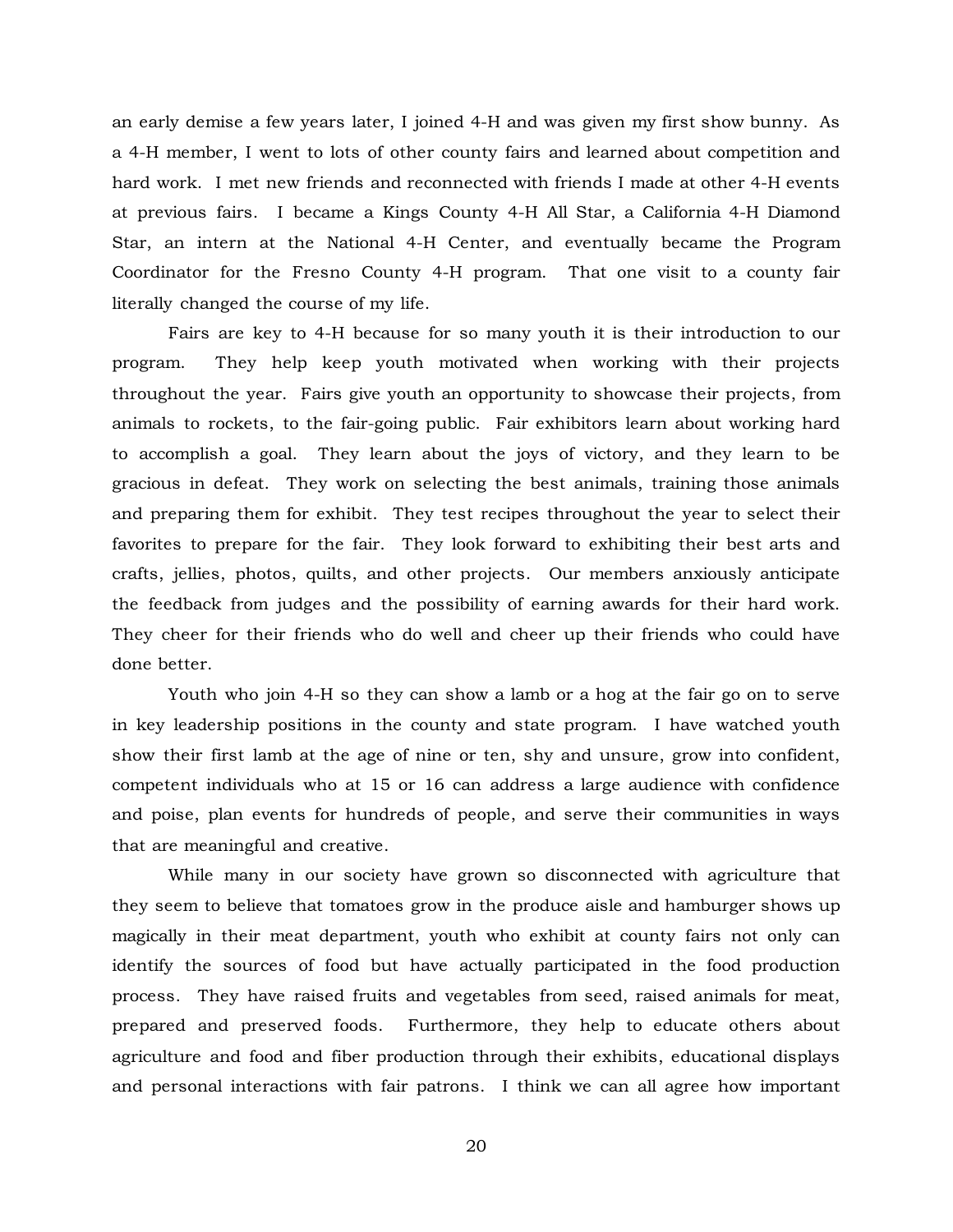an early demise a few years later, I joined 4-H and was given my first show bunny. As a 4-H member, I went to lots of other county fairs and learned about competition and hard work. I met new friends and reconnected with friends I made at other 4-H events at previous fairs. I became a Kings County 4-H All Star, a California 4-H Diamond Star, an intern at the National 4-H Center, and eventually became the Program Coordinator for the Fresno County 4-H program. That one visit to a county fair literally changed the course of my life.

Fairs are key to 4-H because for so many youth it is their introduction to our program. They help keep youth motivated when working with their projects throughout the year. Fairs give youth an opportunity to showcase their projects, from animals to rockets, to the fair-going public. Fair exhibitors learn about working hard to accomplish a goal. They learn about the joys of victory, and they learn to be gracious in defeat. They work on selecting the best animals, training those animals and preparing them for exhibit. They test recipes throughout the year to select their favorites to prepare for the fair. They look forward to exhibiting their best arts and crafts, jellies, photos, quilts, and other projects. Our members anxiously anticipate the feedback from judges and the possibility of earning awards for their hard work. They cheer for their friends who do well and cheer up their friends who could have done better.

Youth who join 4-H so they can show a lamb or a hog at the fair go on to serve in key leadership positions in the county and state program. I have watched youth show their first lamb at the age of nine or ten, shy and unsure, grow into confident, competent individuals who at 15 or 16 can address a large audience with confidence and poise, plan events for hundreds of people, and serve their communities in ways that are meaningful and creative.

While many in our society have grown so disconnected with agriculture that they seem to believe that tomatoes grow in the produce aisle and hamburger shows up magically in their meat department, youth who exhibit at county fairs not only can identify the sources of food but have actually participated in the food production process. They have raised fruits and vegetables from seed, raised animals for meat, prepared and preserved foods. Furthermore, they help to educate others about agriculture and food and fiber production through their exhibits, educational displays and personal interactions with fair patrons. I think we can all agree how important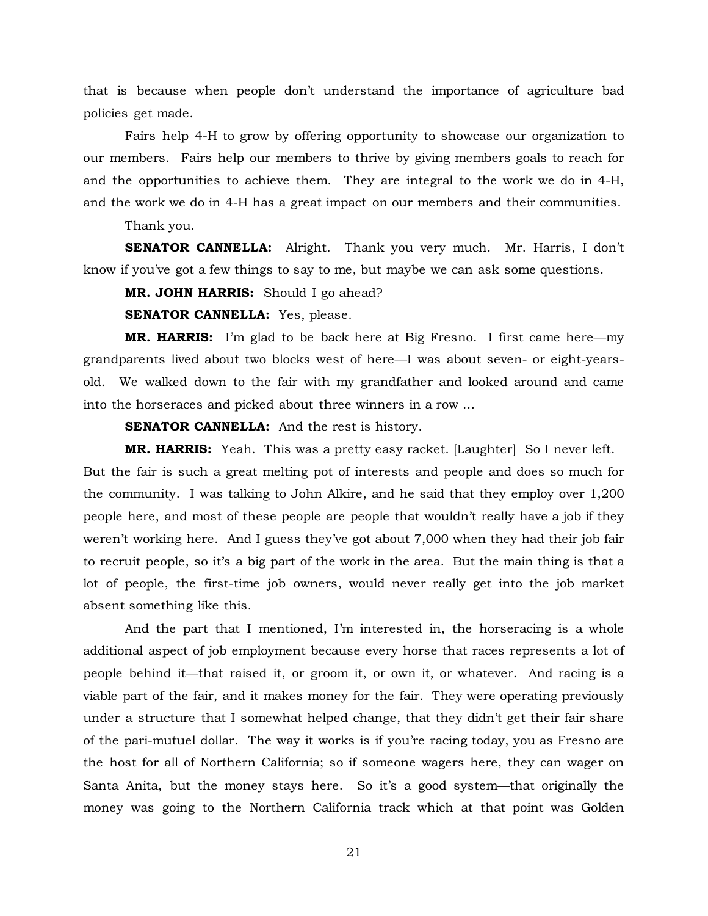that is because when people don't understand the importance of agriculture bad policies get made.

Fairs help 4-H to grow by offering opportunity to showcase our organization to our members. Fairs help our members to thrive by giving members goals to reach for and the opportunities to achieve them. They are integral to the work we do in 4-H, and the work we do in 4-H has a great impact on our members and their communities.

Thank you.

**SENATOR CANNELLA:** Alright. Thank you very much. Mr. Harris, I don't know if you've got a few things to say to me, but maybe we can ask some questions.

**MR. JOHN HARRIS:** Should I go ahead?

**SENATOR CANNELLA:** Yes, please.

**MR. HARRIS:** I'm glad to be back here at Big Fresno. I first came here—my grandparents lived about two blocks west of here—I was about seven- or eight-years-old. We walked down to the fair with my grandfather and looked around and came into the horseraces and picked about three winners in a row ...

**SENATOR CANNELLA:** And the rest is history.

**MR. HARRIS:** Yeah. This was a pretty easy racket. [Laughter] So I never left. But the fair is such a great melting pot of interests and people and does so much for the community. I was talking to John Alkire, and he said that they employ over 1,200 people here, and most of these people are people that wouldn't really have a job if they weren't working here. And I guess they've got about 7,000 when they had their job fair to recruit people, so it's a big part of the work in the area. But the main thing is that a lot of people, the first-time job owners, would never really get into the job market absent something like this.

And the part that I mentioned, I'm interested in, the horseracing is a whole additional aspect of job employment because every horse that races represents a lot of people behind it—that raised it, or groom it, or own it, or whatever. And racing is a viable part of the fair, and it makes money for the fair. They were operating previously under a structure that I somewhat helped change, that they didn't get their fair share of the pari-mutuel dollar. The way it works is if you're racing today, you as Fresno are the host for all of Northern California; so if someone wagers here, they can wager on Santa Anita, but the money stays here. So it's a good system—that originally the money was going to the Northern California track which at that point was Golden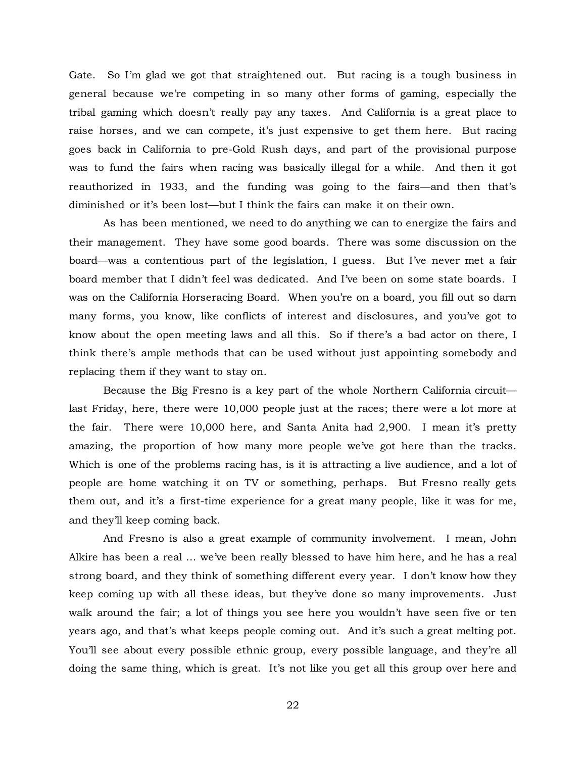Gate. So I'm glad we got that straightened out. But racing is a tough business in general because we're competing in so many other forms of gaming, especially the tribal gaming which doesn't really pay any taxes. And California is a great place to raise horses, and we can compete, it's just expensive to get them here. But racing goes back in California to pre-Gold Rush days, and part of the provisional purpose was to fund the fairs when racing was basically illegal for a while. And then it got reauthorized in 1933, and the funding was going to the fairs—and then that's diminished or it's been lost—but I think the fairs can make it on their own.

As has been mentioned, we need to do anything we can to energize the fairs and their management. They have some good boards. There was some discussion on the board—was a contentious part of the legislation, I guess. But I've never met a fair board member that I didn't feel was dedicated. And I've been on some state boards. I was on the California Horseracing Board. When you're on a board, you fill out so darn many forms, you know, like conflicts of interest and disclosures, and you've got to know about the open meeting laws and all this. So if there's a bad actor on there, I think there's ample methods that can be used without just appointing somebody and replacing them if they want to stay on.

Because the Big Fresno is a key part of the whole Northern California circuit—last Friday, here, there were 10,000 people just at the races; there were a lot more at the fair. There were 10,000 here, and Santa Anita had 2,900. I mean it's pretty amazing, the proportion of how many more people we've got here than the tracks. Which is one of the problems racing has, is it is attracting a live audience, and a lot of people are home watching it on TV or something, perhaps. But Fresno really gets them out, and it's a first-time experience for a great many people, like it was for me, and they'll keep coming back.

And Fresno is also a great example of community involvement. I mean, John Alkire has been a real ... we've been really blessed to have him here, and he has a real strong board, and they think of something different every year. I don't know how they keep coming up with all these ideas, but they've done so many improvements. Just walk around the fair; a lot of things you see here you wouldn't have seen five or ten years ago, and that's what keeps people coming out. And it's such a great melting pot. You'll see about every possible ethnic group, every possible language, and they're all doing the same thing, which is great. It's not like you get all this group over here and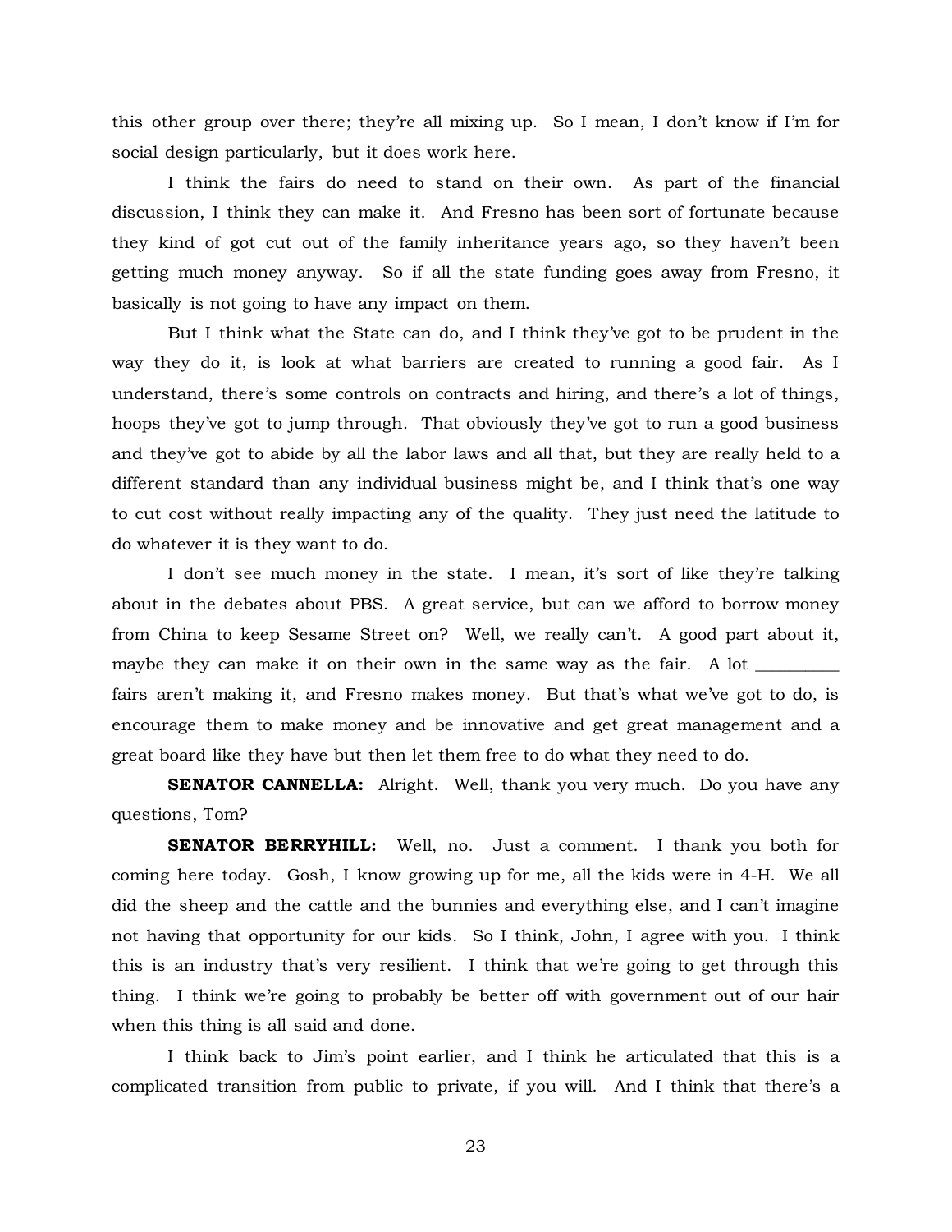this other group over there; they're all mixing up. So I mean, I don't know if I'm for social design particularly, but it does work here.

I think the fairs do need to stand on their own. As part of the financial discussion, I think they can make it. And Fresno has been sort of fortunate because they kind of got cut out of the family inheritance years ago, so they haven't been getting much money anyway. So if all the state funding goes away from Fresno, it basically is not going to have any impact on them.

But I think what the State can do, and I think they've got to be prudent in the way they do it, is look at what barriers are created to running a good fair. As I understand, there's some controls on contracts and hiring, and there's a lot of things, hoops they've got to jump through. That obviously they've got to run a good business and they've got to abide by all the labor laws and all that, but they are really held to a different standard than any individual business might be, and I think that's one way to cut cost without really impacting any of the quality. They just need the latitude to do whatever it is they want to do.

I don't see much money in the state. I mean, it's sort of like they're talking about in the debates about PBS. A great service, but can we afford to borrow money from China to keep Sesame Street on? Well, we really can't. A good part about it, maybe they can make it on their own in the same way as the fair. A lot __________ fairs aren't making it, and Fresno makes money. But that's what we've got to do, is encourage them to make money and be innovative and get great management and a great board like they have but then let them free to do what they need to do.

**SENATOR CANNELLA:** Alright. Well, thank you very much. Do you have any questions, Tom?

**SENATOR BERRYHILL:** Well, no. Just a comment. I thank you both for coming here today. Gosh, I know growing up for me, all the kids were in 4-H. We all did the sheep and the cattle and the bunnies and everything else, and I can't imagine not having that opportunity for our kids. So I think, John, I agree with you. I think this is an industry that's very resilient. I think that we're going to get through this thing. I think we're going to probably be better off with government out of our hair when this thing is all said and done.

I think back to Jim's point earlier, and I think he articulated that this is a complicated transition from public to private, if you will. And I think that there's a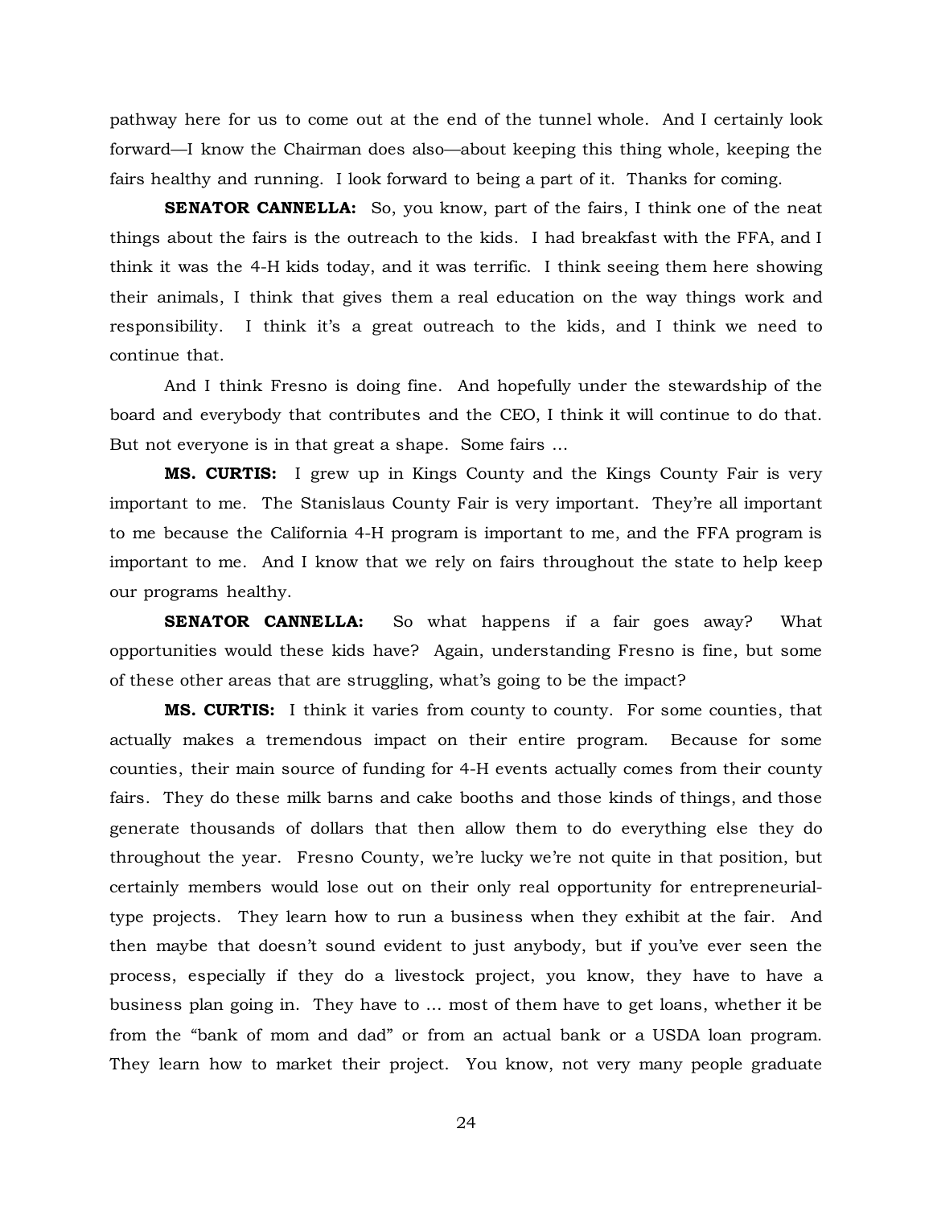pathway here for us to come out at the end of the tunnel whole. And I certainly look forward—I know the Chairman does also—about keeping this thing whole, keeping the fairs healthy and running. I look forward to being a part of it. Thanks for coming.

**SENATOR CANNELLA:** So, you know, part of the fairs, I think one of the neat things about the fairs is the outreach to the kids. I had breakfast with the FFA, and I think it was the 4-H kids today, and it was terrific. I think seeing them here showing their animals, I think that gives them a real education on the way things work and responsibility. I think it's a great outreach to the kids, and I think we need to continue that.

And I think Fresno is doing fine. And hopefully under the stewardship of the board and everybody that contributes and the CEO, I think it will continue to do that. But not everyone is in that great a shape. Some fairs …

**MS. CURTIS:** I grew up in Kings County and the Kings County Fair is very important to me. The Stanislaus County Fair is very important. They're all important to me because the California 4-H program is important to me, and the FFA program is important to me. And I know that we rely on fairs throughout the state to help keep our programs healthy.

**SENATOR CANNELLA:** So what happens if a fair goes away? What opportunities would these kids have? Again, understanding Fresno is fine, but some of these other areas that are struggling, what's going to be the impact?

**MS. CURTIS:** I think it varies from county to county. For some counties, that actually makes a tremendous impact on their entire program. Because for some counties, their main source of funding for 4-H events actually comes from their county fairs. They do these milk barns and cake booths and those kinds of things, and those generate thousands of dollars that then allow them to do everything else they do throughout the year. Fresno County, we're lucky we're not quite in that position, but certainly members would lose out on their only real opportunity for entrepreneurial-type projects. They learn how to run a business when they exhibit at the fair. And then maybe that doesn't sound evident to just anybody, but if you've ever seen the process, especially if they do a livestock project, you know, they have to have a business plan going in. They have to … most of them have to get loans, whether it be from the "bank of mom and dad" or from an actual bank or a USDA loan program. They learn how to market their project. You know, not very many people graduate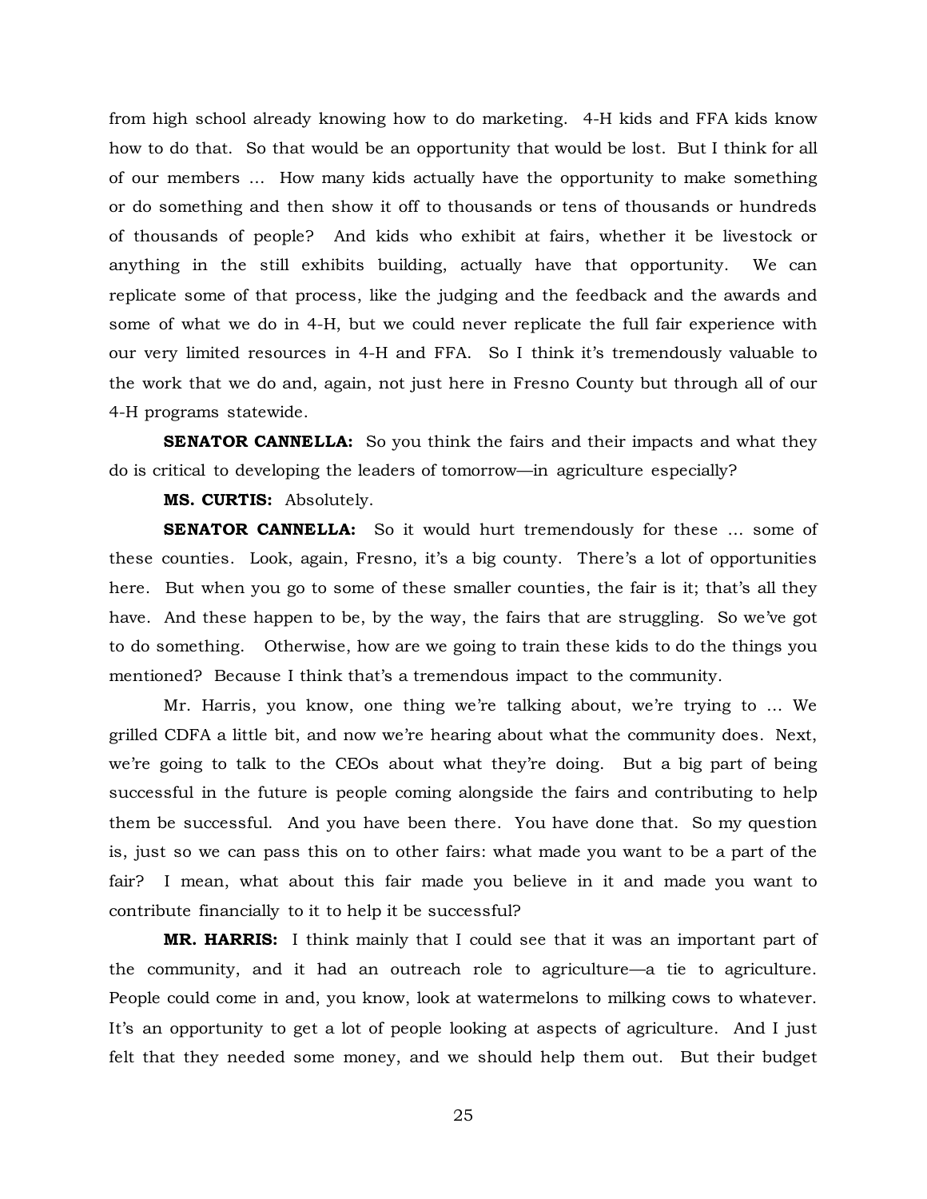from high school already knowing how to do marketing. 4-H kids and FFA kids know how to do that. So that would be an opportunity that would be lost. But I think for all of our members ... How many kids actually have the opportunity to make something or do something and then show it off to thousands or tens of thousands or hundreds of thousands of people? And kids who exhibit at fairs, whether it be livestock or anything in the still exhibits building, actually have that opportunity. We can replicate some of that process, like the judging and the feedback and the awards and some of what we do in 4-H, but we could never replicate the full fair experience with our very limited resources in 4-H and FFA. So I think it's tremendously valuable to the work that we do and, again, not just here in Fresno County but through all of our 4-H programs statewide.

**SENATOR CANNELLA:** So you think the fairs and their impacts and what they do is critical to developing the leaders of tomorrow—in agriculture especially?

**MS. CURTIS:** Absolutely.

**SENATOR CANNELLA:** So it would hurt tremendously for these ... some of these counties. Look, again, Fresno, it's a big county. There's a lot of opportunities here. But when you go to some of these smaller counties, the fair is it; that's all they have. And these happen to be, by the way, the fairs that are struggling. So we've got to do something. Otherwise, how are we going to train these kids to do the things you mentioned? Because I think that's a tremendous impact to the community.

Mr. Harris, you know, one thing we're talking about, we're trying to ... We grilled CDFA a little bit, and now we're hearing about what the community does. Next, we're going to talk to the CEOs about what they're doing. But a big part of being successful in the future is people coming alongside the fairs and contributing to help them be successful. And you have been there. You have done that. So my question is, just so we can pass this on to other fairs: what made you want to be a part of the fair? I mean, what about this fair made you believe in it and made you want to contribute financially to it to help it be successful?

**MR. HARRIS:** I think mainly that I could see that it was an important part of the community, and it had an outreach role to agriculture—a tie to agriculture. People could come in and, you know, look at watermelons to milking cows to whatever. It's an opportunity to get a lot of people looking at aspects of agriculture. And I just felt that they needed some money, and we should help them out. But their budget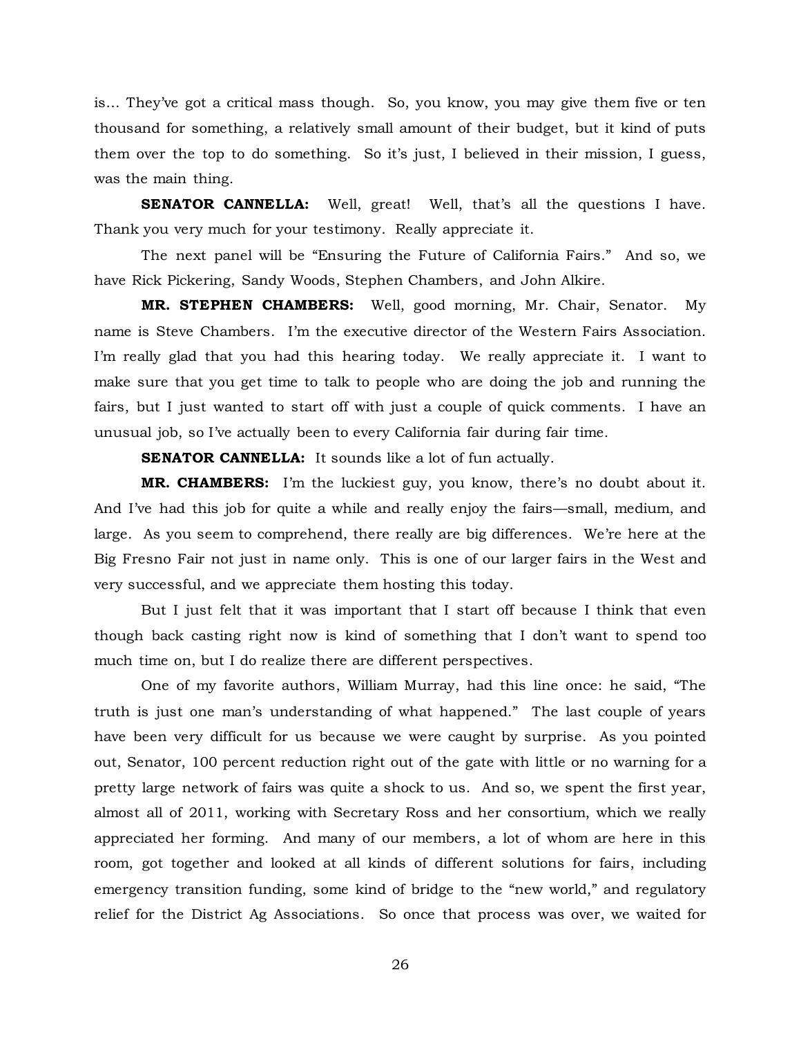is… They've got a critical mass though. So, you know, you may give them five or ten thousand for something, a relatively small amount of their budget, but it kind of puts them over the top to do something. So it's just, I believed in their mission, I guess, was the main thing.

**SENATOR CANNELLA:** Well, great! Well, that's all the questions I have. Thank you very much for your testimony. Really appreciate it.

The next panel will be "Ensuring the Future of California Fairs." And so, we have Rick Pickering, Sandy Woods, Stephen Chambers, and John Alkire.

**MR. STEPHEN CHAMBERS:** Well, good morning, Mr. Chair, Senator. My name is Steve Chambers. I'm the executive director of the Western Fairs Association. I'm really glad that you had this hearing today. We really appreciate it. I want to make sure that you get time to talk to people who are doing the job and running the fairs, but I just wanted to start off with just a couple of quick comments. I have an unusual job, so I've actually been to every California fair during fair time.

**SENATOR CANNELLA:** It sounds like a lot of fun actually.

**MR. CHAMBERS:** I'm the luckiest guy, you know, there's no doubt about it. And I've had this job for quite a while and really enjoy the fairs—small, medium, and large. As you seem to comprehend, there really are big differences. We're here at the Big Fresno Fair not just in name only. This is one of our larger fairs in the West and very successful, and we appreciate them hosting this today.

But I just felt that it was important that I start off because I think that even though back casting right now is kind of something that I don't want to spend too much time on, but I do realize there are different perspectives.

One of my favorite authors, William Murray, had this line once: he said, "The truth is just one man's understanding of what happened." The last couple of years have been very difficult for us because we were caught by surprise. As you pointed out, Senator, 100 percent reduction right out of the gate with little or no warning for a pretty large network of fairs was quite a shock to us. And so, we spent the first year, almost all of 2011, working with Secretary Ross and her consortium, which we really appreciated her forming. And many of our members, a lot of whom are here in this room, got together and looked at all kinds of different solutions for fairs, including emergency transition funding, some kind of bridge to the "new world," and regulatory relief for the District Ag Associations. So once that process was over, we waited for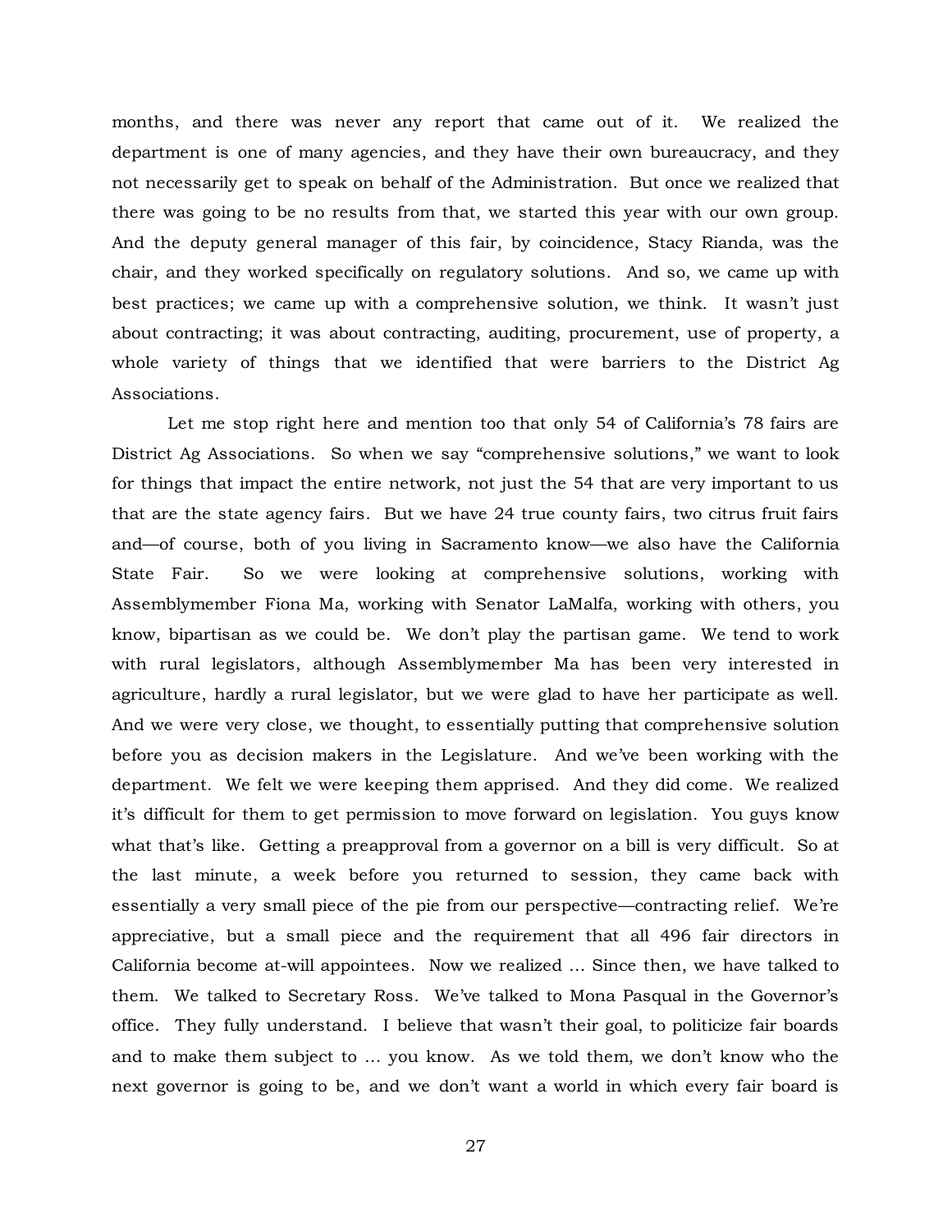months, and there was never any report that came out of it. We realized the department is one of many agencies, and they have their own bureaucracy, and they not necessarily get to speak on behalf of the Administration. But once we realized that there was going to be no results from that, we started this year with our own group. And the deputy general manager of this fair, by coincidence, Stacy Rianda, was the chair, and they worked specifically on regulatory solutions. And so, we came up with best practices; we came up with a comprehensive solution, we think. It wasn't just about contracting; it was about contracting, auditing, procurement, use of property, a whole variety of things that we identified that were barriers to the District Ag Associations.

Let me stop right here and mention too that only 54 of California's 78 fairs are District Ag Associations. So when we say "comprehensive solutions," we want to look for things that impact the entire network, not just the 54 that are very important to us that are the state agency fairs. But we have 24 true county fairs, two citrus fruit fairs and—of course, both of you living in Sacramento know—we also have the California State Fair. So we were looking at comprehensive solutions, working with Assemblymember Fiona Ma, working with Senator LaMalfa, working with others, you know, bipartisan as we could be. We don't play the partisan game. We tend to work with rural legislators, although Assemblymember Ma has been very interested in agriculture, hardly a rural legislator, but we were glad to have her participate as well. And we were very close, we thought, to essentially putting that comprehensive solution before you as decision makers in the Legislature. And we've been working with the department. We felt we were keeping them apprised. And they did come. We realized it's difficult for them to get permission to move forward on legislation. You guys know what that's like. Getting a preapproval from a governor on a bill is very difficult. So at the last minute, a week before you returned to session, they came back with essentially a very small piece of the pie from our perspective—contracting relief. We're appreciative, but a small piece and the requirement that all 496 fair directors in California become at-will appointees. Now we realized … Since then, we have talked to them. We talked to Secretary Ross. We've talked to Mona Pasqual in the Governor's office. They fully understand. I believe that wasn't their goal, to politicize fair boards and to make them subject to … you know. As we told them, we don't know who the next governor is going to be, and we don't want a world in which every fair board is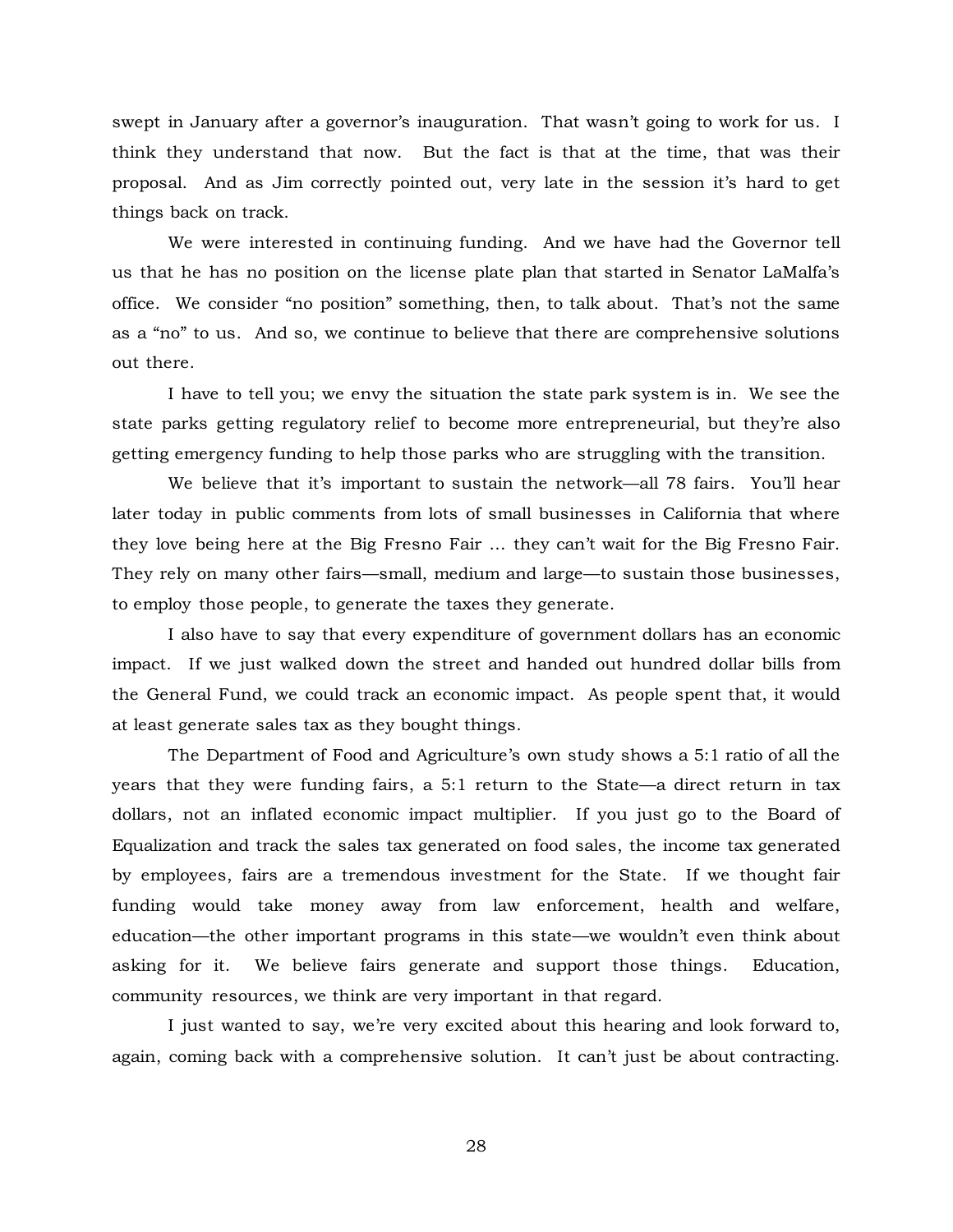swept in January after a governor's inauguration. That wasn't going to work for us. I think they understand that now. But the fact is that at the time, that was their proposal. And as Jim correctly pointed out, very late in the session it's hard to get things back on track.

We were interested in continuing funding. And we have had the Governor tell us that he has no position on the license plate plan that started in Senator LaMalfa's office. We consider "no position" something, then, to talk about. That's not the same as a "no" to us. And so, we continue to believe that there are comprehensive solutions out there.

I have to tell you; we envy the situation the state park system is in. We see the state parks getting regulatory relief to become more entrepreneurial, but they're also getting emergency funding to help those parks who are struggling with the transition.

We believe that it's important to sustain the network—all 78 fairs. You'll hear later today in public comments from lots of small businesses in California that where they love being here at the Big Fresno Fair … they can't wait for the Big Fresno Fair. They rely on many other fairs—small, medium and large—to sustain those businesses, to employ those people, to generate the taxes they generate.

I also have to say that every expenditure of government dollars has an economic impact. If we just walked down the street and handed out hundred dollar bills from the General Fund, we could track an economic impact. As people spent that, it would at least generate sales tax as they bought things.

The Department of Food and Agriculture's own study shows a 5:1 ratio of all the years that they were funding fairs, a 5:1 return to the State—a direct return in tax dollars, not an inflated economic impact multiplier. If you just go to the Board of Equalization and track the sales tax generated on food sales, the income tax generated by employees, fairs are a tremendous investment for the State. If we thought fair funding would take money away from law enforcement, health and welfare, education—the other important programs in this state—we wouldn't even think about asking for it. We believe fairs generate and support those things. Education, community resources, we think are very important in that regard.

I just wanted to say, we're very excited about this hearing and look forward to, again, coming back with a comprehensive solution. It can't just be about contracting.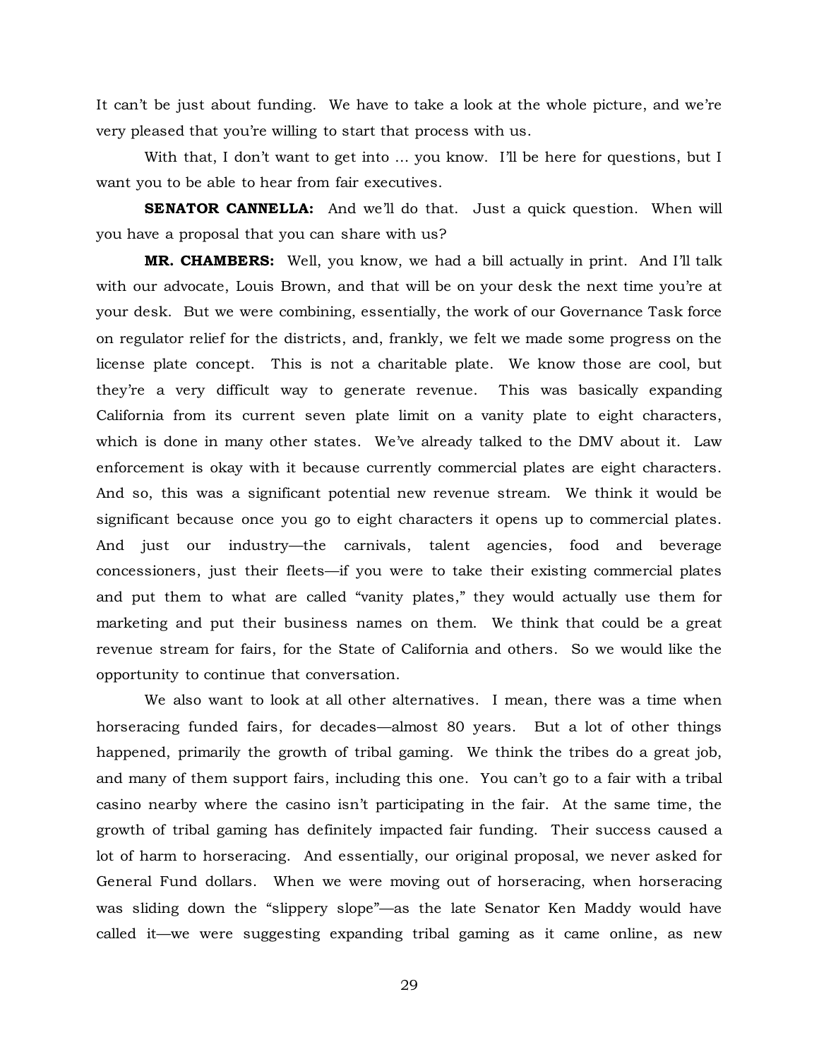It can't be just about funding. We have to take a look at the whole picture, and we're very pleased that you're willing to start that process with us.

With that, I don't want to get into … you know. I'll be here for questions, but I want you to be able to hear from fair executives.

**SENATOR CANNELLA:** And we'll do that. Just a quick question. When will you have a proposal that you can share with us?

**MR. CHAMBERS:** Well, you know, we had a bill actually in print. And I'll talk with our advocate, Louis Brown, and that will be on your desk the next time you're at your desk. But we were combining, essentially, the work of our Governance Task force on regulator relief for the districts, and, frankly, we felt we made some progress on the license plate concept. This is not a charitable plate. We know those are cool, but they're a very difficult way to generate revenue. This was basically expanding California from its current seven plate limit on a vanity plate to eight characters, which is done in many other states. We've already talked to the DMV about it. Law enforcement is okay with it because currently commercial plates are eight characters. And so, this was a significant potential new revenue stream. We think it would be significant because once you go to eight characters it opens up to commercial plates. And just our industry—the carnivals, talent agencies, food and beverage concessioners, just their fleets—if you were to take their existing commercial plates and put them to what are called "vanity plates," they would actually use them for marketing and put their business names on them. We think that could be a great revenue stream for fairs, for the State of California and others. So we would like the opportunity to continue that conversation.

We also want to look at all other alternatives. I mean, there was a time when horseracing funded fairs, for decades—almost 80 years. But a lot of other things happened, primarily the growth of tribal gaming. We think the tribes do a great job, and many of them support fairs, including this one. You can't go to a fair with a tribal casino nearby where the casino isn't participating in the fair. At the same time, the growth of tribal gaming has definitely impacted fair funding. Their success caused a lot of harm to horseracing. And essentially, our original proposal, we never asked for General Fund dollars. When we were moving out of horseracing, when horseracing was sliding down the "slippery slope"—as the late Senator Ken Maddy would have called it—we were suggesting expanding tribal gaming as it came online, as new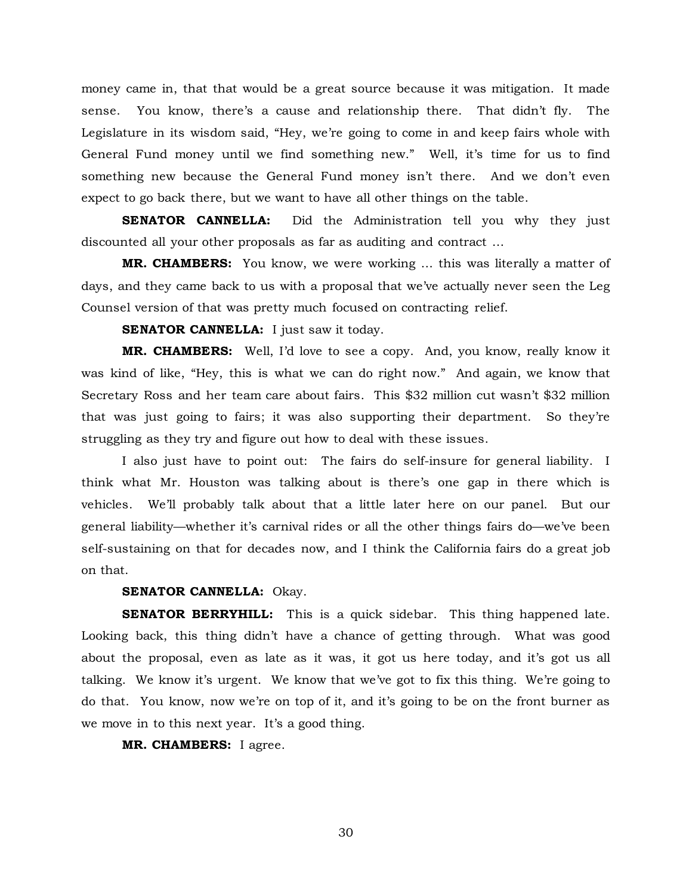money came in, that that would be a great source because it was mitigation. It made sense. You know, there's a cause and relationship there. That didn't fly. The Legislature in its wisdom said, "Hey, we're going to come in and keep fairs whole with General Fund money until we find something new." Well, it's time for us to find something new because the General Fund money isn't there. And we don't even expect to go back there, but we want to have all other things on the table.

**SENATOR CANNELLA:** Did the Administration tell you why they just discounted all your other proposals as far as auditing and contract ...

**MR. CHAMBERS:** You know, we were working ... this was literally a matter of days, and they came back to us with a proposal that we've actually never seen the Leg Counsel version of that was pretty much focused on contracting relief.

**SENATOR CANNELLA:** I just saw it today.

**MR. CHAMBERS:** Well, I'd love to see a copy. And, you know, really know it was kind of like, "Hey, this is what we can do right now." And again, we know that Secretary Ross and her team care about fairs. This $32 million cut wasn't $32 million that was just going to fairs; it was also supporting their department. So they're struggling as they try and figure out how to deal with these issues.

I also just have to point out: The fairs do self-insure for general liability. I think what Mr. Houston was talking about is there's one gap in there which is vehicles. We'll probably talk about that a little later here on our panel. But our general liability—whether it's carnival rides or all the other things fairs do—we've been self-sustaining on that for decades now, and I think the California fairs do a great job on that.

**SENATOR CANNELLA:** Okay.

**SENATOR BERRYHILL:** This is a quick sidebar. This thing happened late. Looking back, this thing didn't have a chance of getting through. What was good about the proposal, even as late as it was, it got us here today, and it's got us all talking. We know it's urgent. We know that we've got to fix this thing. We're going to do that. You know, now we're on top of it, and it's going to be on the front burner as we move in to this next year. It's a good thing.

**MR. CHAMBERS:** I agree.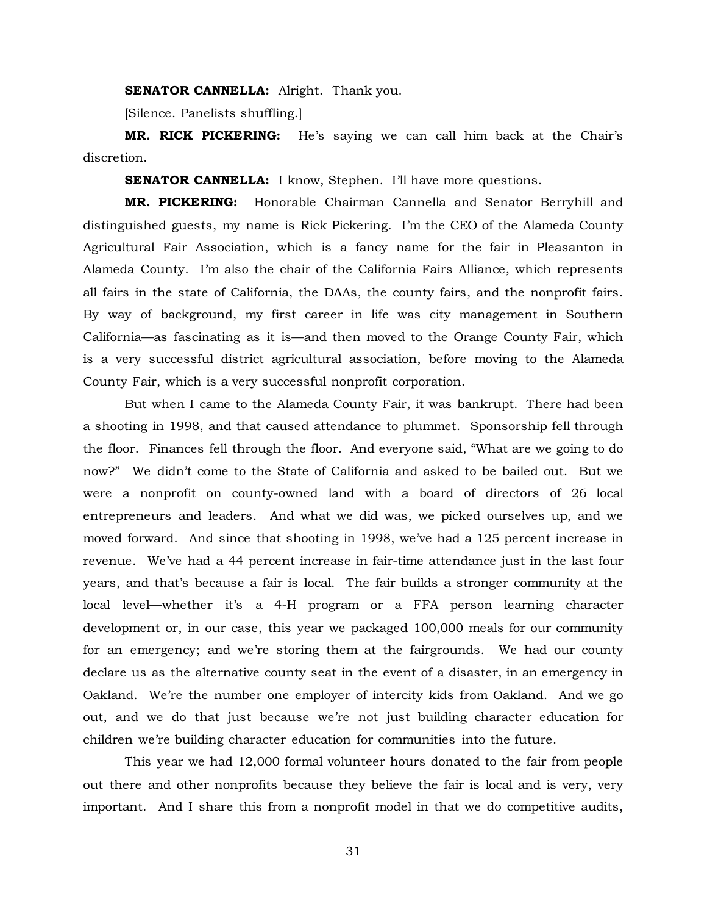**SENATOR CANNELLA:** Alright. Thank you.

[Silence. Panelists shuffling.]

**MR. RICK PICKERING:** He's saying we can call him back at the Chair's discretion.

**SENATOR CANNELLA:** I know, Stephen. I'll have more questions.

**MR. PICKERING:** Honorable Chairman Cannella and Senator Berryhill and distinguished guests, my name is Rick Pickering. I'm the CEO of the Alameda County Agricultural Fair Association, which is a fancy name for the fair in Pleasanton in Alameda County. I'm also the chair of the California Fairs Alliance, which represents all fairs in the state of California, the DAAs, the county fairs, and the nonprofit fairs. By way of background, my first career in life was city management in Southern California—as fascinating as it is—and then moved to the Orange County Fair, which is a very successful district agricultural association, before moving to the Alameda County Fair, which is a very successful nonprofit corporation.

But when I came to the Alameda County Fair, it was bankrupt. There had been a shooting in 1998, and that caused attendance to plummet. Sponsorship fell through the floor. Finances fell through the floor. And everyone said, "What are we going to do now?" We didn't come to the State of California and asked to be bailed out. But we were a nonprofit on county-owned land with a board of directors of 26 local entrepreneurs and leaders. And what we did was, we picked ourselves up, and we moved forward. And since that shooting in 1998, we've had a 125 percent increase in revenue. We've had a 44 percent increase in fair-time attendance just in the last four years, and that's because a fair is local. The fair builds a stronger community at the local level—whether it's a 4-H program or a FFA person learning character development or, in our case, this year we packaged 100,000 meals for our community for an emergency; and we're storing them at the fairgrounds. We had our county declare us as the alternative county seat in the event of a disaster, in an emergency in Oakland. We're the number one employer of intercity kids from Oakland. And we go out, and we do that just because we're not just building character education for children we're building character education for communities into the future.

This year we had 12,000 formal volunteer hours donated to the fair from people out there and other nonprofits because they believe the fair is local and is very, very important. And I share this from a nonprofit model in that we do competitive audits,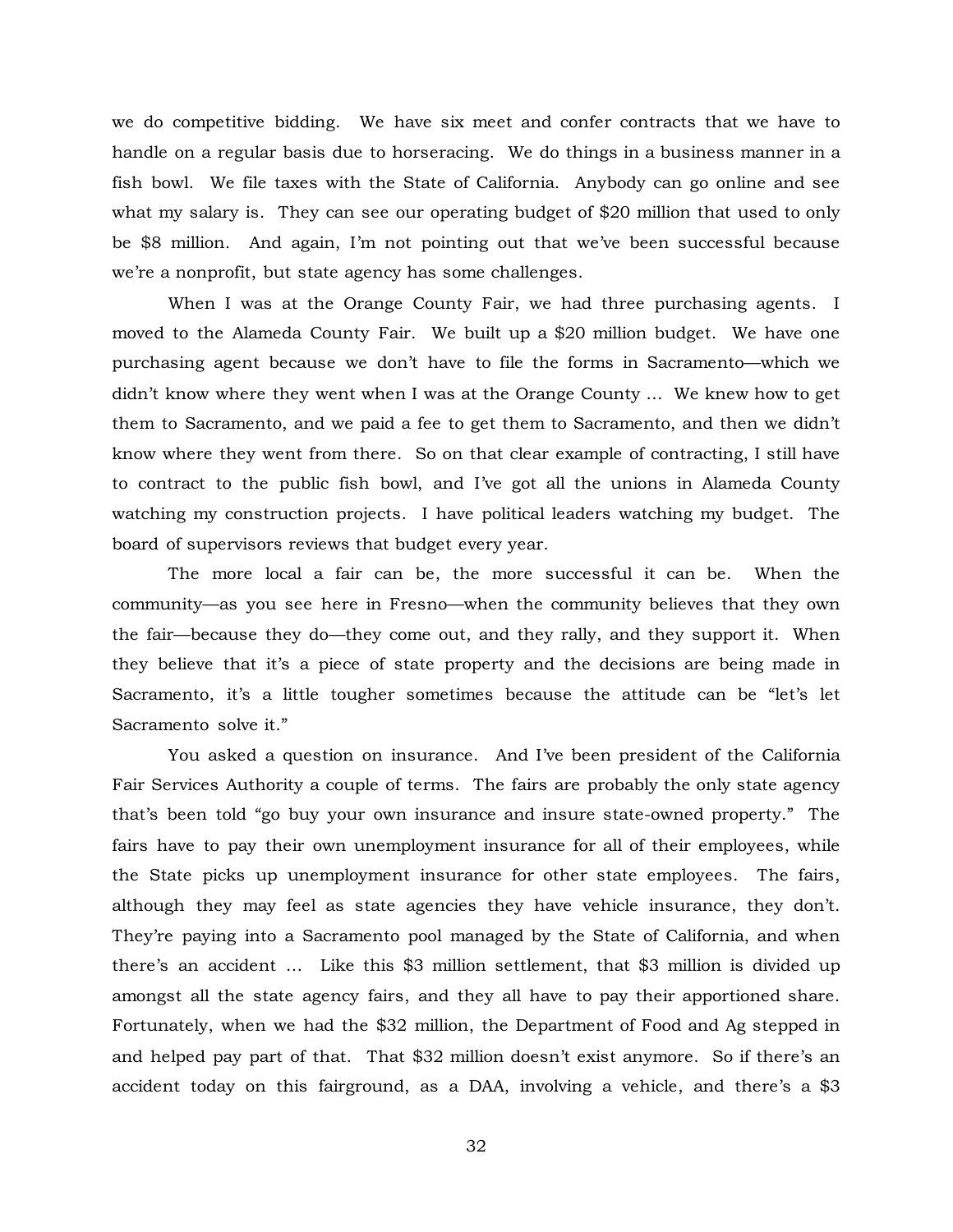we do competitive bidding. We have six meet and confer contracts that we have to handle on a regular basis due to horseracing. We do things in a business manner in a fish bowl. We file taxes with the State of California. Anybody can go online and see what my salary is. They can see our operating budget of $20 million that used to only be $8 million. And again, I'm not pointing out that we've been successful because we're a nonprofit, but state agency has some challenges.

When I was at the Orange County Fair, we had three purchasing agents. I moved to the Alameda County Fair. We built up a $20 million budget. We have one purchasing agent because we don't have to file the forms in Sacramento—which we didn't know where they went when I was at the Orange County … We knew how to get them to Sacramento, and we paid a fee to get them to Sacramento, and then we didn't know where they went from there. So on that clear example of contracting, I still have to contract to the public fish bowl, and I've got all the unions in Alameda County watching my construction projects. I have political leaders watching my budget. The board of supervisors reviews that budget every year.

The more local a fair can be, the more successful it can be. When the community—as you see here in Fresno—when the community believes that they own the fair—because they do—they come out, and they rally, and they support it. When they believe that it's a piece of state property and the decisions are being made in Sacramento, it's a little tougher sometimes because the attitude can be "let's let Sacramento solve it."

You asked a question on insurance. And I've been president of the California Fair Services Authority a couple of terms. The fairs are probably the only state agency that's been told "go buy your own insurance and insure state-owned property." The fairs have to pay their own unemployment insurance for all of their employees, while the State picks up unemployment insurance for other state employees. The fairs, although they may feel as state agencies they have vehicle insurance, they don't. They're paying into a Sacramento pool managed by the State of California, and when there's an accident … Like this $3 million settlement, that $3 million is divided up amongst all the state agency fairs, and they all have to pay their apportioned share. Fortunately, when we had the $32 million, the Department of Food and Ag stepped in and helped pay part of that. That $32 million doesn't exist anymore. So if there's an accident today on this fairground, as a DAA, involving a vehicle, and there's a $3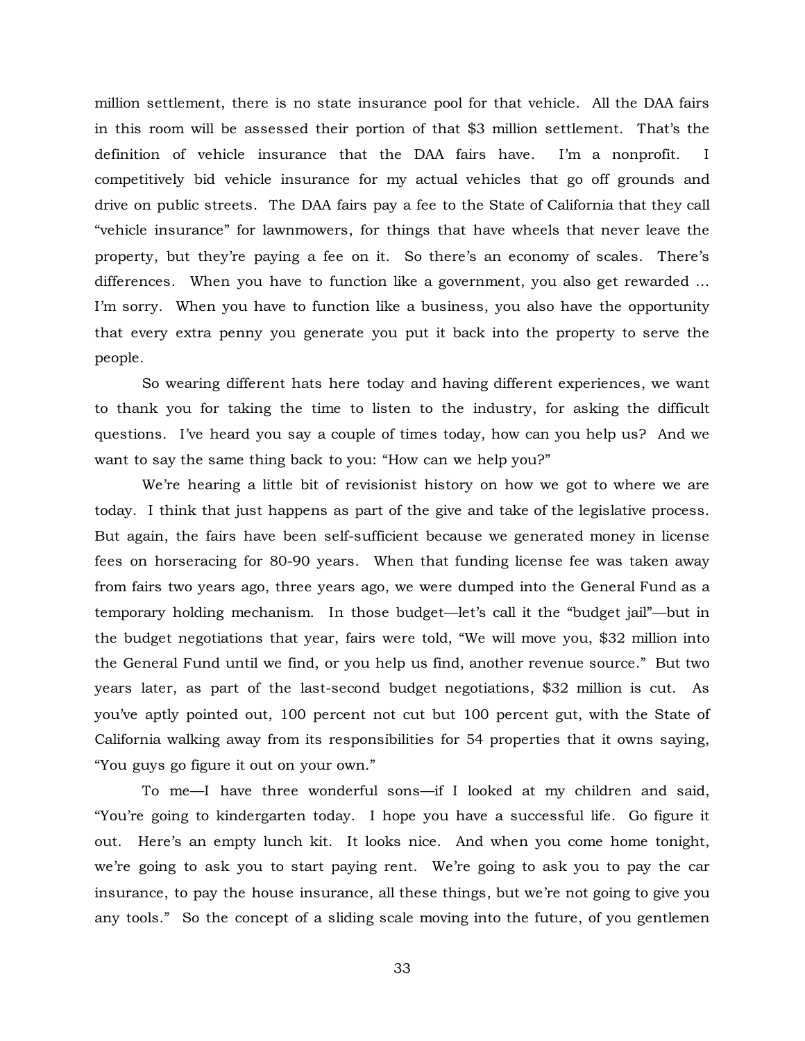million settlement, there is no state insurance pool for that vehicle. All the DAA fairs in this room will be assessed their portion of that $3 million settlement. That's the definition of vehicle insurance that the DAA fairs have. I'm a nonprofit. I competitively bid vehicle insurance for my actual vehicles that go off grounds and drive on public streets. The DAA fairs pay a fee to the State of California that they call "vehicle insurance" for lawnmowers, for things that have wheels that never leave the property, but they're paying a fee on it. So there's an economy of scales. There's differences. When you have to function like a government, you also get rewarded … I'm sorry. When you have to function like a business, you also have the opportunity that every extra penny you generate you put it back into the property to serve the people.

So wearing different hats here today and having different experiences, we want to thank you for taking the time to listen to the industry, for asking the difficult questions. I've heard you say a couple of times today, how can you help us? And we want to say the same thing back to you: "How can we help you?"

We're hearing a little bit of revisionist history on how we got to where we are today. I think that just happens as part of the give and take of the legislative process. But again, the fairs have been self-sufficient because we generated money in license fees on horseracing for 80-90 years. When that funding license fee was taken away from fairs two years ago, three years ago, we were dumped into the General Fund as a temporary holding mechanism. In those budget—let's call it the "budget jail"—but in the budget negotiations that year, fairs were told, "We will move you, $32 million into the General Fund until we find, or you help us find, another revenue source." But two years later, as part of the last-second budget negotiations, $32 million is cut. As you've aptly pointed out, 100 percent not cut but 100 percent gut, with the State of California walking away from its responsibilities for 54 properties that it owns saying, "You guys go figure it out on your own."

To me—I have three wonderful sons—if I looked at my children and said, "You're going to kindergarten today. I hope you have a successful life. Go figure it out. Here's an empty lunch kit. It looks nice. And when you come home tonight, we're going to ask you to start paying rent. We're going to ask you to pay the car insurance, to pay the house insurance, all these things, but we're not going to give you any tools." So the concept of a sliding scale moving into the future, of you gentlemen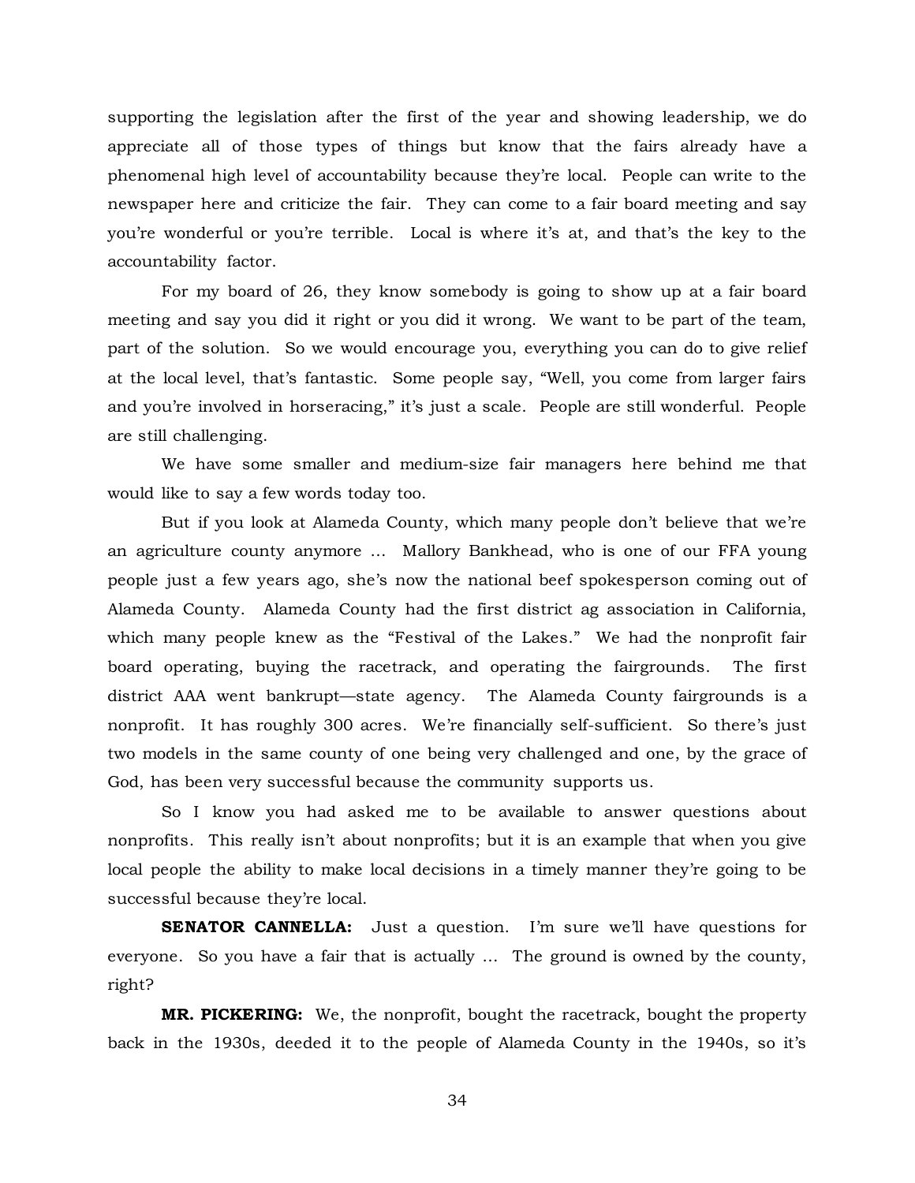supporting the legislation after the first of the year and showing leadership, we do appreciate all of those types of things but know that the fairs already have a phenomenal high level of accountability because they're local. People can write to the newspaper here and criticize the fair. They can come to a fair board meeting and say you're wonderful or you're terrible. Local is where it's at, and that's the key to the accountability factor.

For my board of 26, they know somebody is going to show up at a fair board meeting and say you did it right or you did it wrong. We want to be part of the team, part of the solution. So we would encourage you, everything you can do to give relief at the local level, that's fantastic. Some people say, "Well, you come from larger fairs and you're involved in horseracing," it's just a scale. People are still wonderful. People are still challenging.

We have some smaller and medium-size fair managers here behind me that would like to say a few words today too.

But if you look at Alameda County, which many people don't believe that we're an agriculture county anymore ... Mallory Bankhead, who is one of our FFA young people just a few years ago, she's now the national beef spokesperson coming out of Alameda County. Alameda County had the first district ag association in California, which many people knew as the "Festival of the Lakes." We had the nonprofit fair board operating, buying the racetrack, and operating the fairgrounds. The first district AAA went bankrupt—state agency. The Alameda County fairgrounds is a nonprofit. It has roughly 300 acres. We're financially self-sufficient. So there's just two models in the same county of one being very challenged and one, by the grace of God, has been very successful because the community supports us.

So I know you had asked me to be available to answer questions about nonprofits. This really isn't about nonprofits; but it is an example that when you give local people the ability to make local decisions in a timely manner they're going to be successful because they're local.

**SENATOR CANNELLA:** Just a question. I'm sure we'll have questions for everyone. So you have a fair that is actually ... The ground is owned by the county, right?

**MR. PICKERING:** We, the nonprofit, bought the racetrack, bought the property back in the 1930s, deeded it to the people of Alameda County in the 1940s, so it's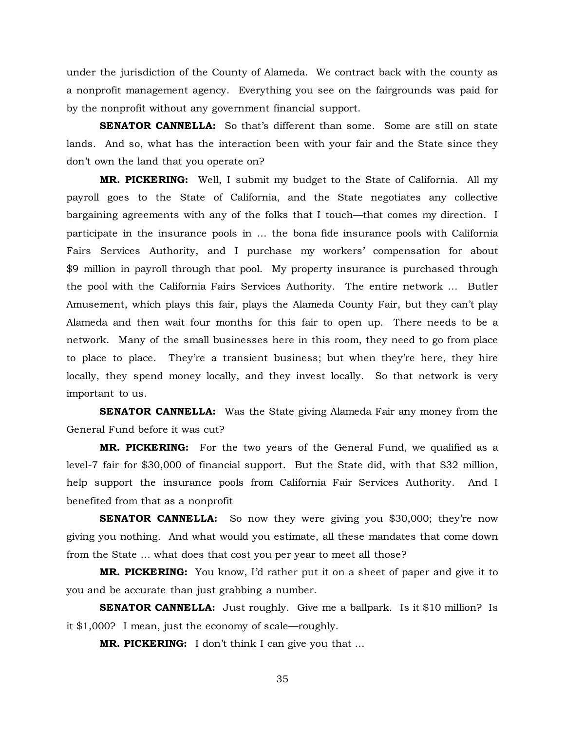under the jurisdiction of the County of Alameda. We contract back with the county as a nonprofit management agency. Everything you see on the fairgrounds was paid for by the nonprofit without any government financial support.

**SENATOR CANNELLA:** So that's different than some. Some are still on state lands. And so, what has the interaction been with your fair and the State since they don't own the land that you operate on?

**MR. PICKERING:** Well, I submit my budget to the State of California. All my payroll goes to the State of California, and the State negotiates any collective bargaining agreements with any of the folks that I touch—that comes my direction. I participate in the insurance pools in … the bona fide insurance pools with California Fairs Services Authority, and I purchase my workers' compensation for about $9 million in payroll through that pool. My property insurance is purchased through the pool with the California Fairs Services Authority. The entire network … Butler Amusement, which plays this fair, plays the Alameda County Fair, but they can't play Alameda and then wait four months for this fair to open up. There needs to be a network. Many of the small businesses here in this room, they need to go from place to place to place. They're a transient business; but when they're here, they hire locally, they spend money locally, and they invest locally. So that network is very important to us.

**SENATOR CANNELLA:** Was the State giving Alameda Fair any money from the General Fund before it was cut?

**MR. PICKERING:** For the two years of the General Fund, we qualified as a level-7 fair for $30,000 of financial support. But the State did, with that $32 million, help support the insurance pools from California Fair Services Authority. And I benefited from that as a nonprofit

**SENATOR CANNELLA:** So now they were giving you $30,000; they're now giving you nothing. And what would you estimate, all these mandates that come down from the State … what does that cost you per year to meet all those?

**MR. PICKERING:** You know, I'd rather put it on a sheet of paper and give it to you and be accurate than just grabbing a number.

**SENATOR CANNELLA:** Just roughly. Give me a ballpark. Is it $10 million? Is it $1,000? I mean, just the economy of scale—roughly.

**MR. PICKERING:** I don't think I can give you that …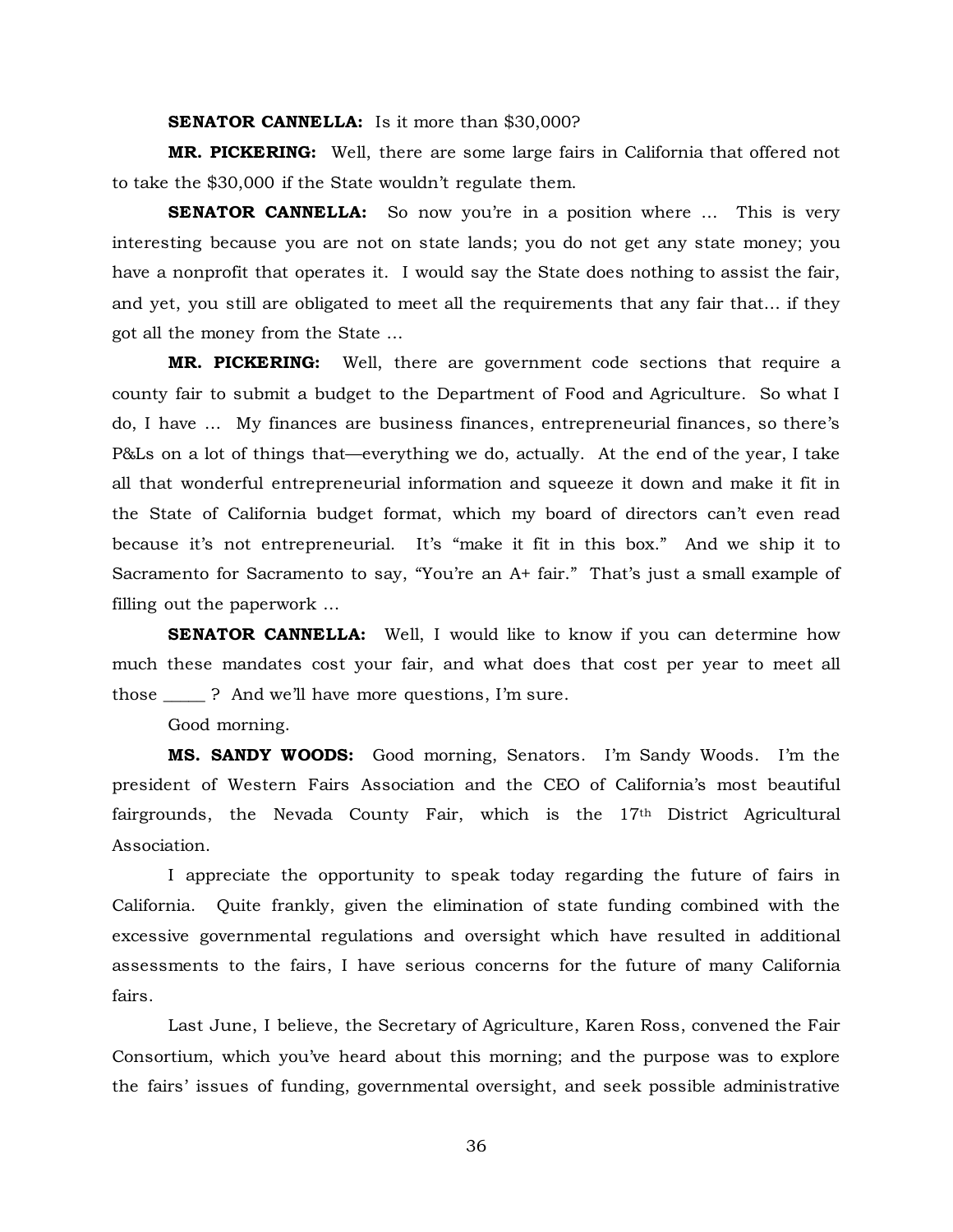**SENATOR CANNELLA:** Is it more than $30,000?

**MR. PICKERING:** Well, there are some large fairs in California that offered not to take the $30,000 if the State wouldn't regulate them.

**SENATOR CANNELLA:** So now you're in a position where … This is very interesting because you are not on state lands; you do not get any state money; you have a nonprofit that operates it. I would say the State does nothing to assist the fair, and yet, you still are obligated to meet all the requirements that any fair that… if they got all the money from the State …

**MR. PICKERING:** Well, there are government code sections that require a county fair to submit a budget to the Department of Food and Agriculture. So what I do, I have … My finances are business finances, entrepreneurial finances, so there's P&Ls on a lot of things that—everything we do, actually. At the end of the year, I take all that wonderful entrepreneurial information and squeeze it down and make it fit in the State of California budget format, which my board of directors can't even read because it's not entrepreneurial. It's "make it fit in this box." And we ship it to Sacramento for Sacramento to say, "You're an A+ fair." That's just a small example of filling out the paperwork …

**SENATOR CANNELLA:** Well, I would like to know if you can determine how much these mandates cost your fair, and what does that cost per year to meet all those _____ ? And we'll have more questions, I'm sure.

Good morning.

**MS. SANDY WOODS:** Good morning, Senators. I'm Sandy Woods. I'm the president of Western Fairs Association and the CEO of California's most beautiful fairgrounds, the Nevada County Fair, which is the 17th District Agricultural Association.

I appreciate the opportunity to speak today regarding the future of fairs in California. Quite frankly, given the elimination of state funding combined with the excessive governmental regulations and oversight which have resulted in additional assessments to the fairs, I have serious concerns for the future of many California fairs.

Last June, I believe, the Secretary of Agriculture, Karen Ross, convened the Fair Consortium, which you've heard about this morning; and the purpose was to explore the fairs' issues of funding, governmental oversight, and seek possible administrative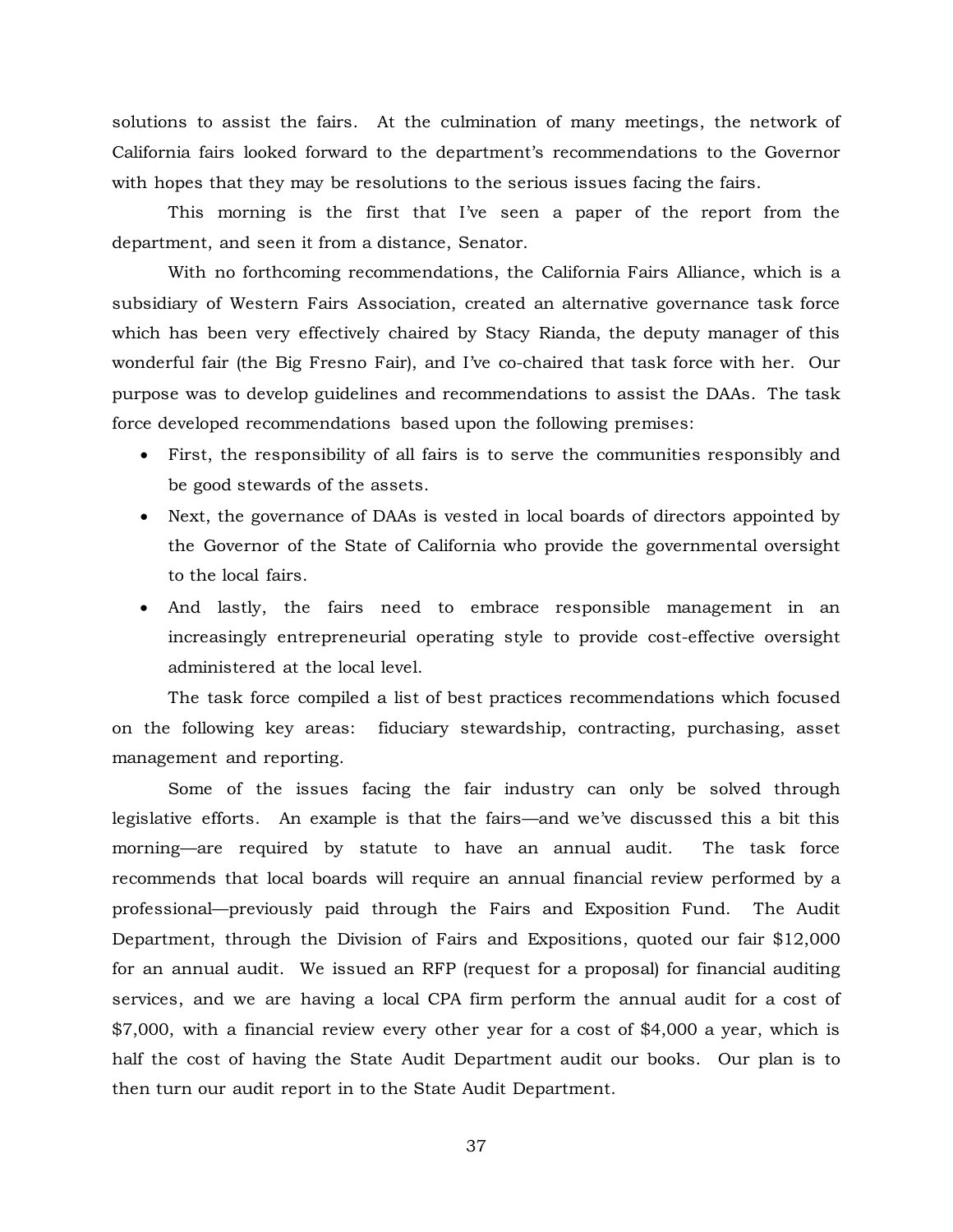solutions to assist the fairs. At the culmination of many meetings, the network of California fairs looked forward to the department's recommendations to the Governor with hopes that they may be resolutions to the serious issues facing the fairs.

This morning is the first that I've seen a paper of the report from the department, and seen it from a distance, Senator.

With no forthcoming recommendations, the California Fairs Alliance, which is a subsidiary of Western Fairs Association, created an alternative governance task force which has been very effectively chaired by Stacy Rianda, the deputy manager of this wonderful fair (the Big Fresno Fair), and I've co-chaired that task force with her. Our purpose was to develop guidelines and recommendations to assist the DAAs. The task force developed recommendations based upon the following premises:

- First, the responsibility of all fairs is to serve the communities responsibly and be good stewards of the assets.
- Next, the governance of DAAs is vested in local boards of directors appointed by the Governor of the State of California who provide the governmental oversight to the local fairs.
- And lastly, the fairs need to embrace responsible management in an increasingly entrepreneurial operating style to provide cost-effective oversight administered at the local level.

The task force compiled a list of best practices recommendations which focused on the following key areas: fiduciary stewardship, contracting, purchasing, asset management and reporting.

Some of the issues facing the fair industry can only be solved through legislative efforts. An example is that the fairs—and we've discussed this a bit this morning—are required by statute to have an annual audit. The task force recommends that local boards will require an annual financial review performed by a professional—previously paid through the Fairs and Exposition Fund. The Audit Department, through the Division of Fairs and Expositions, quoted our fair $12,000 for an annual audit. We issued an RFP (request for a proposal) for financial auditing services, and we are having a local CPA firm perform the annual audit for a cost of $7,000, with a financial review every other year for a cost of $4,000 a year, which is half the cost of having the State Audit Department audit our books. Our plan is to then turn our audit report in to the State Audit Department.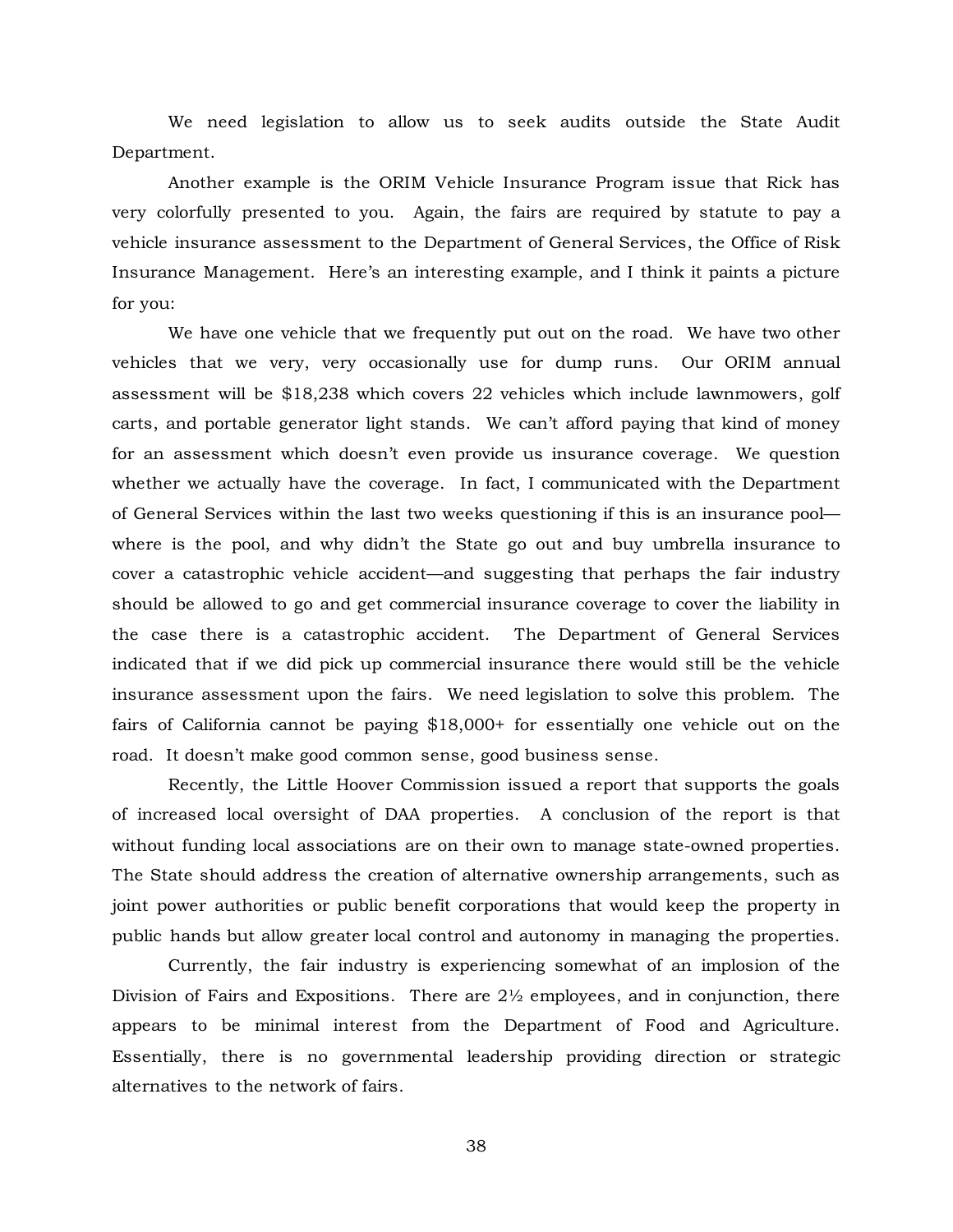We need legislation to allow us to seek audits outside the State Audit Department.

Another example is the ORIM Vehicle Insurance Program issue that Rick has very colorfully presented to you. Again, the fairs are required by statute to pay a vehicle insurance assessment to the Department of General Services, the Office of Risk Insurance Management. Here's an interesting example, and I think it paints a picture for you:

We have one vehicle that we frequently put out on the road. We have two other vehicles that we very, very occasionally use for dump runs. Our ORIM annual assessment will be $18,238 which covers 22 vehicles which include lawnmowers, golf carts, and portable generator light stands. We can't afford paying that kind of money for an assessment which doesn't even provide us insurance coverage. We question whether we actually have the coverage. In fact, I communicated with the Department of General Services within the last two weeks questioning if this is an insurance pool—where is the pool, and why didn't the State go out and buy umbrella insurance to cover a catastrophic vehicle accident—and suggesting that perhaps the fair industry should be allowed to go and get commercial insurance coverage to cover the liability in the case there is a catastrophic accident. The Department of General Services indicated that if we did pick up commercial insurance there would still be the vehicle insurance assessment upon the fairs. We need legislation to solve this problem. The fairs of California cannot be paying $18,000+ for essentially one vehicle out on the road. It doesn't make good common sense, good business sense.

Recently, the Little Hoover Commission issued a report that supports the goals of increased local oversight of DAA properties. A conclusion of the report is that without funding local associations are on their own to manage state-owned properties. The State should address the creation of alternative ownership arrangements, such as joint power authorities or public benefit corporations that would keep the property in public hands but allow greater local control and autonomy in managing the properties.

Currently, the fair industry is experiencing somewhat of an implosion of the Division of Fairs and Expositions. There are 2½ employees, and in conjunction, there appears to be minimal interest from the Department of Food and Agriculture. Essentially, there is no governmental leadership providing direction or strategic alternatives to the network of fairs.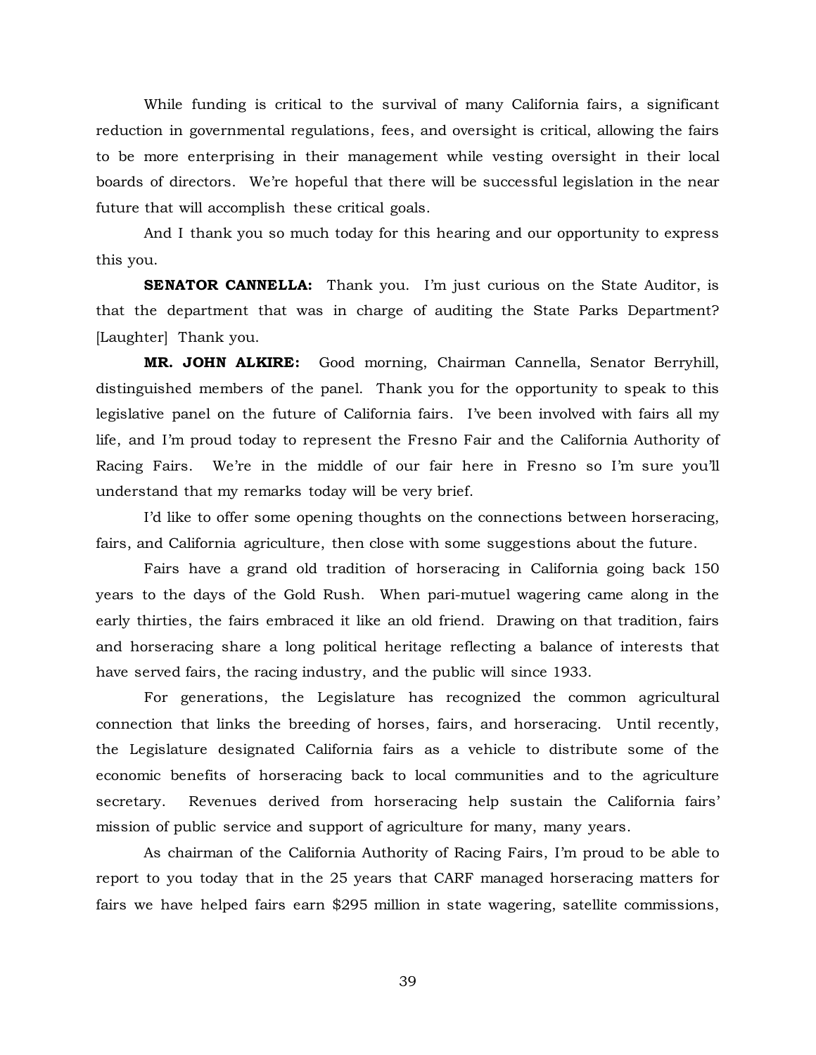While funding is critical to the survival of many California fairs, a significant reduction in governmental regulations, fees, and oversight is critical, allowing the fairs to be more enterprising in their management while vesting oversight in their local boards of directors. We're hopeful that there will be successful legislation in the near future that will accomplish these critical goals.

And I thank you so much today for this hearing and our opportunity to express this you.

**SENATOR CANNELLA:** Thank you. I'm just curious on the State Auditor, is that the department that was in charge of auditing the State Parks Department? [Laughter] Thank you.

**MR. JOHN ALKIRE:** Good morning, Chairman Cannella, Senator Berryhill, distinguished members of the panel. Thank you for the opportunity to speak to this legislative panel on the future of California fairs. I've been involved with fairs all my life, and I'm proud today to represent the Fresno Fair and the California Authority of Racing Fairs. We're in the middle of our fair here in Fresno so I'm sure you'll understand that my remarks today will be very brief.

I'd like to offer some opening thoughts on the connections between horseracing, fairs, and California agriculture, then close with some suggestions about the future.

Fairs have a grand old tradition of horseracing in California going back 150 years to the days of the Gold Rush. When pari-mutuel wagering came along in the early thirties, the fairs embraced it like an old friend. Drawing on that tradition, fairs and horseracing share a long political heritage reflecting a balance of interests that have served fairs, the racing industry, and the public will since 1933.

For generations, the Legislature has recognized the common agricultural connection that links the breeding of horses, fairs, and horseracing. Until recently, the Legislature designated California fairs as a vehicle to distribute some of the economic benefits of horseracing back to local communities and to the agriculture secretary. Revenues derived from horseracing help sustain the California fairs' mission of public service and support of agriculture for many, many years.

As chairman of the California Authority of Racing Fairs, I'm proud to be able to report to you today that in the 25 years that CARF managed horseracing matters for fairs we have helped fairs earn $295 million in state wagering, satellite commissions,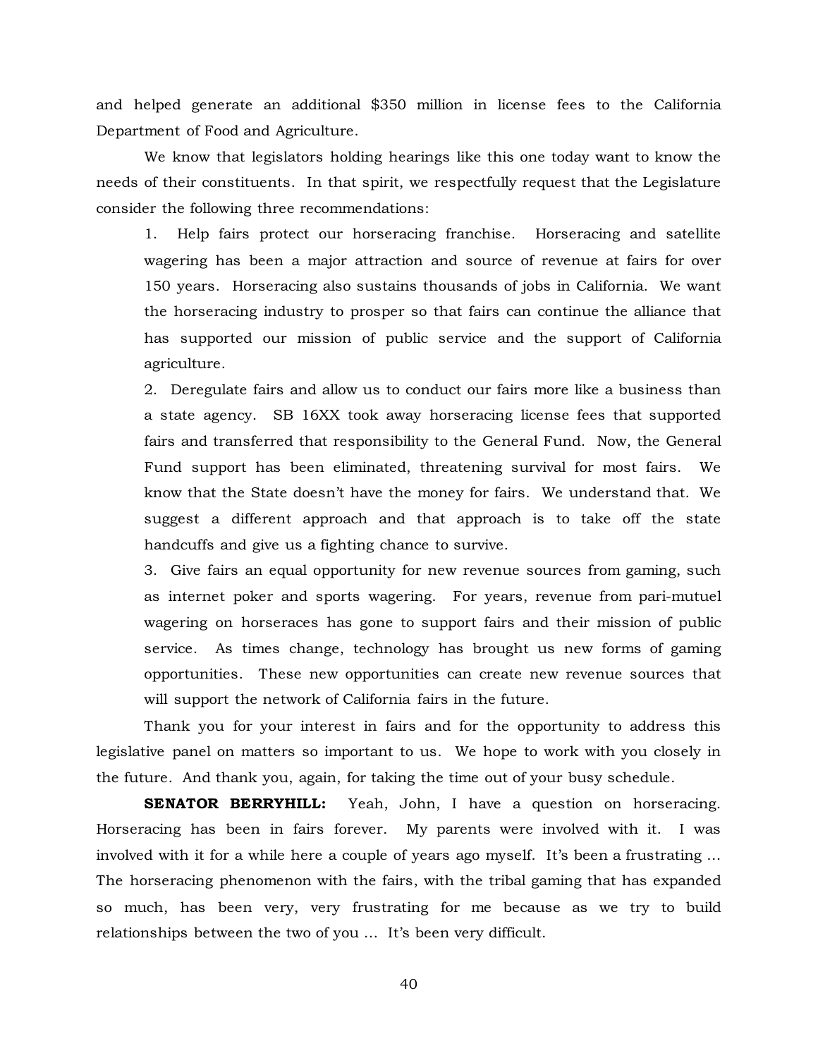and helped generate an additional $350 million in license fees to the California Department of Food and Agriculture.

We know that legislators holding hearings like this one today want to know the needs of their constituents. In that spirit, we respectfully request that the Legislature consider the following three recommendations:

1. Help fairs protect our horseracing franchise. Horseracing and satellite wagering has been a major attraction and source of revenue at fairs for over 150 years. Horseracing also sustains thousands of jobs in California. We want the horseracing industry to prosper so that fairs can continue the alliance that has supported our mission of public service and the support of California agriculture.
2. Deregulate fairs and allow us to conduct our fairs more like a business than a state agency. SB 16XX took away horseracing license fees that supported fairs and transferred that responsibility to the General Fund. Now, the General Fund support has been eliminated, threatening survival for most fairs. We know that the State doesn't have the money for fairs. We understand that. We suggest a different approach and that approach is to take off the state handcuffs and give us a fighting chance to survive.
3. Give fairs an equal opportunity for new revenue sources from gaming, such as internet poker and sports wagering. For years, revenue from pari-mutuel wagering on horseraces has gone to support fairs and their mission of public service. As times change, technology has brought us new forms of gaming opportunities. These new opportunities can create new revenue sources that will support the network of California fairs in the future.

Thank you for your interest in fairs and for the opportunity to address this legislative panel on matters so important to us. We hope to work with you closely in the future. And thank you, again, for taking the time out of your busy schedule.

**SENATOR BERRYHILL:** Yeah, John, I have a question on horseracing. Horseracing has been in fairs forever. My parents were involved with it. I was involved with it for a while here a couple of years ago myself. It's been a frustrating … The horseracing phenomenon with the fairs, with the tribal gaming that has expanded so much, has been very, very frustrating for me because as we try to build relationships between the two of you … It's been very difficult.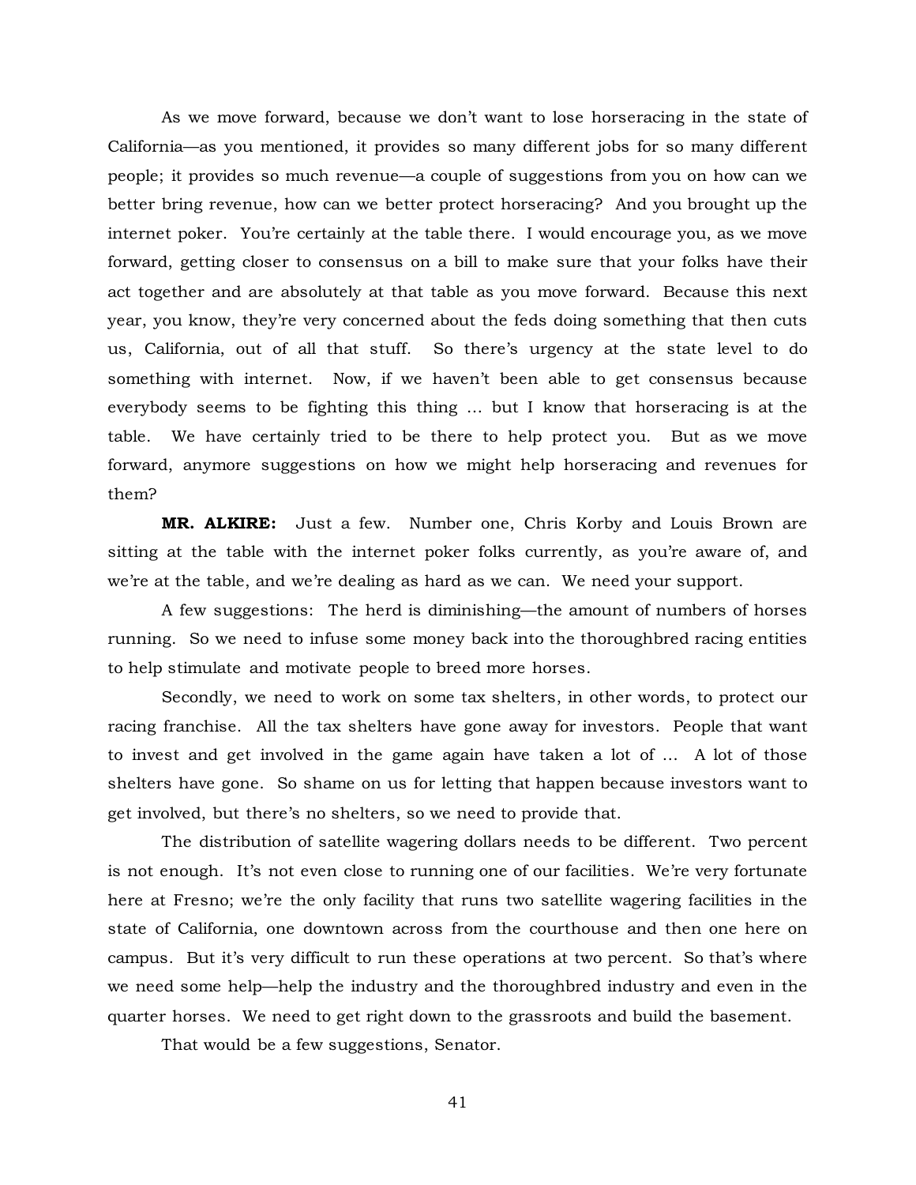As we move forward, because we don't want to lose horseracing in the state of California—as you mentioned, it provides so many different jobs for so many different people; it provides so much revenue—a couple of suggestions from you on how can we better bring revenue, how can we better protect horseracing? And you brought up the internet poker. You're certainly at the table there. I would encourage you, as we move forward, getting closer to consensus on a bill to make sure that your folks have their act together and are absolutely at that table as you move forward. Because this next year, you know, they're very concerned about the feds doing something that then cuts us, California, out of all that stuff. So there's urgency at the state level to do something with internet. Now, if we haven't been able to get consensus because everybody seems to be fighting this thing … but I know that horseracing is at the table. We have certainly tried to be there to help protect you. But as we move forward, anymore suggestions on how we might help horseracing and revenues for them?

**MR. ALKIRE:** Just a few. Number one, Chris Korby and Louis Brown are sitting at the table with the internet poker folks currently, as you're aware of, and we're at the table, and we're dealing as hard as we can. We need your support.

A few suggestions: The herd is diminishing—the amount of numbers of horses running. So we need to infuse some money back into the thoroughbred racing entities to help stimulate and motivate people to breed more horses.

Secondly, we need to work on some tax shelters, in other words, to protect our racing franchise. All the tax shelters have gone away for investors. People that want to invest and get involved in the game again have taken a lot of … A lot of those shelters have gone. So shame on us for letting that happen because investors want to get involved, but there's no shelters, so we need to provide that.

The distribution of satellite wagering dollars needs to be different. Two percent is not enough. It's not even close to running one of our facilities. We're very fortunate here at Fresno; we're the only facility that runs two satellite wagering facilities in the state of California, one downtown across from the courthouse and then one here on campus. But it's very difficult to run these operations at two percent. So that's where we need some help—help the industry and the thoroughbred industry and even in the quarter horses. We need to get right down to the grassroots and build the basement.

That would be a few suggestions, Senator.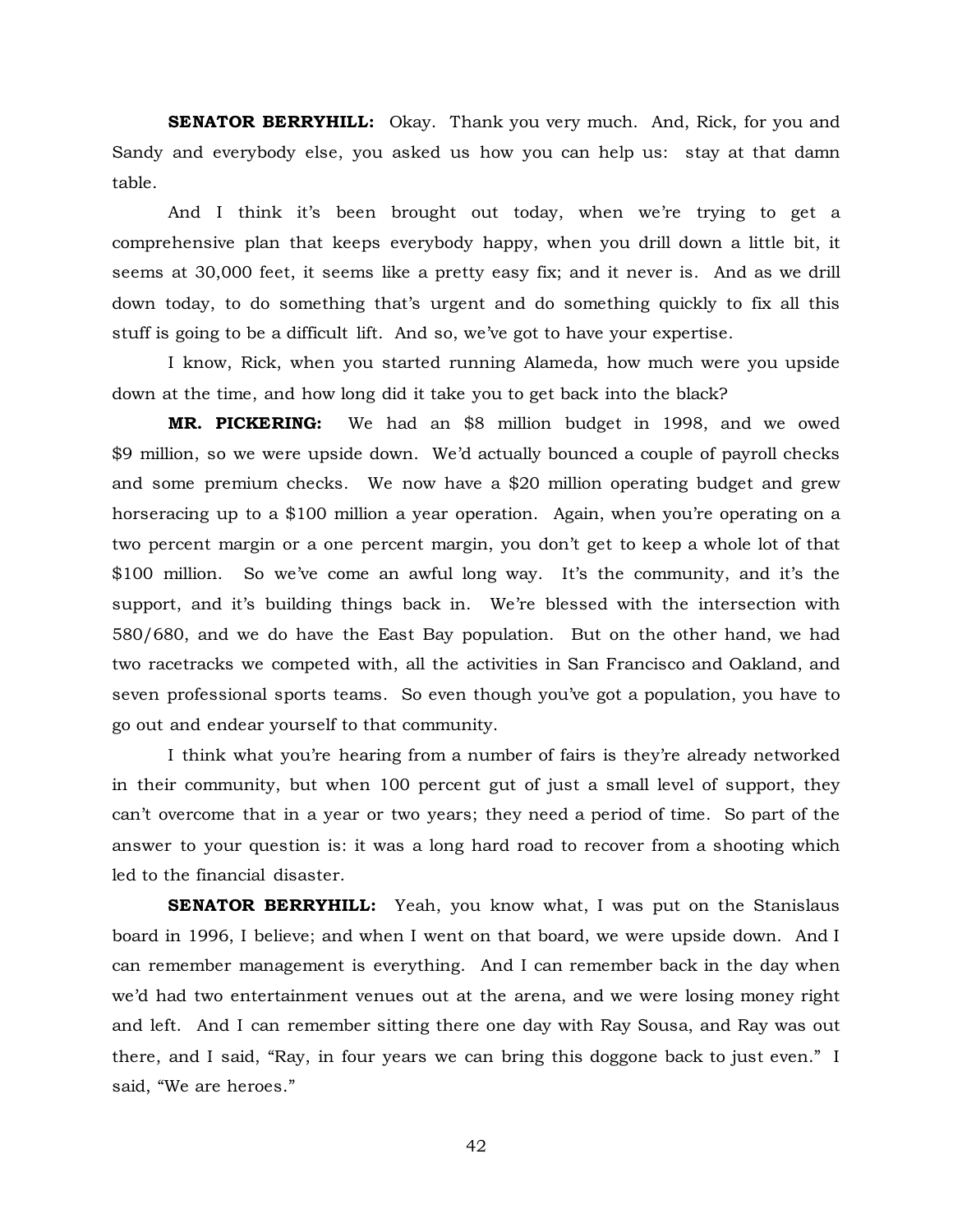**SENATOR BERRYHILL:** Okay. Thank you very much. And, Rick, for you and Sandy and everybody else, you asked us how you can help us: stay at that damn table.

And I think it's been brought out today, when we're trying to get a comprehensive plan that keeps everybody happy, when you drill down a little bit, it seems at 30,000 feet, it seems like a pretty easy fix; and it never is. And as we drill down today, to do something that's urgent and do something quickly to fix all this stuff is going to be a difficult lift. And so, we've got to have your expertise.

I know, Rick, when you started running Alameda, how much were you upside down at the time, and how long did it take you to get back into the black?

**MR. PICKERING:** We had an $8 million budget in 1998, and we owed $9 million, so we were upside down. We'd actually bounced a couple of payroll checks and some premium checks. We now have a $20 million operating budget and grew horseracing up to a $100 million a year operation. Again, when you're operating on a two percent margin or a one percent margin, you don't get to keep a whole lot of that $100 million. So we've come an awful long way. It's the community, and it's the support, and it's building things back in. We're blessed with the intersection with 580/680, and we do have the East Bay population. But on the other hand, we had two racetracks we competed with, all the activities in San Francisco and Oakland, and seven professional sports teams. So even though you've got a population, you have to go out and endear yourself to that community.

I think what you're hearing from a number of fairs is they're already networked in their community, but when 100 percent gut of just a small level of support, they can't overcome that in a year or two years; they need a period of time. So part of the answer to your question is: it was a long hard road to recover from a shooting which led to the financial disaster.

**SENATOR BERRYHILL:** Yeah, you know what, I was put on the Stanislaus board in 1996, I believe; and when I went on that board, we were upside down. And I can remember management is everything. And I can remember back in the day when we'd had two entertainment venues out at the arena, and we were losing money right and left. And I can remember sitting there one day with Ray Sousa, and Ray was out there, and I said, "Ray, in four years we can bring this doggone back to just even." I said, "We are heroes."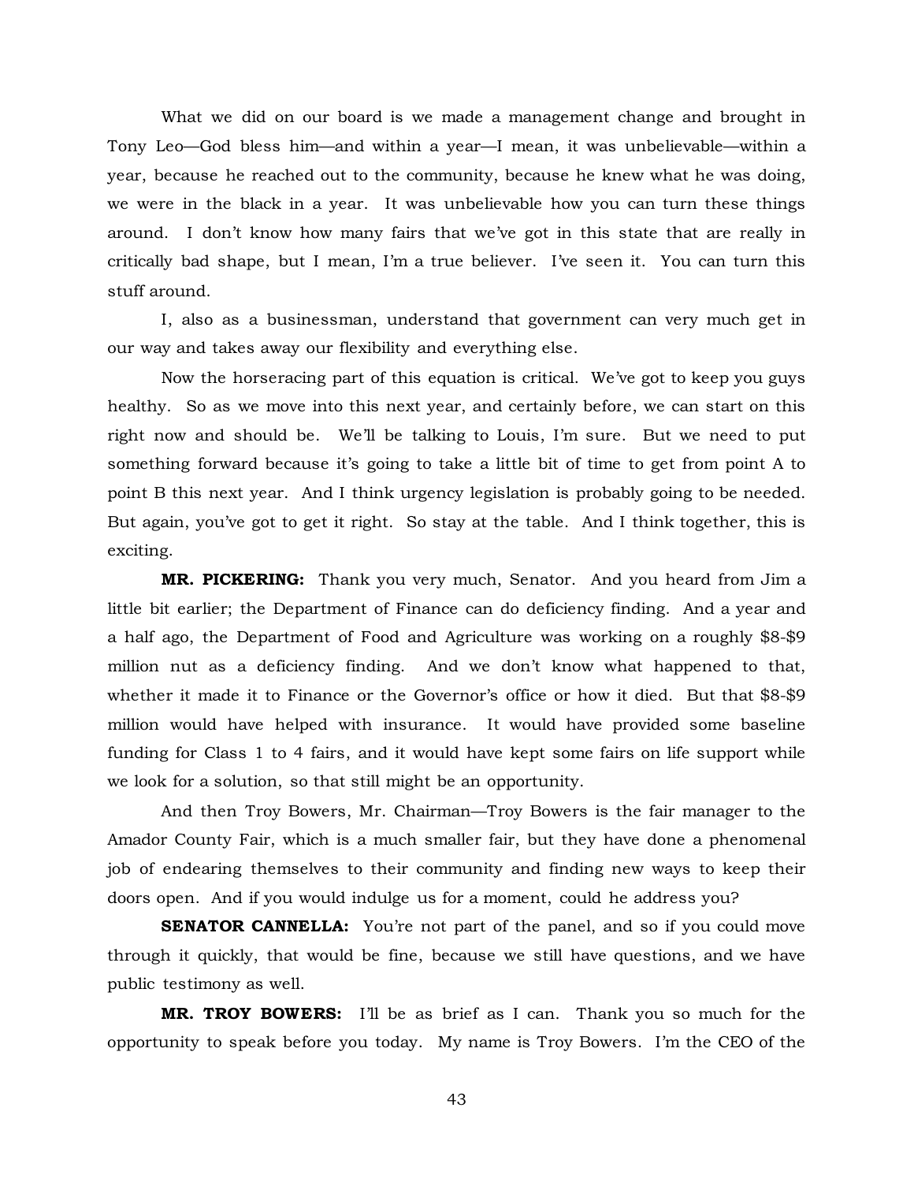What we did on our board is we made a management change and brought in Tony Leo—God bless him—and within a year—I mean, it was unbelievable—within a year, because he reached out to the community, because he knew what he was doing, we were in the black in a year. It was unbelievable how you can turn these things around. I don't know how many fairs that we've got in this state that are really in critically bad shape, but I mean, I'm a true believer. I've seen it. You can turn this stuff around.

I, also as a businessman, understand that government can very much get in our way and takes away our flexibility and everything else.

Now the horseracing part of this equation is critical. We've got to keep you guys healthy. So as we move into this next year, and certainly before, we can start on this right now and should be. We'll be talking to Louis, I'm sure. But we need to put something forward because it's going to take a little bit of time to get from point A to point B this next year. And I think urgency legislation is probably going to be needed. But again, you've got to get it right. So stay at the table. And I think together, this is exciting.

**MR. PICKERING:** Thank you very much, Senator. And you heard from Jim a little bit earlier; the Department of Finance can do deficiency finding. And a year and a half ago, the Department of Food and Agriculture was working on a roughly $8-$9 million nut as a deficiency finding. And we don't know what happened to that, whether it made it to Finance or the Governor's office or how it died. But that $8-$9 million would have helped with insurance. It would have provided some baseline funding for Class 1 to 4 fairs, and it would have kept some fairs on life support while we look for a solution, so that still might be an opportunity.

And then Troy Bowers, Mr. Chairman—Troy Bowers is the fair manager to the Amador County Fair, which is a much smaller fair, but they have done a phenomenal job of endearing themselves to their community and finding new ways to keep their doors open. And if you would indulge us for a moment, could he address you?

**SENATOR CANNELLA:** You're not part of the panel, and so if you could move through it quickly, that would be fine, because we still have questions, and we have public testimony as well.

**MR. TROY BOWERS:** I'll be as brief as I can. Thank you so much for the opportunity to speak before you today. My name is Troy Bowers. I'm the CEO of the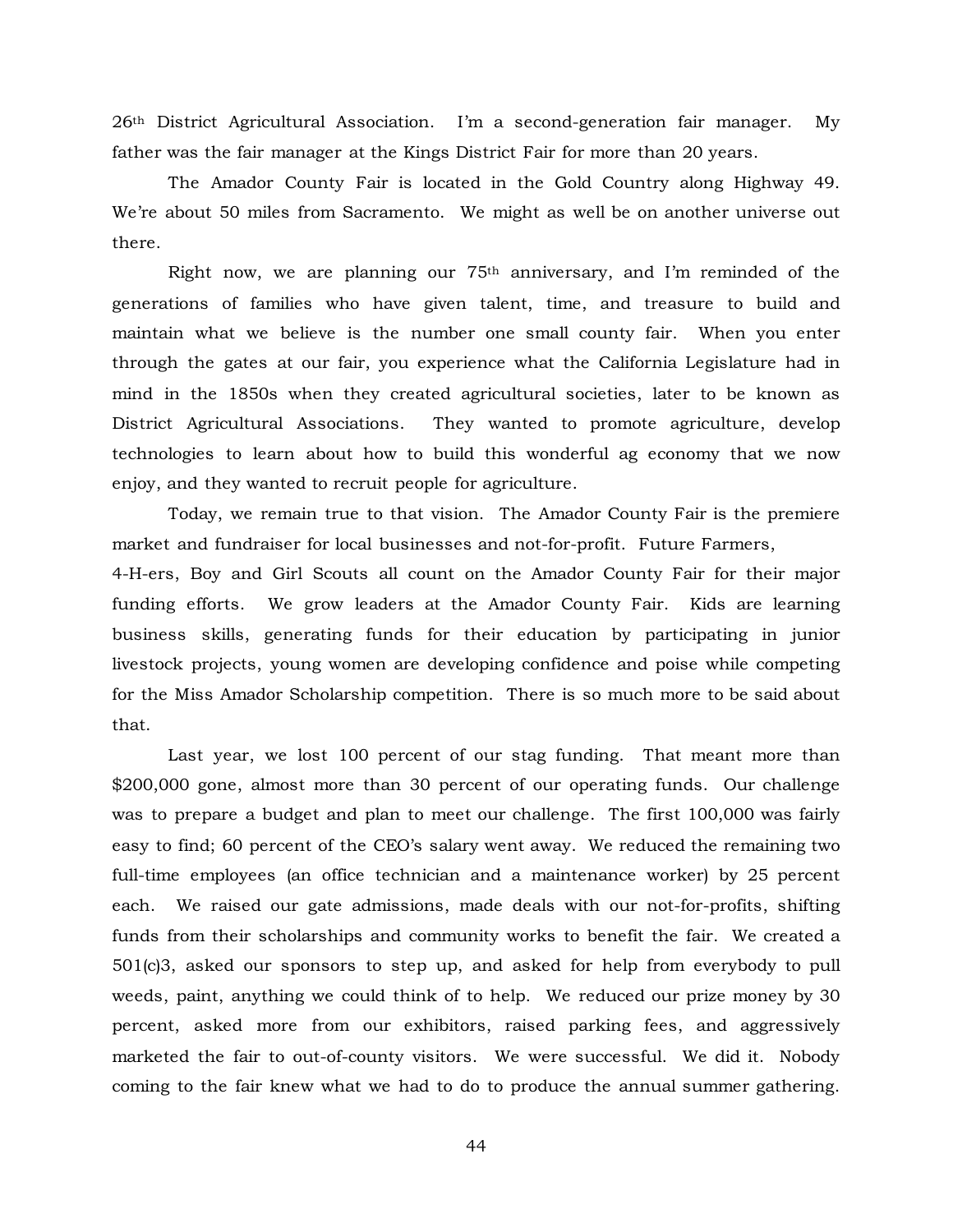26th District Agricultural Association. I'm a second-generation fair manager. My father was the fair manager at the Kings District Fair for more than 20 years.

The Amador County Fair is located in the Gold Country along Highway 49. We're about 50 miles from Sacramento. We might as well be on another universe out there.

Right now, we are planning our 75th anniversary, and I'm reminded of the generations of families who have given talent, time, and treasure to build and maintain what we believe is the number one small county fair. When you enter through the gates at our fair, you experience what the California Legislature had in mind in the 1850s when they created agricultural societies, later to be known as District Agricultural Associations. They wanted to promote agriculture, develop technologies to learn about how to build this wonderful ag economy that we now enjoy, and they wanted to recruit people for agriculture.

Today, we remain true to that vision. The Amador County Fair is the premiere market and fundraiser for local businesses and not-for-profit. Future Farmers, 4-H-ers, Boy and Girl Scouts all count on the Amador County Fair for their major funding efforts. We grow leaders at the Amador County Fair. Kids are learning business skills, generating funds for their education by participating in junior livestock projects, young women are developing confidence and poise while competing for the Miss Amador Scholarship competition. There is so much more to be said about that.

Last year, we lost 100 percent of our stag funding. That meant more than $200,000 gone, almost more than 30 percent of our operating funds. Our challenge was to prepare a budget and plan to meet our challenge. The first 100,000 was fairly easy to find; 60 percent of the CEO's salary went away. We reduced the remaining two full-time employees (an office technician and a maintenance worker) by 25 percent each. We raised our gate admissions, made deals with our not-for-profits, shifting funds from their scholarships and community works to benefit the fair. We created a 501(c)3, asked our sponsors to step up, and asked for help from everybody to pull weeds, paint, anything we could think of to help. We reduced our prize money by 30 percent, asked more from our exhibitors, raised parking fees, and aggressively marketed the fair to out-of-county visitors. We were successful. We did it. Nobody coming to the fair knew what we had to do to produce the annual summer gathering.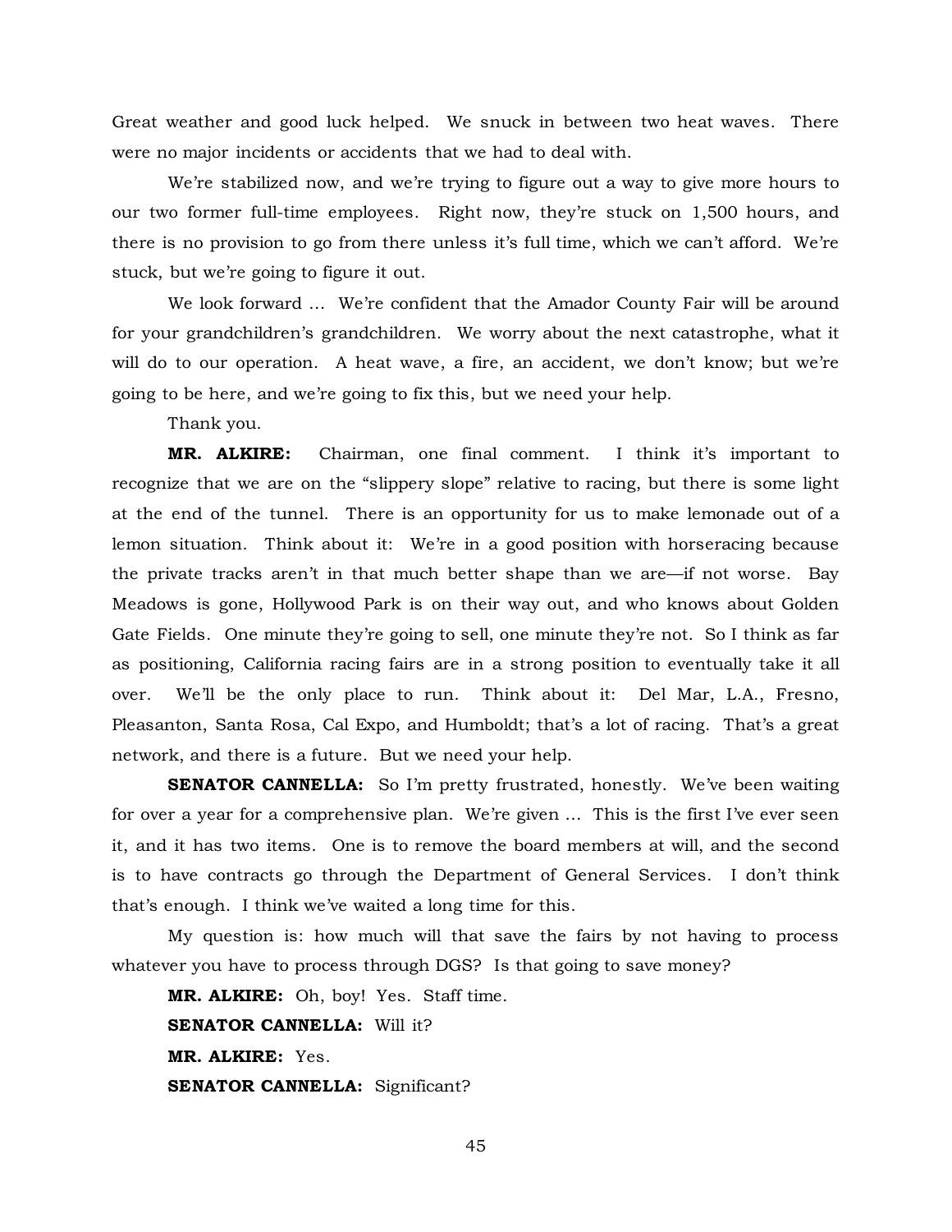Great weather and good luck helped. We snuck in between two heat waves. There were no major incidents or accidents that we had to deal with.

We're stabilized now, and we're trying to figure out a way to give more hours to our two former full-time employees. Right now, they're stuck on 1,500 hours, and there is no provision to go from there unless it's full time, which we can't afford. We're stuck, but we're going to figure it out.

We look forward ... We're confident that the Amador County Fair will be around for your grandchildren's grandchildren. We worry about the next catastrophe, what it will do to our operation. A heat wave, a fire, an accident, we don't know; but we're going to be here, and we're going to fix this, but we need your help.

Thank you.

**MR. ALKIRE:** Chairman, one final comment. I think it's important to recognize that we are on the "slippery slope" relative to racing, but there is some light at the end of the tunnel. There is an opportunity for us to make lemonade out of a lemon situation. Think about it: We're in a good position with horseracing because the private tracks aren't in that much better shape than we are—if not worse. Bay Meadows is gone, Hollywood Park is on their way out, and who knows about Golden Gate Fields. One minute they're going to sell, one minute they're not. So I think as far as positioning, California racing fairs are in a strong position to eventually take it all over. We'll be the only place to run. Think about it: Del Mar, L.A., Fresno, Pleasanton, Santa Rosa, Cal Expo, and Humboldt; that's a lot of racing. That's a great network, and there is a future. But we need your help.

**SENATOR CANNELLA:** So I'm pretty frustrated, honestly. We've been waiting for over a year for a comprehensive plan. We're given ... This is the first I've ever seen it, and it has two items. One is to remove the board members at will, and the second is to have contracts go through the Department of General Services. I don't think that's enough. I think we've waited a long time for this.

My question is: how much will that save the fairs by not having to process whatever you have to process through DGS? Is that going to save money?

**MR. ALKIRE:** Oh, boy! Yes. Staff time.

**SENATOR CANNELLA:** Will it?

**MR. ALKIRE:** Yes.

**SENATOR CANNELLA:** Significant?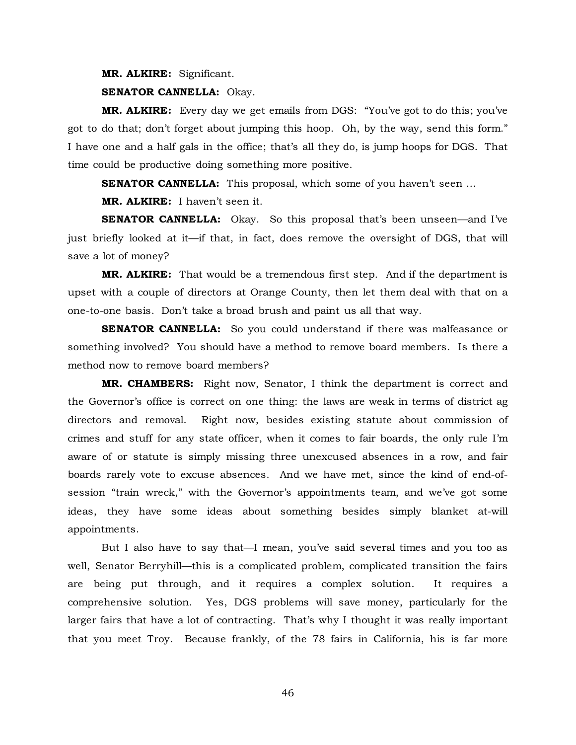**MR. ALKIRE:** Significant.

**SENATOR CANNELLA:** Okay.

**MR. ALKIRE:** Every day we get emails from DGS: "You've got to do this; you've got to do that; don't forget about jumping this hoop. Oh, by the way, send this form." I have one and a half gals in the office; that's all they do, is jump hoops for DGS. That time could be productive doing something more positive.

**SENATOR CANNELLA:** This proposal, which some of you haven't seen …

**MR. ALKIRE:** I haven't seen it.

**SENATOR CANNELLA:** Okay. So this proposal that's been unseen—and I've just briefly looked at it—if that, in fact, does remove the oversight of DGS, that will save a lot of money?

**MR. ALKIRE:** That would be a tremendous first step. And if the department is upset with a couple of directors at Orange County, then let them deal with that on a one-to-one basis. Don't take a broad brush and paint us all that way.

**SENATOR CANNELLA:** So you could understand if there was malfeasance or something involved? You should have a method to remove board members. Is there a method now to remove board members?

**MR. CHAMBERS:** Right now, Senator, I think the department is correct and the Governor's office is correct on one thing: the laws are weak in terms of district ag directors and removal. Right now, besides existing statute about commission of crimes and stuff for any state officer, when it comes to fair boards, the only rule I'm aware of or statute is simply missing three unexcused absences in a row, and fair boards rarely vote to excuse absences. And we have met, since the kind of end-of-session "train wreck," with the Governor's appointments team, and we've got some ideas, they have some ideas about something besides simply blanket at-will appointments.

But I also have to say that—I mean, you've said several times and you too as well, Senator Berryhill—this is a complicated problem, complicated transition the fairs are being put through, and it requires a complex solution. It requires a comprehensive solution. Yes, DGS problems will save money, particularly for the larger fairs that have a lot of contracting. That's why I thought it was really important that you meet Troy. Because frankly, of the 78 fairs in California, his is far more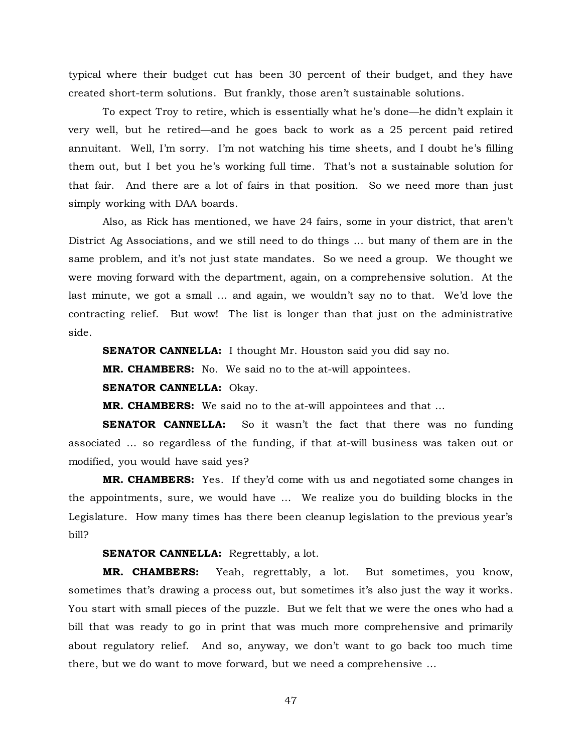typical where their budget cut has been 30 percent of their budget, and they have created short-term solutions. But frankly, those aren't sustainable solutions.

To expect Troy to retire, which is essentially what he's done—he didn't explain it very well, but he retired—and he goes back to work as a 25 percent paid retired annuitant. Well, I'm sorry. I'm not watching his time sheets, and I doubt he's filling them out, but I bet you he's working full time. That's not a sustainable solution for that fair. And there are a lot of fairs in that position. So we need more than just simply working with DAA boards.

Also, as Rick has mentioned, we have 24 fairs, some in your district, that aren't District Ag Associations, and we still need to do things … but many of them are in the same problem, and it's not just state mandates. So we need a group. We thought we were moving forward with the department, again, on a comprehensive solution. At the last minute, we got a small … and again, we wouldn't say no to that. We'd love the contracting relief. But wow! The list is longer than that just on the administrative side.

**SENATOR CANNELLA:** I thought Mr. Houston said you did say no.

**MR. CHAMBERS:** No. We said no to the at-will appointees.

**SENATOR CANNELLA:** Okay.

**MR. CHAMBERS:** We said no to the at-will appointees and that …

**SENATOR CANNELLA:** So it wasn't the fact that there was no funding associated … so regardless of the funding, if that at-will business was taken out or modified, you would have said yes?

**MR. CHAMBERS:** Yes. If they'd come with us and negotiated some changes in the appointments, sure, we would have … We realize you do building blocks in the Legislature. How many times has there been cleanup legislation to the previous year's bill?

**SENATOR CANNELLA:** Regrettably, a lot.

**MR. CHAMBERS:** Yeah, regrettably, a lot. But sometimes, you know, sometimes that's drawing a process out, but sometimes it's also just the way it works. You start with small pieces of the puzzle. But we felt that we were the ones who had a bill that was ready to go in print that was much more comprehensive and primarily about regulatory relief. And so, anyway, we don't want to go back too much time there, but we do want to move forward, but we need a comprehensive …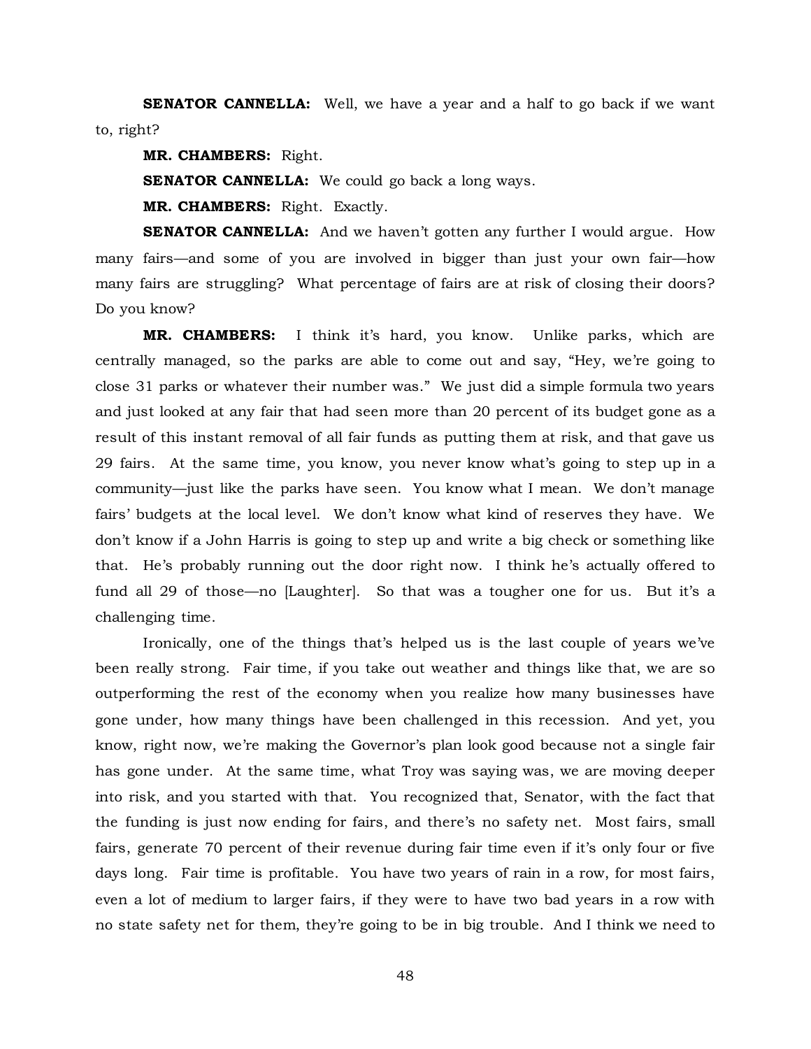**SENATOR CANNELLA:** Well, we have a year and a half to go back if we want to, right?

**MR. CHAMBERS:** Right.

**SENATOR CANNELLA:** We could go back a long ways.

**MR. CHAMBERS:** Right. Exactly.

**SENATOR CANNELLA:** And we haven't gotten any further I would argue. How many fairs—and some of you are involved in bigger than just your own fair—how many fairs are struggling? What percentage of fairs are at risk of closing their doors? Do you know?

**MR. CHAMBERS:** I think it's hard, you know. Unlike parks, which are centrally managed, so the parks are able to come out and say, "Hey, we're going to close 31 parks or whatever their number was." We just did a simple formula two years and just looked at any fair that had seen more than 20 percent of its budget gone as a result of this instant removal of all fair funds as putting them at risk, and that gave us 29 fairs. At the same time, you know, you never know what's going to step up in a community—just like the parks have seen. You know what I mean. We don't manage fairs' budgets at the local level. We don't know what kind of reserves they have. We don't know if a John Harris is going to step up and write a big check or something like that. He's probably running out the door right now. I think he's actually offered to fund all 29 of those—no [Laughter]. So that was a tougher one for us. But it's a challenging time.

Ironically, one of the things that's helped us is the last couple of years we've been really strong. Fair time, if you take out weather and things like that, we are so outperforming the rest of the economy when you realize how many businesses have gone under, how many things have been challenged in this recession. And yet, you know, right now, we're making the Governor's plan look good because not a single fair has gone under. At the same time, what Troy was saying was, we are moving deeper into risk, and you started with that. You recognized that, Senator, with the fact that the funding is just now ending for fairs, and there's no safety net. Most fairs, small fairs, generate 70 percent of their revenue during fair time even if it's only four or five days long. Fair time is profitable. You have two years of rain in a row, for most fairs, even a lot of medium to larger fairs, if they were to have two bad years in a row with no state safety net for them, they're going to be in big trouble. And I think we need to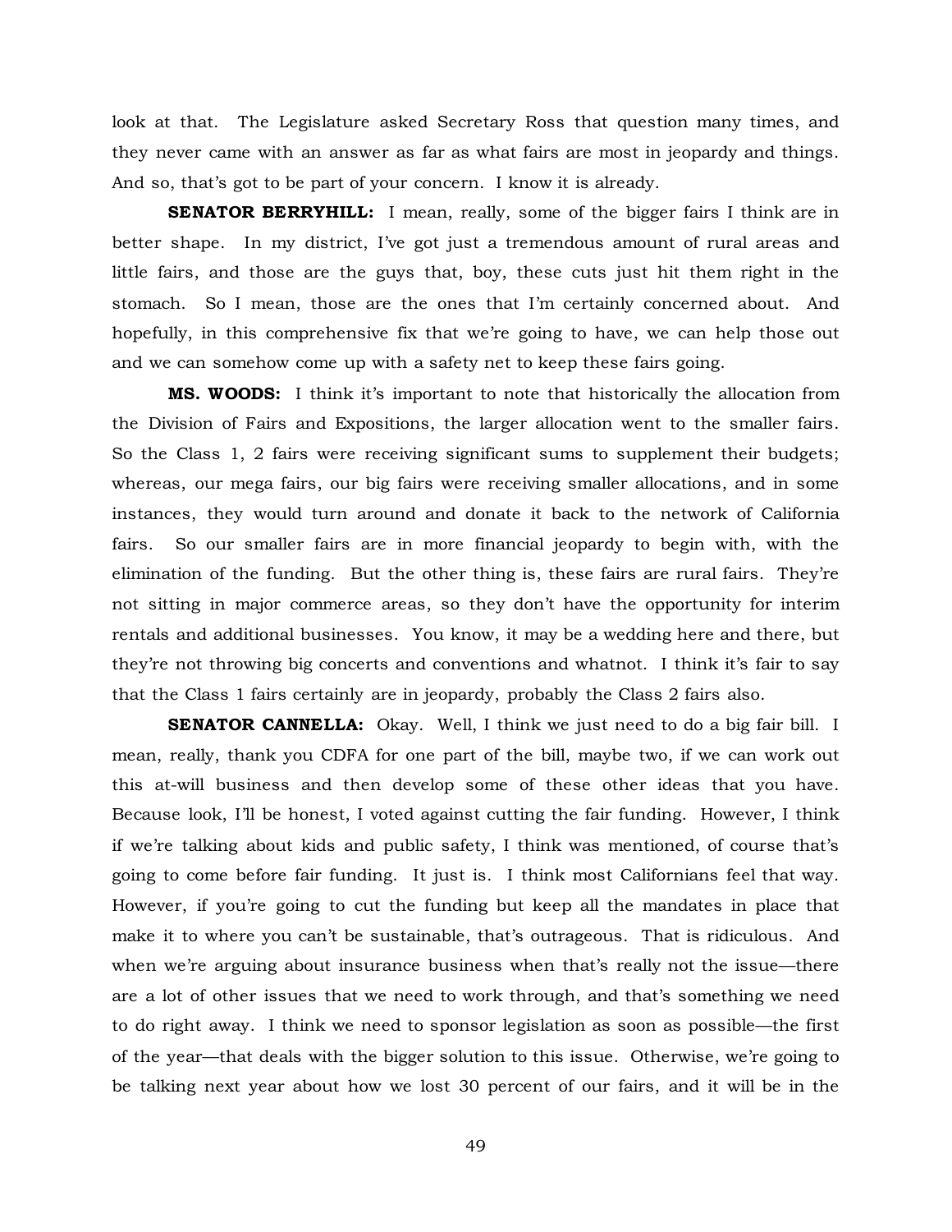look at that. The Legislature asked Secretary Ross that question many times, and they never came with an answer as far as what fairs are most in jeopardy and things. And so, that's got to be part of your concern. I know it is already.

**SENATOR BERRYHILL:** I mean, really, some of the bigger fairs I think are in better shape. In my district, I've got just a tremendous amount of rural areas and little fairs, and those are the guys that, boy, these cuts just hit them right in the stomach. So I mean, those are the ones that I'm certainly concerned about. And hopefully, in this comprehensive fix that we're going to have, we can help those out and we can somehow come up with a safety net to keep these fairs going.

**MS. WOODS:** I think it's important to note that historically the allocation from the Division of Fairs and Expositions, the larger allocation went to the smaller fairs. So the Class 1, 2 fairs were receiving significant sums to supplement their budgets; whereas, our mega fairs, our big fairs were receiving smaller allocations, and in some instances, they would turn around and donate it back to the network of California fairs. So our smaller fairs are in more financial jeopardy to begin with, with the elimination of the funding. But the other thing is, these fairs are rural fairs. They're not sitting in major commerce areas, so they don't have the opportunity for interim rentals and additional businesses. You know, it may be a wedding here and there, but they're not throwing big concerts and conventions and whatnot. I think it's fair to say that the Class 1 fairs certainly are in jeopardy, probably the Class 2 fairs also.

**SENATOR CANNELLA:** Okay. Well, I think we just need to do a big fair bill. I mean, really, thank you CDFA for one part of the bill, maybe two, if we can work out this at-will business and then develop some of these other ideas that you have. Because look, I'll be honest, I voted against cutting the fair funding. However, I think if we're talking about kids and public safety, I think was mentioned, of course that's going to come before fair funding. It just is. I think most Californians feel that way. However, if you're going to cut the funding but keep all the mandates in place that make it to where you can't be sustainable, that's outrageous. That is ridiculous. And when we're arguing about insurance business when that's really not the issue—there are a lot of other issues that we need to work through, and that's something we need to do right away. I think we need to sponsor legislation as soon as possible—the first of the year—that deals with the bigger solution to this issue. Otherwise, we're going to be talking next year about how we lost 30 percent of our fairs, and it will be in the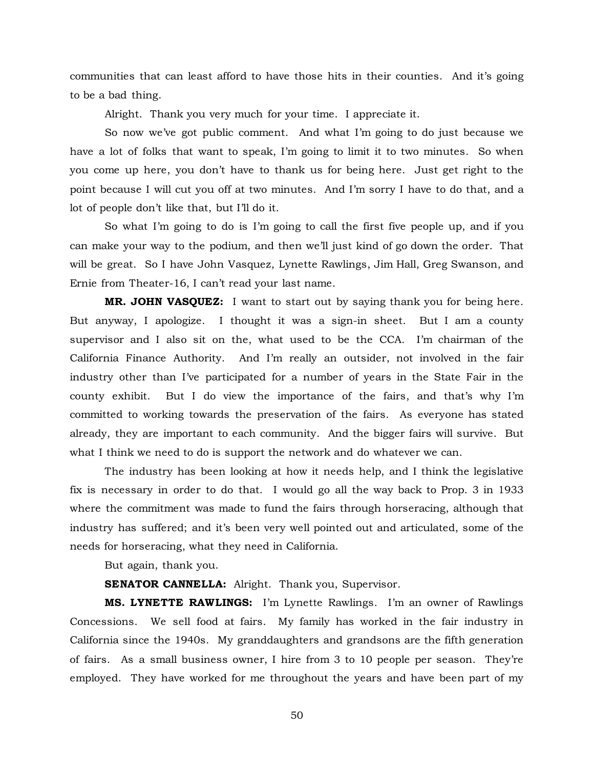communities that can least afford to have those hits in their counties. And it's going to be a bad thing.

Alright. Thank you very much for your time. I appreciate it.

So now we've got public comment. And what I'm going to do just because we have a lot of folks that want to speak, I'm going to limit it to two minutes. So when you come up here, you don't have to thank us for being here. Just get right to the point because I will cut you off at two minutes. And I'm sorry I have to do that, and a lot of people don't like that, but I'll do it.

So what I'm going to do is I'm going to call the first five people up, and if you can make your way to the podium, and then we'll just kind of go down the order. That will be great. So I have John Vasquez, Lynette Rawlings, Jim Hall, Greg Swanson, and Ernie from Theater-16, I can't read your last name.

**MR. JOHN VASQUEZ:** I want to start out by saying thank you for being here. But anyway, I apologize. I thought it was a sign-in sheet. But I am a county supervisor and I also sit on the, what used to be the CCA. I'm chairman of the California Finance Authority. And I'm really an outsider, not involved in the fair industry other than I've participated for a number of years in the State Fair in the county exhibit. But I do view the importance of the fairs, and that's why I'm committed to working towards the preservation of the fairs. As everyone has stated already, they are important to each community. And the bigger fairs will survive. But what I think we need to do is support the network and do whatever we can.

The industry has been looking at how it needs help, and I think the legislative fix is necessary in order to do that. I would go all the way back to Prop. 3 in 1933 where the commitment was made to fund the fairs through horseracing, although that industry has suffered; and it's been very well pointed out and articulated, some of the needs for horseracing, what they need in California.

But again, thank you.

**SENATOR CANNELLA:** Alright. Thank you, Supervisor.

**MS. LYNETTE RAWLINGS:** I'm Lynette Rawlings. I'm an owner of Rawlings Concessions. We sell food at fairs. My family has worked in the fair industry in California since the 1940s. My granddaughters and grandsons are the fifth generation of fairs. As a small business owner, I hire from 3 to 10 people per season. They're employed. They have worked for me throughout the years and have been part of my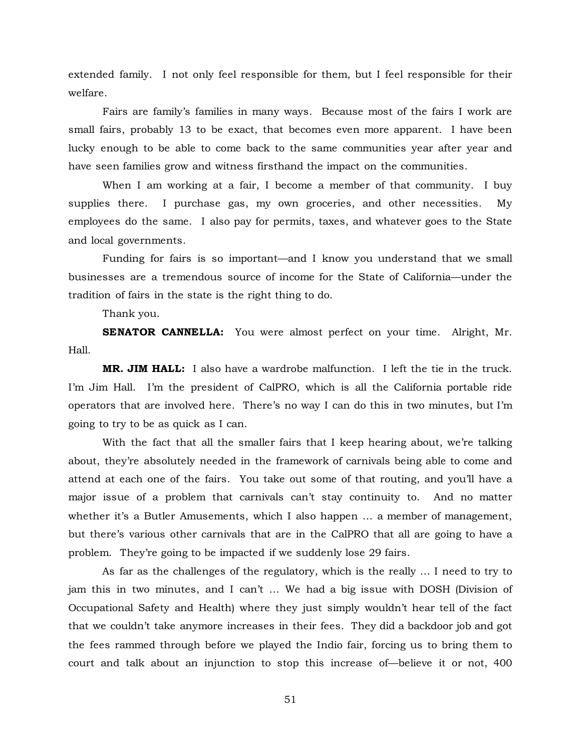extended family. I not only feel responsible for them, but I feel responsible for their welfare.

Fairs are family's families in many ways. Because most of the fairs I work are small fairs, probably 13 to be exact, that becomes even more apparent. I have been lucky enough to be able to come back to the same communities year after year and have seen families grow and witness firsthand the impact on the communities.

When I am working at a fair, I become a member of that community. I buy supplies there. I purchase gas, my own groceries, and other necessities. My employees do the same. I also pay for permits, taxes, and whatever goes to the State and local governments.

Funding for fairs is so important—and I know you understand that we small businesses are a tremendous source of income for the State of California—under the tradition of fairs in the state is the right thing to do.

Thank you.

**SENATOR CANNELLA:** You were almost perfect on your time. Alright, Mr. Hall.

**MR. JIM HALL:** I also have a wardrobe malfunction. I left the tie in the truck. I'm Jim Hall. I'm the president of CalPRO, which is all the California portable ride operators that are involved here. There's no way I can do this in two minutes, but I'm going to try to be as quick as I can.

With the fact that all the smaller fairs that I keep hearing about, we're talking about, they're absolutely needed in the framework of carnivals being able to come and attend at each one of the fairs. You take out some of that routing, and you'll have a major issue of a problem that carnivals can't stay continuity to. And no matter whether it's a Butler Amusements, which I also happen … a member of management, but there's various other carnivals that are in the CalPRO that all are going to have a problem. They're going to be impacted if we suddenly lose 29 fairs.

As far as the challenges of the regulatory, which is the really … I need to try to jam this in two minutes, and I can't … We had a big issue with DOSH (Division of Occupational Safety and Health) where they just simply wouldn't hear tell of the fact that we couldn't take anymore increases in their fees. They did a backdoor job and got the fees rammed through before we played the Indio fair, forcing us to bring them to court and talk about an injunction to stop this increase of—believe it or not, 400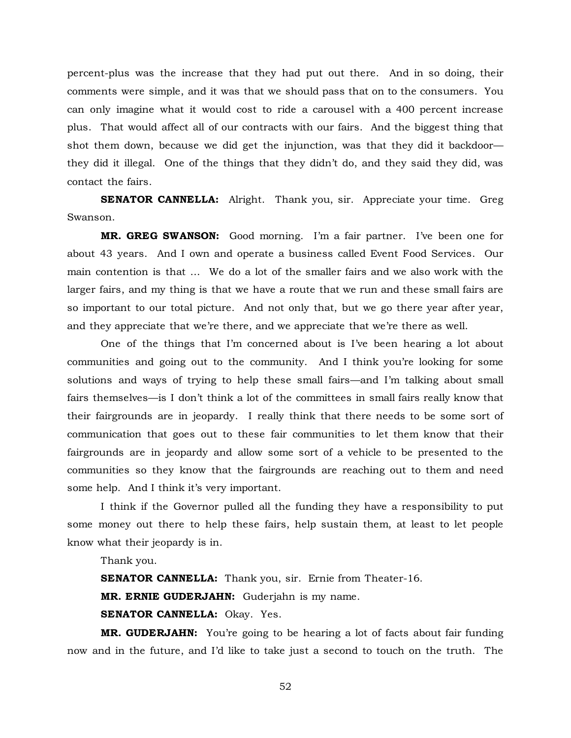percent-plus was the increase that they had put out there. And in so doing, their comments were simple, and it was that we should pass that on to the consumers. You can only imagine what it would cost to ride a carousel with a 400 percent increase plus. That would affect all of our contracts with our fairs. And the biggest thing that shot them down, because we did get the injunction, was that they did it backdoor—they did it illegal. One of the things that they didn't do, and they said they did, was contact the fairs.

**SENATOR CANNELLA:** Alright. Thank you, sir. Appreciate your time. Greg Swanson.

**MR. GREG SWANSON:** Good morning. I'm a fair partner. I've been one for about 43 years. And I own and operate a business called Event Food Services. Our main contention is that ... We do a lot of the smaller fairs and we also work with the larger fairs, and my thing is that we have a route that we run and these small fairs are so important to our total picture. And not only that, but we go there year after year, and they appreciate that we're there, and we appreciate that we're there as well.

One of the things that I'm concerned about is I've been hearing a lot about communities and going out to the community. And I think you're looking for some solutions and ways of trying to help these small fairs—and I'm talking about small fairs themselves—is I don't think a lot of the committees in small fairs really know that their fairgrounds are in jeopardy. I really think that there needs to be some sort of communication that goes out to these fair communities to let them know that their fairgrounds are in jeopardy and allow some sort of a vehicle to be presented to the communities so they know that the fairgrounds are reaching out to them and need some help. And I think it's very important.

I think if the Governor pulled all the funding they have a responsibility to put some money out there to help these fairs, help sustain them, at least to let people know what their jeopardy is in.

Thank you.

**SENATOR CANNELLA:** Thank you, sir. Ernie from Theater-16.

**MR. ERNIE GUDERJAHN:** Guderjahn is my name.

**SENATOR CANNELLA:** Okay. Yes.

**MR. GUDERJAHN:** You're going to be hearing a lot of facts about fair funding now and in the future, and I'd like to take just a second to touch on the truth. The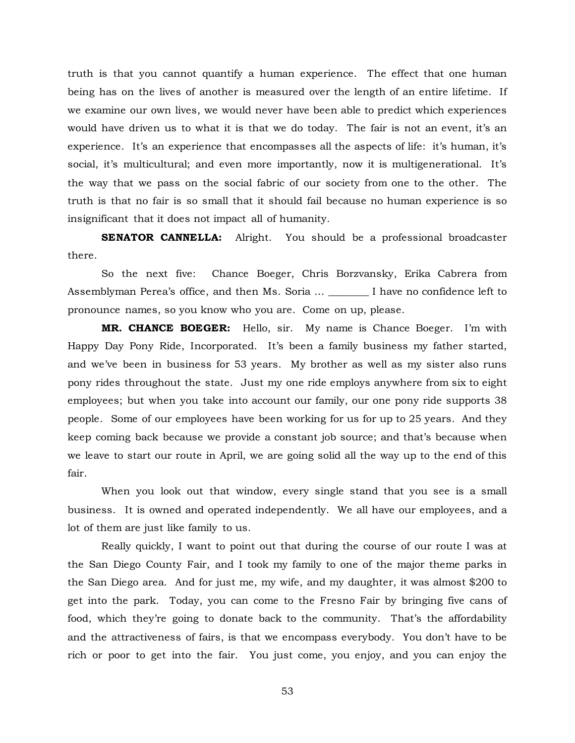truth is that you cannot quantify a human experience. The effect that one human being has on the lives of another is measured over the length of an entire lifetime. If we examine our own lives, we would never have been able to predict which experiences would have driven us to what it is that we do today. The fair is not an event, it's an experience. It's an experience that encompasses all the aspects of life: it's human, it's social, it's multicultural; and even more importantly, now it is multigenerational. It's the way that we pass on the social fabric of our society from one to the other. The truth is that no fair is so small that it should fail because no human experience is so insignificant that it does not impact all of humanity.

**SENATOR CANNELLA:** Alright. You should be a professional broadcaster there.

So the next five: Chance Boeger, Chris Borzvansky, Erika Cabrera from Assemblyman Perea's office, and then Ms. Soria ... ________ I have no confidence left to pronounce names, so you know who you are. Come on up, please.

**MR. CHANCE BOEGER:** Hello, sir. My name is Chance Boeger. I'm with Happy Day Pony Ride, Incorporated. It's been a family business my father started, and we've been in business for 53 years. My brother as well as my sister also runs pony rides throughout the state. Just my one ride employs anywhere from six to eight employees; but when you take into account our family, our one pony ride supports 38 people. Some of our employees have been working for us for up to 25 years. And they keep coming back because we provide a constant job source; and that's because when we leave to start our route in April, we are going solid all the way up to the end of this fair.

When you look out that window, every single stand that you see is a small business. It is owned and operated independently. We all have our employees, and a lot of them are just like family to us.

Really quickly, I want to point out that during the course of our route I was at the San Diego County Fair, and I took my family to one of the major theme parks in the San Diego area. And for just me, my wife, and my daughter, it was almost $200 to get into the park. Today, you can come to the Fresno Fair by bringing five cans of food, which they're going to donate back to the community. That's the affordability and the attractiveness of fairs, is that we encompass everybody. You don't have to be rich or poor to get into the fair. You just come, you enjoy, and you can enjoy the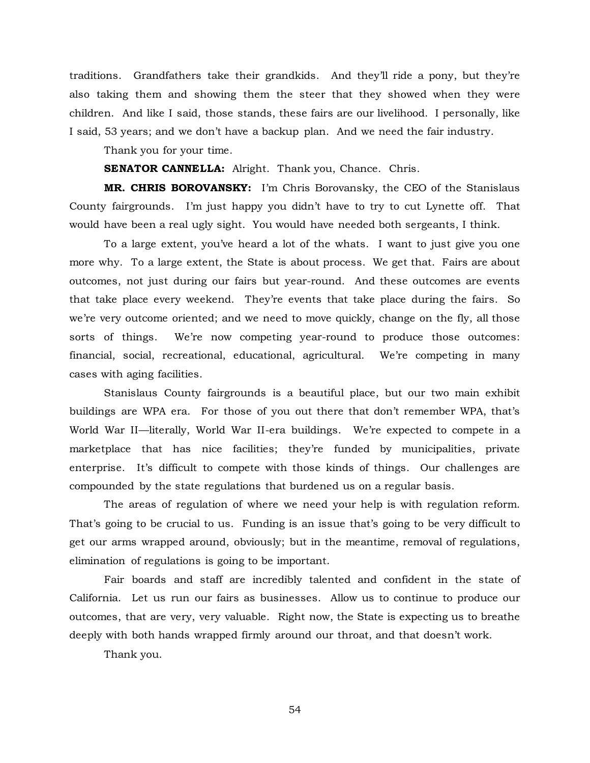traditions. Grandfathers take their grandkids. And they'll ride a pony, but they're also taking them and showing them the steer that they showed when they were children. And like I said, those stands, these fairs are our livelihood. I personally, like I said, 53 years; and we don't have a backup plan. And we need the fair industry.

Thank you for your time.

**SENATOR CANNELLA:** Alright. Thank you, Chance. Chris.

**MR. CHRIS BOROVANSKY:** I'm Chris Borovansky, the CEO of the Stanislaus County fairgrounds. I'm just happy you didn't have to try to cut Lynette off. That would have been a real ugly sight. You would have needed both sergeants, I think.

To a large extent, you've heard a lot of the whats. I want to just give you one more why. To a large extent, the State is about process. We get that. Fairs are about outcomes, not just during our fairs but year-round. And these outcomes are events that take place every weekend. They're events that take place during the fairs. So we're very outcome oriented; and we need to move quickly, change on the fly, all those sorts of things. We're now competing year-round to produce those outcomes: financial, social, recreational, educational, agricultural. We're competing in many cases with aging facilities.

Stanislaus County fairgrounds is a beautiful place, but our two main exhibit buildings are WPA era. For those of you out there that don't remember WPA, that's World War II—literally, World War II-era buildings. We're expected to compete in a marketplace that has nice facilities; they're funded by municipalities, private enterprise. It's difficult to compete with those kinds of things. Our challenges are compounded by the state regulations that burdened us on a regular basis.

The areas of regulation of where we need your help is with regulation reform. That's going to be crucial to us. Funding is an issue that's going to be very difficult to get our arms wrapped around, obviously; but in the meantime, removal of regulations, elimination of regulations is going to be important.

Fair boards and staff are incredibly talented and confident in the state of California. Let us run our fairs as businesses. Allow us to continue to produce our outcomes, that are very, very valuable. Right now, the State is expecting us to breathe deeply with both hands wrapped firmly around our throat, and that doesn't work.

Thank you.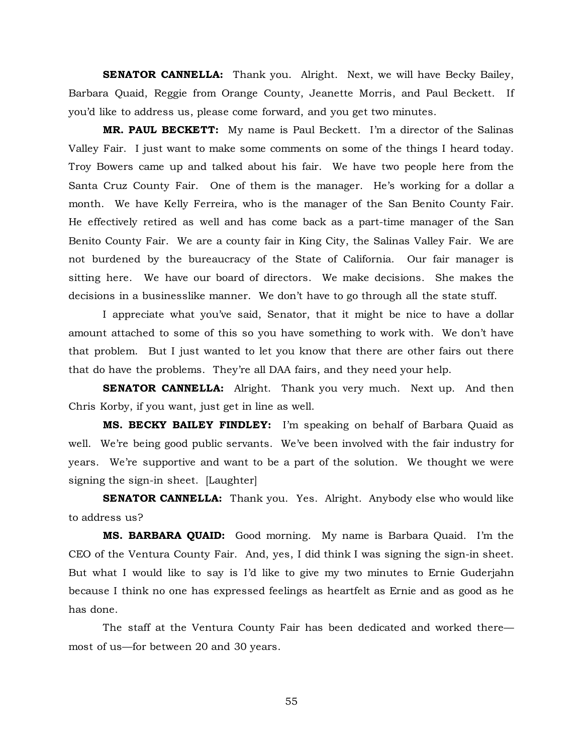**SENATOR CANNELLA:** Thank you. Alright. Next, we will have Becky Bailey, Barbara Quaid, Reggie from Orange County, Jeanette Morris, and Paul Beckett. If you'd like to address us, please come forward, and you get two minutes.

**MR. PAUL BECKETT:** My name is Paul Beckett. I'm a director of the Salinas Valley Fair. I just want to make some comments on some of the things I heard today. Troy Bowers came up and talked about his fair. We have two people here from the Santa Cruz County Fair. One of them is the manager. He's working for a dollar a month. We have Kelly Ferreira, who is the manager of the San Benito County Fair. He effectively retired as well and has come back as a part-time manager of the San Benito County Fair. We are a county fair in King City, the Salinas Valley Fair. We are not burdened by the bureaucracy of the State of California. Our fair manager is sitting here. We have our board of directors. We make decisions. She makes the decisions in a businesslike manner. We don't have to go through all the state stuff.

I appreciate what you've said, Senator, that it might be nice to have a dollar amount attached to some of this so you have something to work with. We don't have that problem. But I just wanted to let you know that there are other fairs out there that do have the problems. They're all DAA fairs, and they need your help.

**SENATOR CANNELLA:** Alright. Thank you very much. Next up. And then Chris Korby, if you want, just get in line as well.

**MS. BECKY BAILEY FINDLEY:** I'm speaking on behalf of Barbara Quaid as well. We're being good public servants. We've been involved with the fair industry for years. We're supportive and want to be a part of the solution. We thought we were signing the sign-in sheet. [Laughter]

**SENATOR CANNELLA:** Thank you. Yes. Alright. Anybody else who would like to address us?

**MS. BARBARA QUAID:** Good morning. My name is Barbara Quaid. I'm the CEO of the Ventura County Fair. And, yes, I did think I was signing the sign-in sheet. But what I would like to say is I'd like to give my two minutes to Ernie Guderjahn because I think no one has expressed feelings as heartfelt as Ernie and as good as he has done.

The staff at the Ventura County Fair has been dedicated and worked there—most of us—for between 20 and 30 years.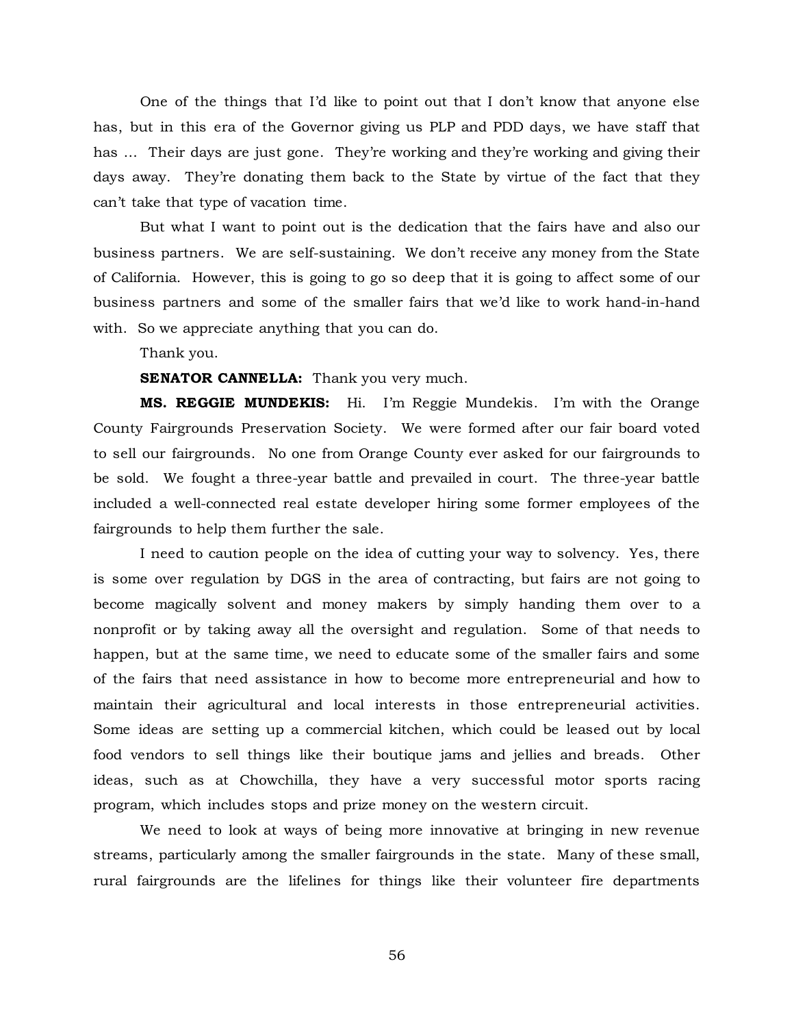One of the things that I'd like to point out that I don't know that anyone else has, but in this era of the Governor giving us PLP and PDD days, we have staff that has … Their days are just gone. They're working and they're working and giving their days away. They're donating them back to the State by virtue of the fact that they can't take that type of vacation time.

But what I want to point out is the dedication that the fairs have and also our business partners. We are self-sustaining. We don't receive any money from the State of California. However, this is going to go so deep that it is going to affect some of our business partners and some of the smaller fairs that we'd like to work hand-in-hand with. So we appreciate anything that you can do.

Thank you.

**SENATOR CANNELLA:** Thank you very much.

**MS. REGGIE MUNDEKIS:** Hi. I'm Reggie Mundekis. I'm with the Orange County Fairgrounds Preservation Society. We were formed after our fair board voted to sell our fairgrounds. No one from Orange County ever asked for our fairgrounds to be sold. We fought a three-year battle and prevailed in court. The three-year battle included a well-connected real estate developer hiring some former employees of the fairgrounds to help them further the sale.

I need to caution people on the idea of cutting your way to solvency. Yes, there is some over regulation by DGS in the area of contracting, but fairs are not going to become magically solvent and money makers by simply handing them over to a nonprofit or by taking away all the oversight and regulation. Some of that needs to happen, but at the same time, we need to educate some of the smaller fairs and some of the fairs that need assistance in how to become more entrepreneurial and how to maintain their agricultural and local interests in those entrepreneurial activities. Some ideas are setting up a commercial kitchen, which could be leased out by local food vendors to sell things like their boutique jams and jellies and breads. Other ideas, such as at Chowchilla, they have a very successful motor sports racing program, which includes stops and prize money on the western circuit.

We need to look at ways of being more innovative at bringing in new revenue streams, particularly among the smaller fairgrounds in the state. Many of these small, rural fairgrounds are the lifelines for things like their volunteer fire departments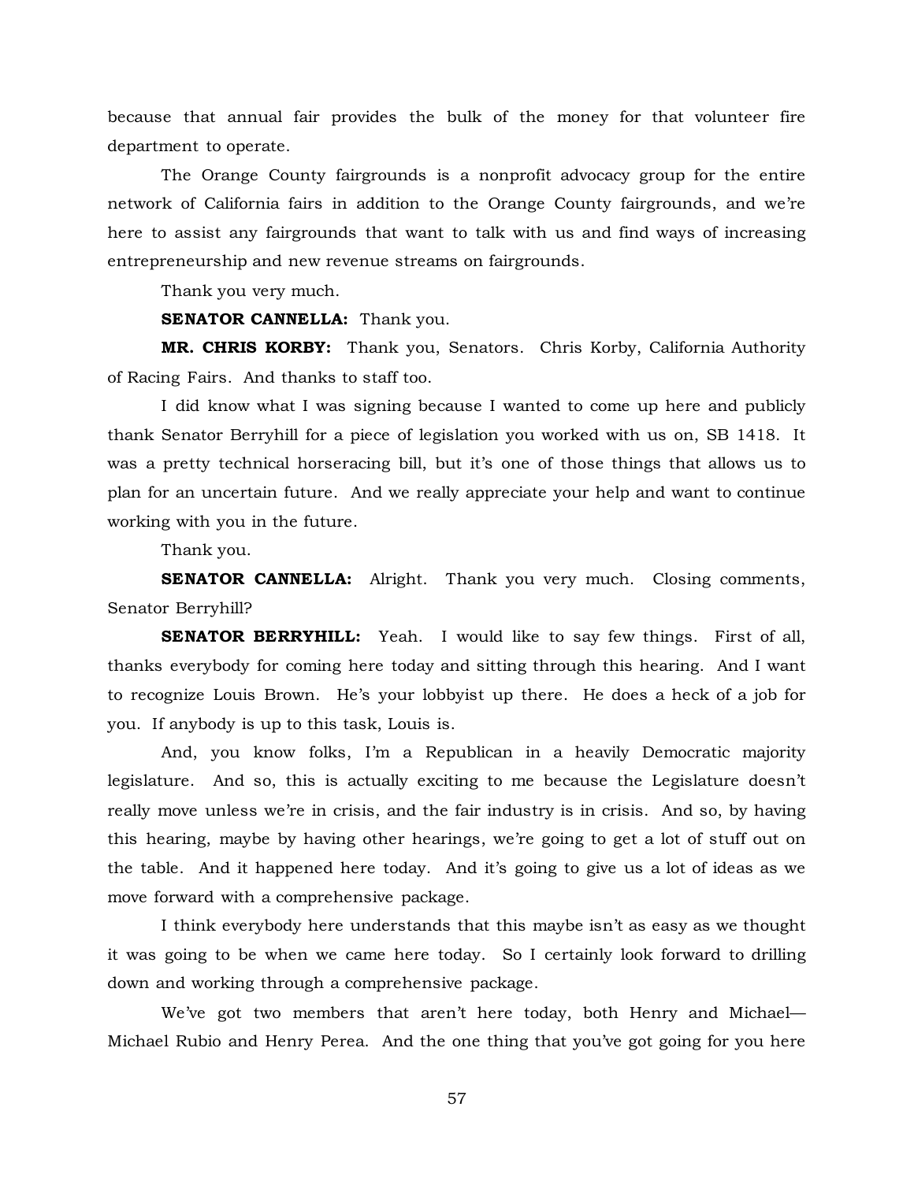because that annual fair provides the bulk of the money for that volunteer fire department to operate.

The Orange County fairgrounds is a nonprofit advocacy group for the entire network of California fairs in addition to the Orange County fairgrounds, and we're here to assist any fairgrounds that want to talk with us and find ways of increasing entrepreneurship and new revenue streams on fairgrounds.

Thank you very much.

**SENATOR CANNELLA:** Thank you.

**MR. CHRIS KORBY:** Thank you, Senators. Chris Korby, California Authority of Racing Fairs. And thanks to staff too.

I did know what I was signing because I wanted to come up here and publicly thank Senator Berryhill for a piece of legislation you worked with us on, SB 1418. It was a pretty technical horseracing bill, but it's one of those things that allows us to plan for an uncertain future. And we really appreciate your help and want to continue working with you in the future.

Thank you.

**SENATOR CANNELLA:** Alright. Thank you very much. Closing comments, Senator Berryhill?

**SENATOR BERRYHILL:** Yeah. I would like to say few things. First of all, thanks everybody for coming here today and sitting through this hearing. And I want to recognize Louis Brown. He's your lobbyist up there. He does a heck of a job for you. If anybody is up to this task, Louis is.

And, you know folks, I'm a Republican in a heavily Democratic majority legislature. And so, this is actually exciting to me because the Legislature doesn't really move unless we're in crisis, and the fair industry is in crisis. And so, by having this hearing, maybe by having other hearings, we're going to get a lot of stuff out on the table. And it happened here today. And it's going to give us a lot of ideas as we move forward with a comprehensive package.

I think everybody here understands that this maybe isn't as easy as we thought it was going to be when we came here today. So I certainly look forward to drilling down and working through a comprehensive package.

We've got two members that aren't here today, both Henry and Michael—Michael Rubio and Henry Perea. And the one thing that you've got going for you here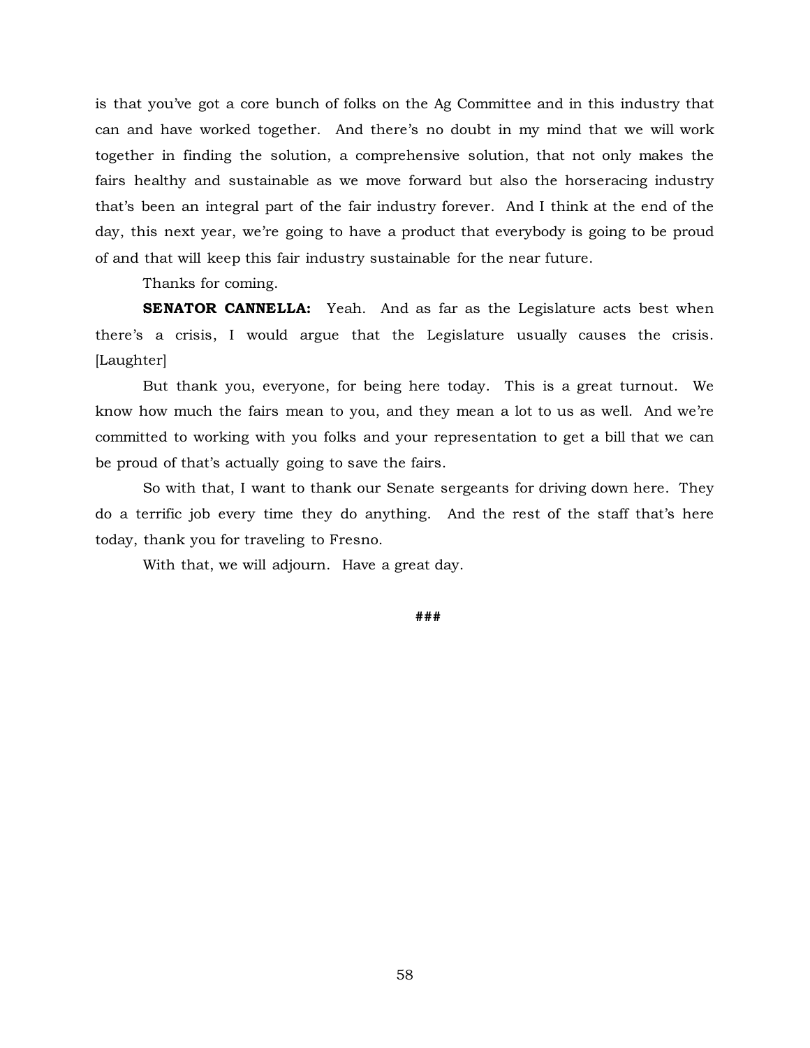is that you've got a core bunch of folks on the Ag Committee and in this industry that can and have worked together. And there's no doubt in my mind that we will work together in finding the solution, a comprehensive solution, that not only makes the fairs healthy and sustainable as we move forward but also the horseracing industry that's been an integral part of the fair industry forever. And I think at the end of the day, this next year, we're going to have a product that everybody is going to be proud of and that will keep this fair industry sustainable for the near future.

Thanks for coming.

**SENATOR CANNELLA:** Yeah. And as far as the Legislature acts best when there's a crisis, I would argue that the Legislature usually causes the crisis. [Laughter]

But thank you, everyone, for being here today. This is a great turnout. We know how much the fairs mean to you, and they mean a lot to us as well. And we're committed to working with you folks and your representation to get a bill that we can be proud of that's actually going to save the fairs.

So with that, I want to thank our Senate sergeants for driving down here. They do a terrific job every time they do anything. And the rest of the staff that's here today, thank you for traveling to Fresno.

With that, we will adjourn. Have a great day.

**###**